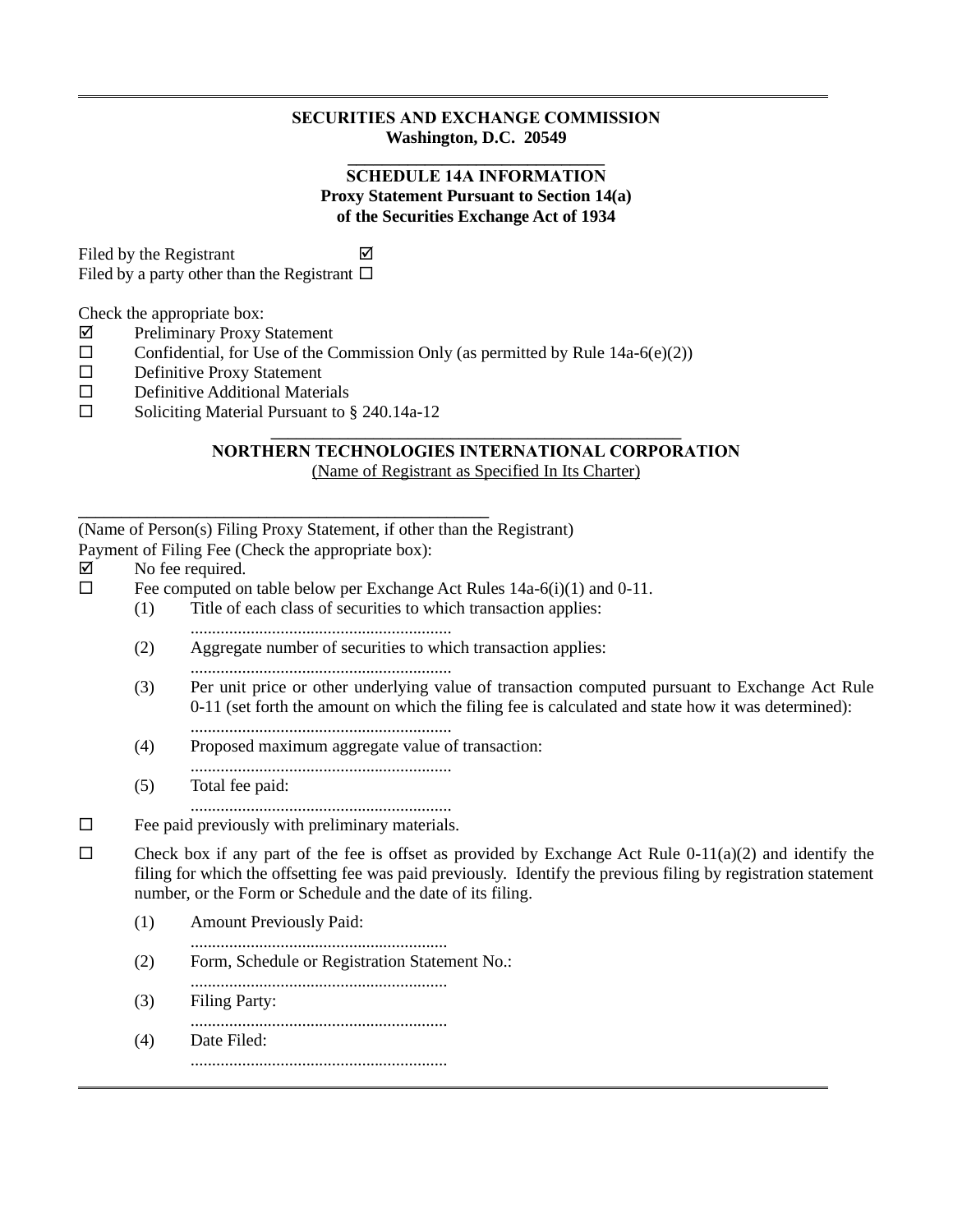**SECURITIES AND EXCHANGE COMMISSION**
**Washington, D.C. 20549**

---

**SCHEDULE 14A INFORMATION**
**Proxy Statement Pursuant to Section 14(a)**
**of the Securities Exchange Act of 1934**

Filed by the Registrant ☑
Filed by a party other than the Registrant ☐

Check the appropriate box:

☑ Preliminary Proxy Statement
☐ Confidential, for Use of the Commission Only (as permitted by Rule 14a-6(e)(2))
☐ Definitive Proxy Statement
☐ Definitive Additional Materials
☐ Soliciting Material Pursuant to § 240.14a-12

---

**NORTHERN TECHNOLOGIES INTERNATIONAL CORPORATION**
(Name of Registrant as Specified In Its Charter)

---

(Name of Person(s) Filing Proxy Statement, if other than the Registrant)

Payment of Filing Fee (Check the appropriate box):

☑ No fee required.
☐ Fee computed on table below per Exchange Act Rules 14a-6(i)(1) and 0-11.

(1) Title of each class of securities to which transaction applies:
............................................................

(2) Aggregate number of securities to which transaction applies:
............................................................

(3) Per unit price or other underlying value of transaction computed pursuant to Exchange Act Rule 0-11 (set forth the amount on which the filing fee is calculated and state how it was determined):
............................................................

(4) Proposed maximum aggregate value of transaction:
............................................................

(5) Total fee paid:
............................................................

☐ Fee paid previously with preliminary materials.

☐ Check box if any part of the fee is offset as provided by Exchange Act Rule 0-11(a)(2) and identify the filing for which the offsetting fee was paid previously. Identify the previous filing by registration statement number, or the Form or Schedule and the date of its filing.

(1) Amount Previously Paid:
............................................................

(2) Form, Schedule or Registration Statement No.:
............................................................

(3) Filing Party:
............................................................

(4) Date Filed:
............................................................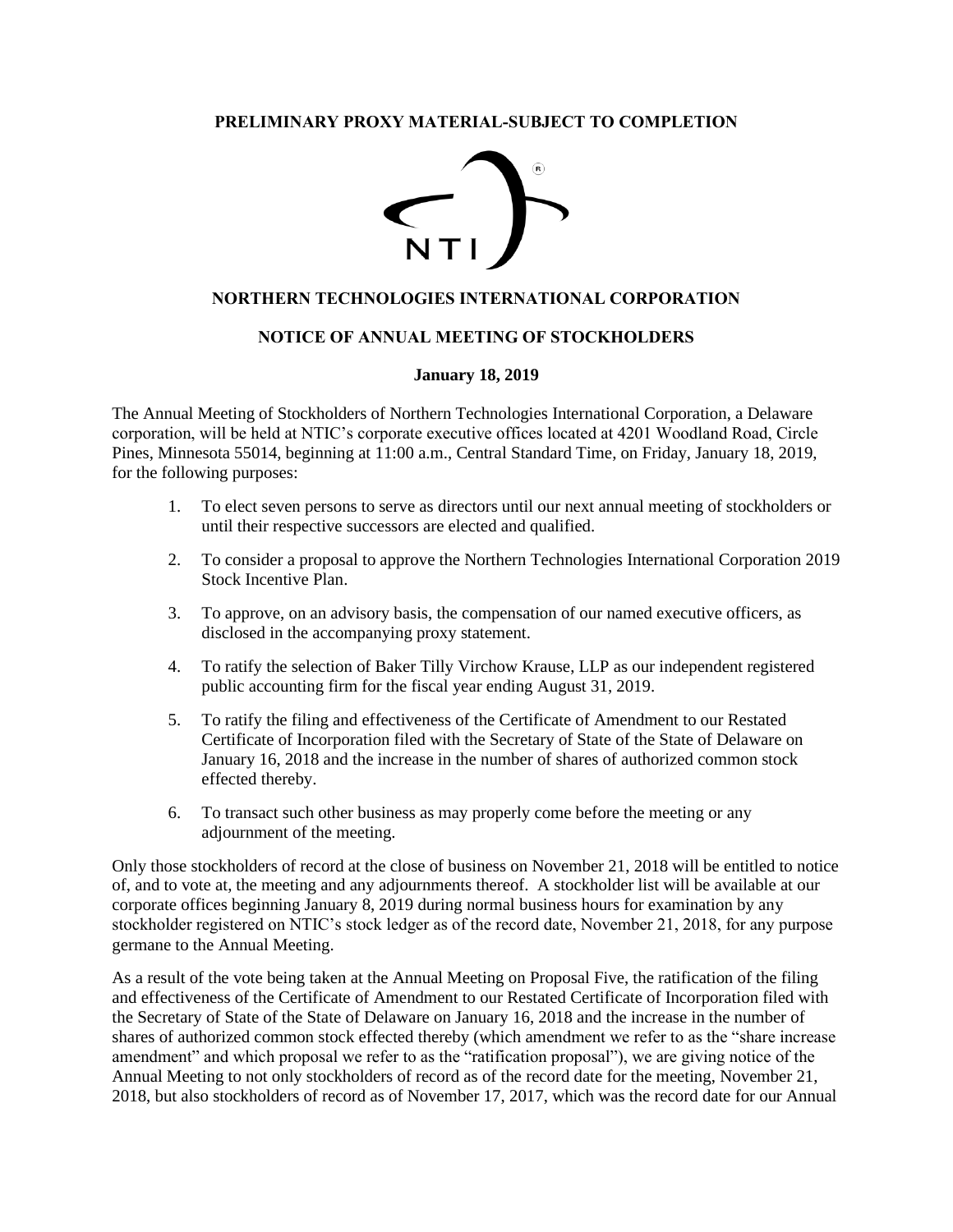**PRELIMINARY PROXY MATERIAL-SUBJECT TO COMPLETION**

# NORTHERN TECHNOLOGIES INTERNATIONAL CORPORATION

## NOTICE OF ANNUAL MEETING OF STOCKHOLDERS

**January 18, 2019**

The Annual Meeting of Stockholders of Northern Technologies International Corporation, a Delaware corporation, will be held at NTIC's corporate executive offices located at 4201 Woodland Road, Circle Pines, Minnesota 55014, beginning at 11:00 a.m., Central Standard Time, on Friday, January 18, 2019, for the following purposes:

1. To elect seven persons to serve as directors until our next annual meeting of stockholders or until their respective successors are elected and qualified.
2. To consider a proposal to approve the Northern Technologies International Corporation 2019 Stock Incentive Plan.
3. To approve, on an advisory basis, the compensation of our named executive officers, as disclosed in the accompanying proxy statement.
4. To ratify the selection of Baker Tilly Virchow Krause, LLP as our independent registered public accounting firm for the fiscal year ending August 31, 2019.
5. To ratify the filing and effectiveness of the Certificate of Amendment to our Restated Certificate of Incorporation filed with the Secretary of State of the State of Delaware on January 16, 2018 and the increase in the number of shares of authorized common stock effected thereby.
6. To transact such other business as may properly come before the meeting or any adjournment of the meeting.

Only those stockholders of record at the close of business on November 21, 2018 will be entitled to notice of, and to vote at, the meeting and any adjournments thereof. A stockholder list will be available at our corporate offices beginning January 8, 2019 during normal business hours for examination by any stockholder registered on NTIC's stock ledger as of the record date, November 21, 2018, for any purpose germane to the Annual Meeting.

As a result of the vote being taken at the Annual Meeting on Proposal Five, the ratification of the filing and effectiveness of the Certificate of Amendment to our Restated Certificate of Incorporation filed with the Secretary of State of the State of Delaware on January 16, 2018 and the increase in the number of shares of authorized common stock effected thereby (which amendment we refer to as the "share increase amendment" and which proposal we refer to as the "ratification proposal"), we are giving notice of the Annual Meeting to not only stockholders of record as of the record date for the meeting, November 21, 2018, but also stockholders of record as of November 17, 2017, which was the record date for our Annual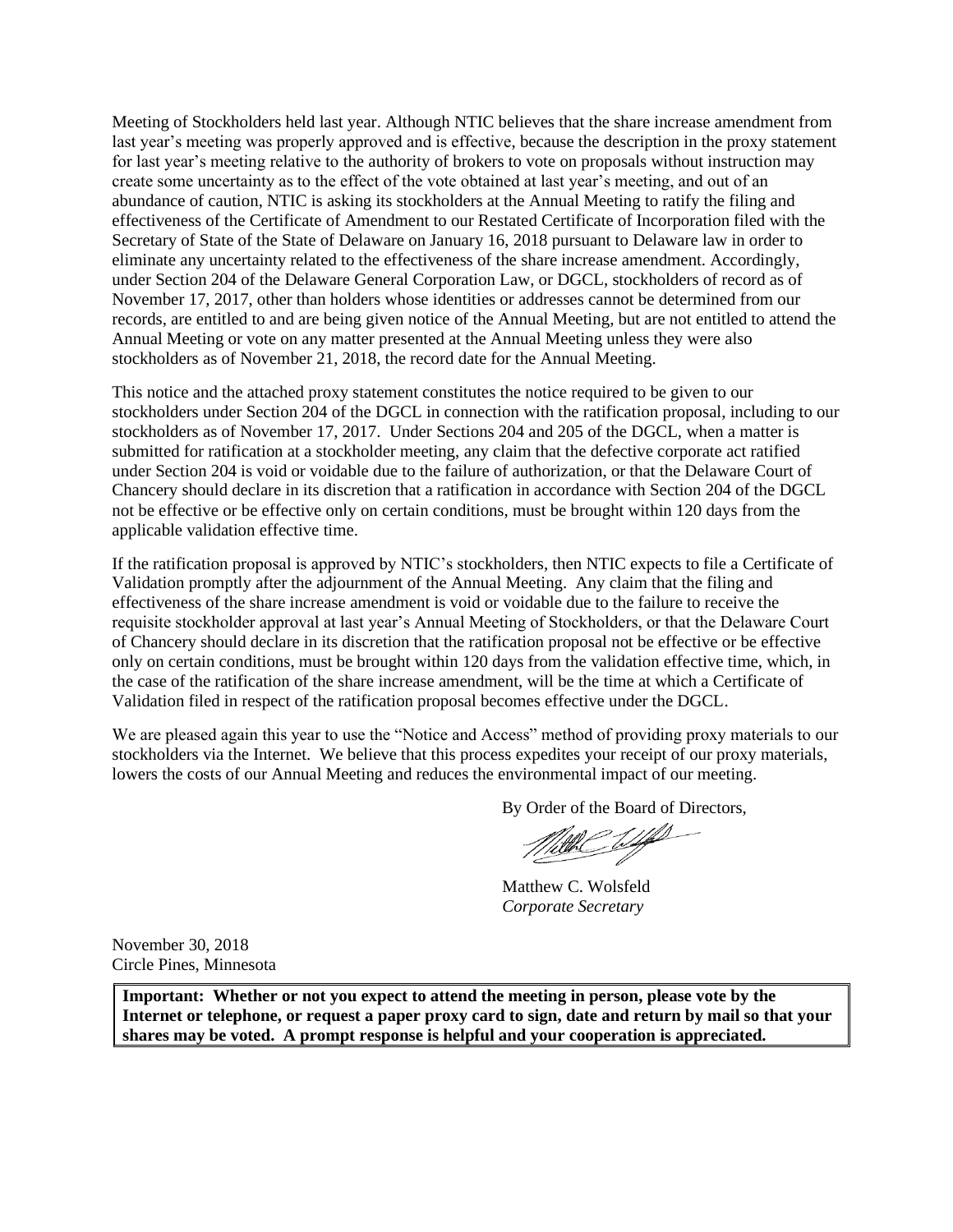Meeting of Stockholders held last year. Although NTIC believes that the share increase amendment from last year's meeting was properly approved and is effective, because the description in the proxy statement for last year's meeting relative to the authority of brokers to vote on proposals without instruction may create some uncertainty as to the effect of the vote obtained at last year's meeting, and out of an abundance of caution, NTIC is asking its stockholders at the Annual Meeting to ratify the filing and effectiveness of the Certificate of Amendment to our Restated Certificate of Incorporation filed with the Secretary of State of the State of Delaware on January 16, 2018 pursuant to Delaware law in order to eliminate any uncertainty related to the effectiveness of the share increase amendment. Accordingly, under Section 204 of the Delaware General Corporation Law, or DGCL, stockholders of record as of November 17, 2017, other than holders whose identities or addresses cannot be determined from our records, are entitled to and are being given notice of the Annual Meeting, but are not entitled to attend the Annual Meeting or vote on any matter presented at the Annual Meeting unless they were also stockholders as of November 21, 2018, the record date for the Annual Meeting.

This notice and the attached proxy statement constitutes the notice required to be given to our stockholders under Section 204 of the DGCL in connection with the ratification proposal, including to our stockholders as of November 17, 2017. Under Sections 204 and 205 of the DGCL, when a matter is submitted for ratification at a stockholder meeting, any claim that the defective corporate act ratified under Section 204 is void or voidable due to the failure of authorization, or that the Delaware Court of Chancery should declare in its discretion that a ratification in accordance with Section 204 of the DGCL not be effective or be effective only on certain conditions, must be brought within 120 days from the applicable validation effective time.

If the ratification proposal is approved by NTIC's stockholders, then NTIC expects to file a Certificate of Validation promptly after the adjournment of the Annual Meeting. Any claim that the filing and effectiveness of the share increase amendment is void or voidable due to the failure to receive the requisite stockholder approval at last year's Annual Meeting of Stockholders, or that the Delaware Court of Chancery should declare in its discretion that the ratification proposal not be effective or be effective only on certain conditions, must be brought within 120 days from the validation effective time, which, in the case of the ratification of the share increase amendment, will be the time at which a Certificate of Validation filed in respect of the ratification proposal becomes effective under the DGCL.

We are pleased again this year to use the "Notice and Access" method of providing proxy materials to our stockholders via the Internet. We believe that this process expedites your receipt of our proxy materials, lowers the costs of our Annual Meeting and reduces the environmental impact of our meeting.

By Order of the Board of Directors,

Matthew C. Wolsfeld
*Corporate Secretary*

November 30, 2018
Circle Pines, Minnesota

**Important: Whether or not you expect to attend the meeting in person, please vote by the Internet or telephone, or request a paper proxy card to sign, date and return by mail so that your shares may be voted. A prompt response is helpful and your cooperation is appreciated.**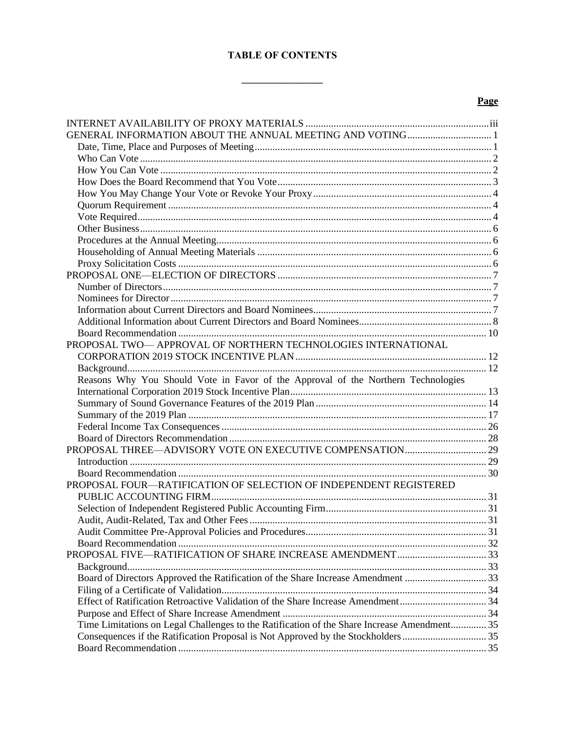# TABLE OF CONTENTS

| | Page |
|---|---|
| INTERNET AVAILABILITY OF PROXY MATERIALS | iii |
| GENERAL INFORMATION ABOUT THE ANNUAL MEETING AND VOTING | 1 |
| Date, Time, Place and Purposes of Meeting | 1 |
| Who Can Vote | 2 |
| How You Can Vote | 2 |
| How Does the Board Recommend that You Vote | 3 |
| How You May Change Your Vote or Revoke Your Proxy | 4 |
| Quorum Requirement | 4 |
| Vote Required | 4 |
| Other Business | 6 |
| Procedures at the Annual Meeting | 6 |
| Householding of Annual Meeting Materials | 6 |
| Proxy Solicitation Costs | 6 |
| PROPOSAL ONE—ELECTION OF DIRECTORS | 7 |
| Number of Directors | 7 |
| Nominees for Director | 7 |
| Information about Current Directors and Board Nominees | 7 |
| Additional Information about Current Directors and Board Nominees | 8 |
| Board Recommendation | 10 |
| PROPOSAL TWO— APPROVAL OF NORTHERN TECHNOLOGIES INTERNATIONAL CORPORATION 2019 STOCK INCENTIVE PLAN | 12 |
| Background | 12 |
| Reasons Why You Should Vote in Favor of the Approval of the Northern Technologies International Corporation 2019 Stock Incentive Plan | 13 |
| Summary of Sound Governance Features of the 2019 Plan | 14 |
| Summary of the 2019 Plan | 17 |
| Federal Income Tax Consequences | 26 |
| Board of Directors Recommendation | 28 |
| PROPOSAL THREE—ADVISORY VOTE ON EXECUTIVE COMPENSATION | 29 |
| Introduction | 29 |
| Board Recommendation | 30 |
| PROPOSAL FOUR—RATIFICATION OF SELECTION OF INDEPENDENT REGISTERED PUBLIC ACCOUNTING FIRM | 31 |
| Selection of Independent Registered Public Accounting Firm | 31 |
| Audit, Audit-Related, Tax and Other Fees | 31 |
| Audit Committee Pre-Approval Policies and Procedures | 31 |
| Board Recommendation | 32 |
| PROPOSAL FIVE—RATIFICATION OF SHARE INCREASE AMENDMENT | 33 |
| Background | 33 |
| Board of Directors Approved the Ratification of the Share Increase Amendment | 33 |
| Filing of a Certificate of Validation | 34 |
| Effect of Ratification Retroactive Validation of the Share Increase Amendment | 34 |
| Purpose and Effect of Share Increase Amendment | 34 |
| Time Limitations on Legal Challenges to the Ratification of the Share Increase Amendment | 35 |
| Consequences if the Ratification Proposal is Not Approved by the Stockholders | 35 |
| Board Recommendation | 35 |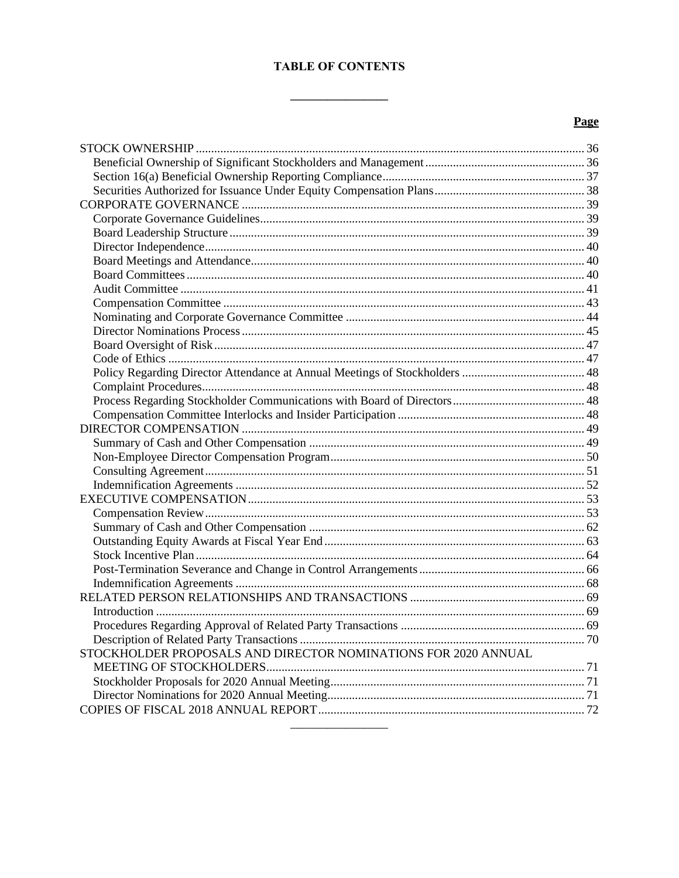**TABLE OF CONTENTS**

| | Page |
|---|---|
| STOCK OWNERSHIP | 36 |
| Beneficial Ownership of Significant Stockholders and Management | 36 |
| Section 16(a) Beneficial Ownership Reporting Compliance | 37 |
| Securities Authorized for Issuance Under Equity Compensation Plans | 38 |
| CORPORATE GOVERNANCE | 39 |
| Corporate Governance Guidelines | 39 |
| Board Leadership Structure | 39 |
| Director Independence | 40 |
| Board Meetings and Attendance | 40 |
| Board Committees | 40 |
| Audit Committee | 41 |
| Compensation Committee | 43 |
| Nominating and Corporate Governance Committee | 44 |
| Director Nominations Process | 45 |
| Board Oversight of Risk | 47 |
| Code of Ethics | 47 |
| Policy Regarding Director Attendance at Annual Meetings of Stockholders | 48 |
| Complaint Procedures | 48 |
| Process Regarding Stockholder Communications with Board of Directors | 48 |
| Compensation Committee Interlocks and Insider Participation | 48 |
| DIRECTOR COMPENSATION | 49 |
| Summary of Cash and Other Compensation | 49 |
| Non-Employee Director Compensation Program | 50 |
| Consulting Agreement | 51 |
| Indemnification Agreements | 52 |
| EXECUTIVE COMPENSATION | 53 |
| Compensation Review | 53 |
| Summary of Cash and Other Compensation | 62 |
| Outstanding Equity Awards at Fiscal Year End | 63 |
| Stock Incentive Plan | 64 |
| Post-Termination Severance and Change in Control Arrangements | 66 |
| Indemnification Agreements | 68 |
| RELATED PERSON RELATIONSHIPS AND TRANSACTIONS | 69 |
| Introduction | 69 |
| Procedures Regarding Approval of Related Party Transactions | 69 |
| Description of Related Party Transactions | 70 |
| STOCKHOLDER PROPOSALS AND DIRECTOR NOMINATIONS FOR 2020 ANNUAL MEETING OF STOCKHOLDERS | 71 |
| Stockholder Proposals for 2020 Annual Meeting | 71 |
| Director Nominations for 2020 Annual Meeting | 71 |
| COPIES OF FISCAL 2018 ANNUAL REPORT | 72 |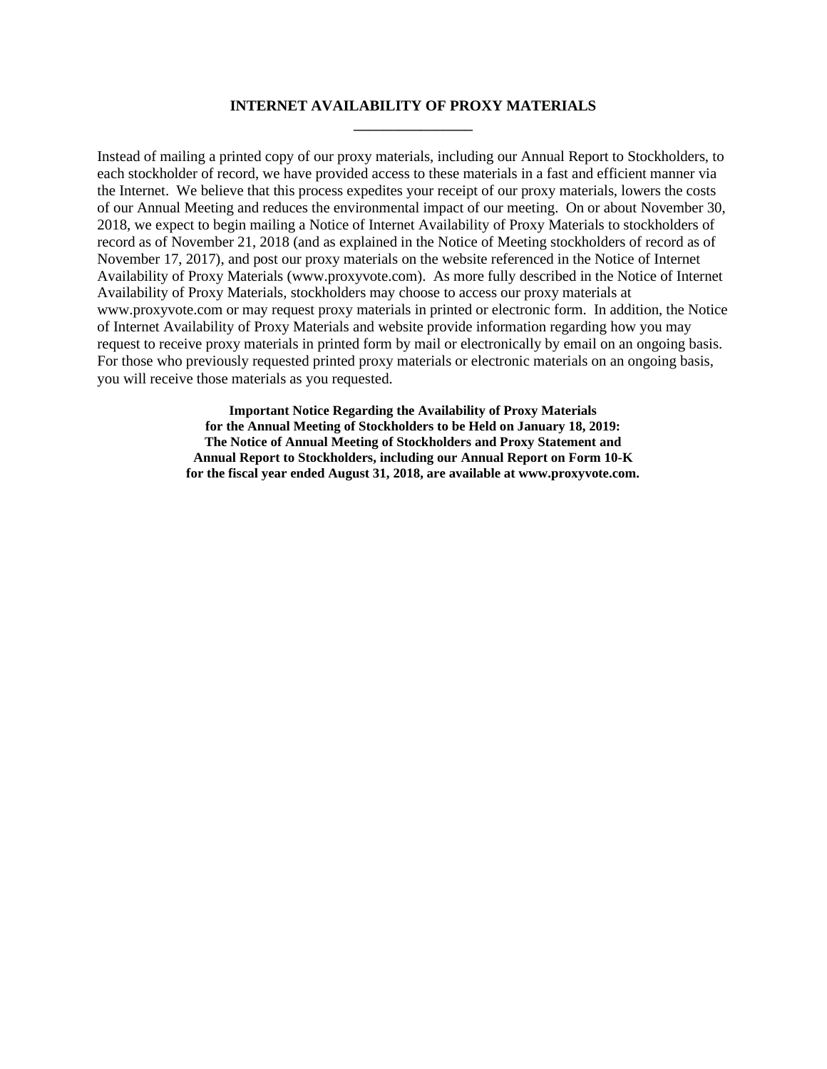## INTERNET AVAILABILITY OF PROXY MATERIALS

Instead of mailing a printed copy of our proxy materials, including our Annual Report to Stockholders, to each stockholder of record, we have provided access to these materials in a fast and efficient manner via the Internet. We believe that this process expedites your receipt of our proxy materials, lowers the costs of our Annual Meeting and reduces the environmental impact of our meeting. On or about November 30, 2018, we expect to begin mailing a Notice of Internet Availability of Proxy Materials to stockholders of record as of November 21, 2018 (and as explained in the Notice of Meeting stockholders of record as of November 17, 2017), and post our proxy materials on the website referenced in the Notice of Internet Availability of Proxy Materials (www.proxyvote.com). As more fully described in the Notice of Internet Availability of Proxy Materials, stockholders may choose to access our proxy materials at www.proxyvote.com or may request proxy materials in printed or electronic form. In addition, the Notice of Internet Availability of Proxy Materials and website provide information regarding how you may request to receive proxy materials in printed form by mail or electronically by email on an ongoing basis. For those who previously requested printed proxy materials or electronic materials on an ongoing basis, you will receive those materials as you requested.

**Important Notice Regarding the Availability of Proxy Materials for the Annual Meeting of Stockholders to be Held on January 18, 2019: The Notice of Annual Meeting of Stockholders and Proxy Statement and Annual Report to Stockholders, including our Annual Report on Form 10-K for the fiscal year ended August 31, 2018, are available at www.proxyvote.com.**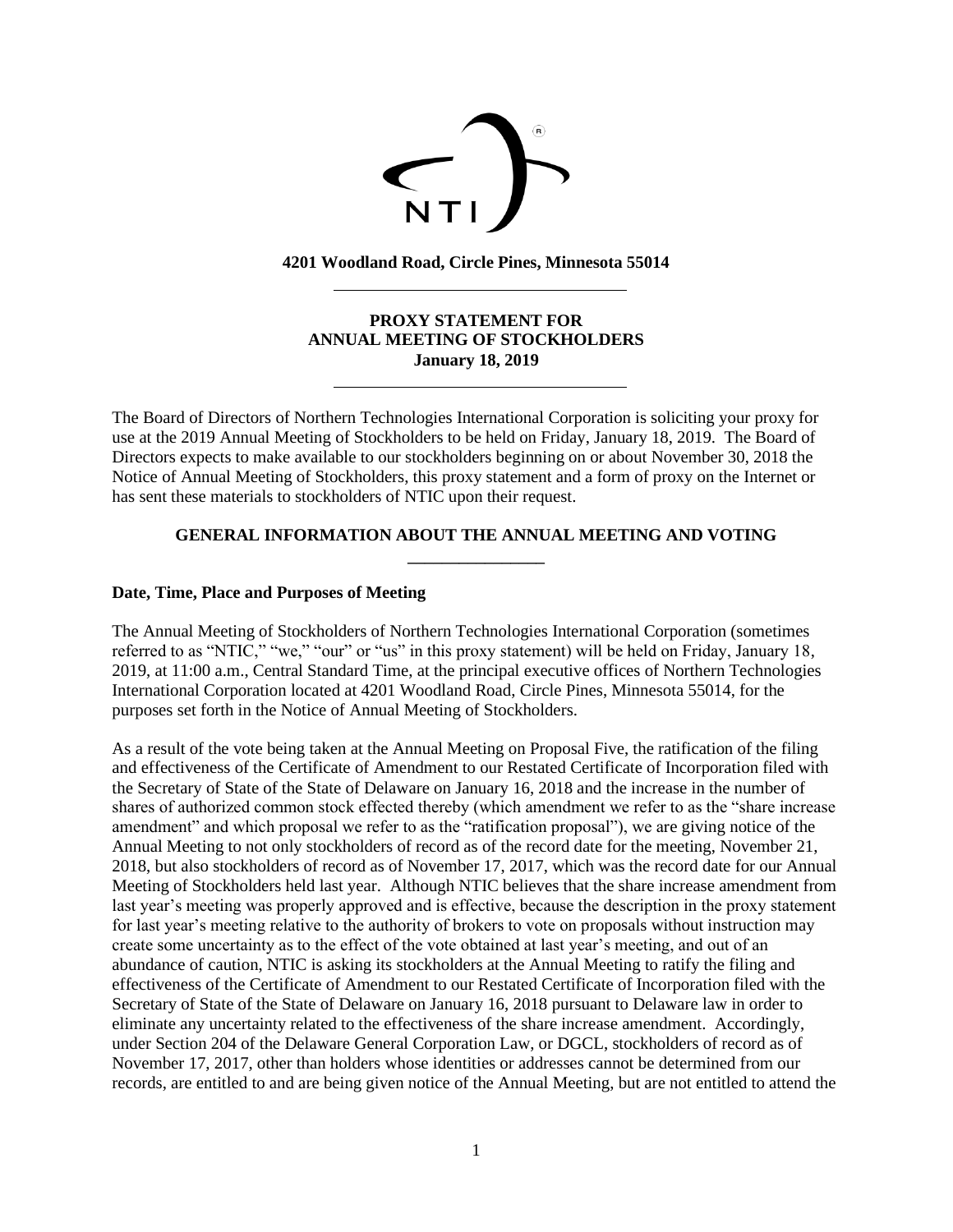**4201 Woodland Road, Circle Pines, Minnesota 55014**

---

**PROXY STATEMENT FOR**
**ANNUAL MEETING OF STOCKHOLDERS**
**January 18, 2019**

---

The Board of Directors of Northern Technologies International Corporation is soliciting your proxy for use at the 2019 Annual Meeting of Stockholders to be held on Friday, January 18, 2019. The Board of Directors expects to make available to our stockholders beginning on or about November 30, 2018 the Notice of Annual Meeting of Stockholders, this proxy statement and a form of proxy on the Internet or has sent these materials to stockholders of NTIC upon their request.

## GENERAL INFORMATION ABOUT THE ANNUAL MEETING AND VOTING

### Date, Time, Place and Purposes of Meeting

The Annual Meeting of Stockholders of Northern Technologies International Corporation (sometimes referred to as "NTIC," "we," "our" or "us" in this proxy statement) will be held on Friday, January 18, 2019, at 11:00 a.m., Central Standard Time, at the principal executive offices of Northern Technologies International Corporation located at 4201 Woodland Road, Circle Pines, Minnesota 55014, for the purposes set forth in the Notice of Annual Meeting of Stockholders.

As a result of the vote being taken at the Annual Meeting on Proposal Five, the ratification of the filing and effectiveness of the Certificate of Amendment to our Restated Certificate of Incorporation filed with the Secretary of State of the State of Delaware on January 16, 2018 and the increase in the number of shares of authorized common stock effected thereby (which amendment we refer to as the "share increase amendment" and which proposal we refer to as the "ratification proposal"), we are giving notice of the Annual Meeting to not only stockholders of record as of the record date for the meeting, November 21, 2018, but also stockholders of record as of November 17, 2017, which was the record date for our Annual Meeting of Stockholders held last year. Although NTIC believes that the share increase amendment from last year's meeting was properly approved and is effective, because the description in the proxy statement for last year's meeting relative to the authority of brokers to vote on proposals without instruction may create some uncertainty as to the effect of the vote obtained at last year's meeting, and out of an abundance of caution, NTIC is asking its stockholders at the Annual Meeting to ratify the filing and effectiveness of the Certificate of Amendment to our Restated Certificate of Incorporation filed with the Secretary of State of the State of Delaware on January 16, 2018 pursuant to Delaware law in order to eliminate any uncertainty related to the effectiveness of the share increase amendment. Accordingly, under Section 204 of the Delaware General Corporation Law, or DGCL, stockholders of record as of November 17, 2017, other than holders whose identities or addresses cannot be determined from our records, are entitled to and are being given notice of the Annual Meeting, but are not entitled to attend the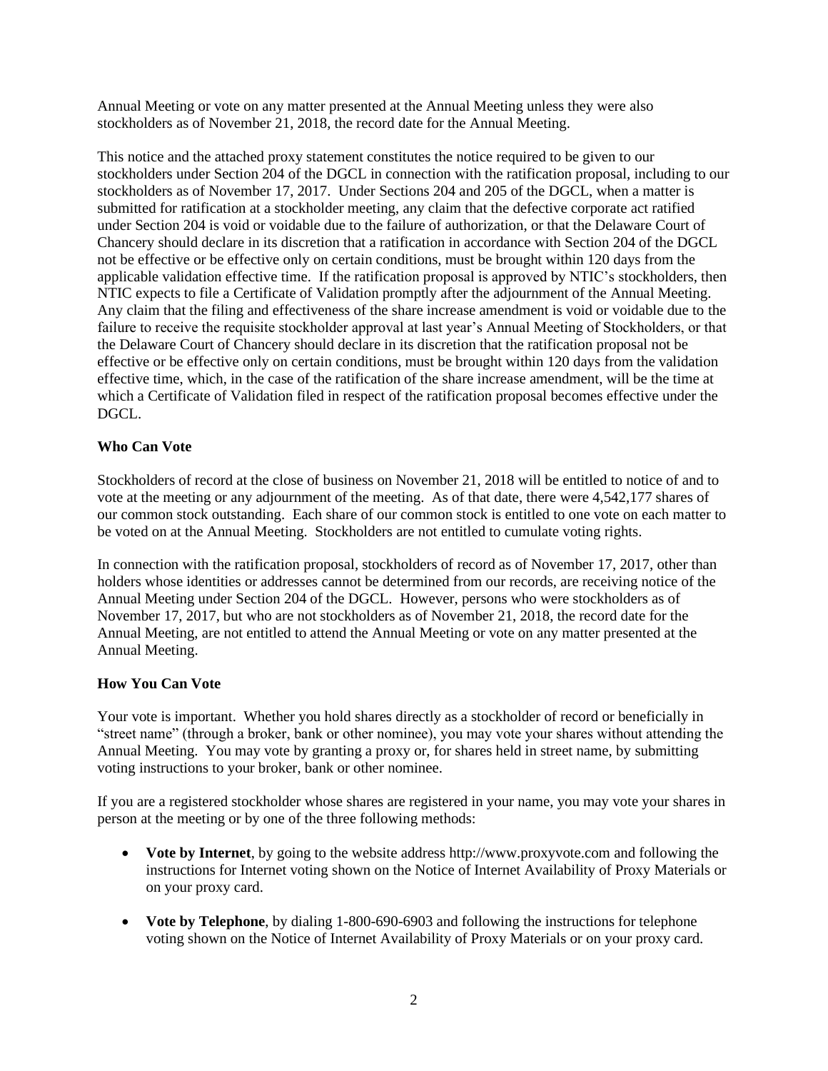Annual Meeting or vote on any matter presented at the Annual Meeting unless they were also stockholders as of November 21, 2018, the record date for the Annual Meeting.

This notice and the attached proxy statement constitutes the notice required to be given to our stockholders under Section 204 of the DGCL in connection with the ratification proposal, including to our stockholders as of November 17, 2017. Under Sections 204 and 205 of the DGCL, when a matter is submitted for ratification at a stockholder meeting, any claim that the defective corporate act ratified under Section 204 is void or voidable due to the failure of authorization, or that the Delaware Court of Chancery should declare in its discretion that a ratification in accordance with Section 204 of the DGCL not be effective or be effective only on certain conditions, must be brought within 120 days from the applicable validation effective time. If the ratification proposal is approved by NTIC's stockholders, then NTIC expects to file a Certificate of Validation promptly after the adjournment of the Annual Meeting. Any claim that the filing and effectiveness of the share increase amendment is void or voidable due to the failure to receive the requisite stockholder approval at last year's Annual Meeting of Stockholders, or that the Delaware Court of Chancery should declare in its discretion that the ratification proposal not be effective or be effective only on certain conditions, must be brought within 120 days from the validation effective time, which, in the case of the ratification of the share increase amendment, will be the time at which a Certificate of Validation filed in respect of the ratification proposal becomes effective under the DGCL.

**Who Can Vote**

Stockholders of record at the close of business on November 21, 2018 will be entitled to notice of and to vote at the meeting or any adjournment of the meeting. As of that date, there were 4,542,177 shares of our common stock outstanding. Each share of our common stock is entitled to one vote on each matter to be voted on at the Annual Meeting. Stockholders are not entitled to cumulate voting rights.

In connection with the ratification proposal, stockholders of record as of November 17, 2017, other than holders whose identities or addresses cannot be determined from our records, are receiving notice of the Annual Meeting under Section 204 of the DGCL. However, persons who were stockholders as of November 17, 2017, but who are not stockholders as of November 21, 2018, the record date for the Annual Meeting, are not entitled to attend the Annual Meeting or vote on any matter presented at the Annual Meeting.

**How You Can Vote**

Your vote is important. Whether you hold shares directly as a stockholder of record or beneficially in "street name" (through a broker, bank or other nominee), you may vote your shares without attending the Annual Meeting. You may vote by granting a proxy or, for shares held in street name, by submitting voting instructions to your broker, bank or other nominee.

If you are a registered stockholder whose shares are registered in your name, you may vote your shares in person at the meeting or by one of the three following methods:

- **Vote by Internet**, by going to the website address http://www.proxyvote.com and following the instructions for Internet voting shown on the Notice of Internet Availability of Proxy Materials or on your proxy card.
- **Vote by Telephone**, by dialing 1-800-690-6903 and following the instructions for telephone voting shown on the Notice of Internet Availability of Proxy Materials or on your proxy card.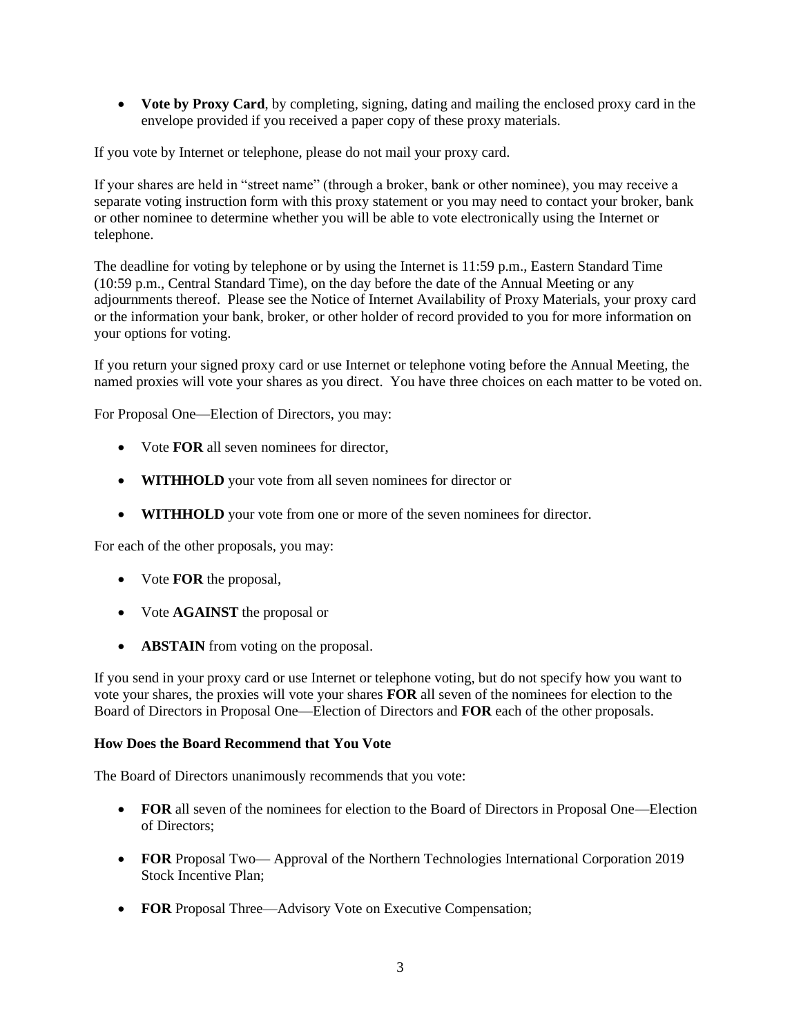- **Vote by Proxy Card**, by completing, signing, dating and mailing the enclosed proxy card in the envelope provided if you received a paper copy of these proxy materials.

If you vote by Internet or telephone, please do not mail your proxy card.

If your shares are held in "street name" (through a broker, bank or other nominee), you may receive a separate voting instruction form with this proxy statement or you may need to contact your broker, bank or other nominee to determine whether you will be able to vote electronically using the Internet or telephone.

The deadline for voting by telephone or by using the Internet is 11:59 p.m., Eastern Standard Time (10:59 p.m., Central Standard Time), on the day before the date of the Annual Meeting or any adjournments thereof. Please see the Notice of Internet Availability of Proxy Materials, your proxy card or the information your bank, broker, or other holder of record provided to you for more information on your options for voting.

If you return your signed proxy card or use Internet or telephone voting before the Annual Meeting, the named proxies will vote your shares as you direct. You have three choices on each matter to be voted on.

For Proposal One—Election of Directors, you may:

- Vote **FOR** all seven nominees for director,
- **WITHHOLD** your vote from all seven nominees for director or
- **WITHHOLD** your vote from one or more of the seven nominees for director.

For each of the other proposals, you may:

- Vote **FOR** the proposal,
- Vote **AGAINST** the proposal or
- **ABSTAIN** from voting on the proposal.

If you send in your proxy card or use Internet or telephone voting, but do not specify how you want to vote your shares, the proxies will vote your shares **FOR** all seven of the nominees for election to the Board of Directors in Proposal One—Election of Directors and **FOR** each of the other proposals.

### How Does the Board Recommend that You Vote

The Board of Directors unanimously recommends that you vote:

- **FOR** all seven of the nominees for election to the Board of Directors in Proposal One—Election of Directors;
- **FOR** Proposal Two— Approval of the Northern Technologies International Corporation 2019 Stock Incentive Plan;
- **FOR** Proposal Three—Advisory Vote on Executive Compensation;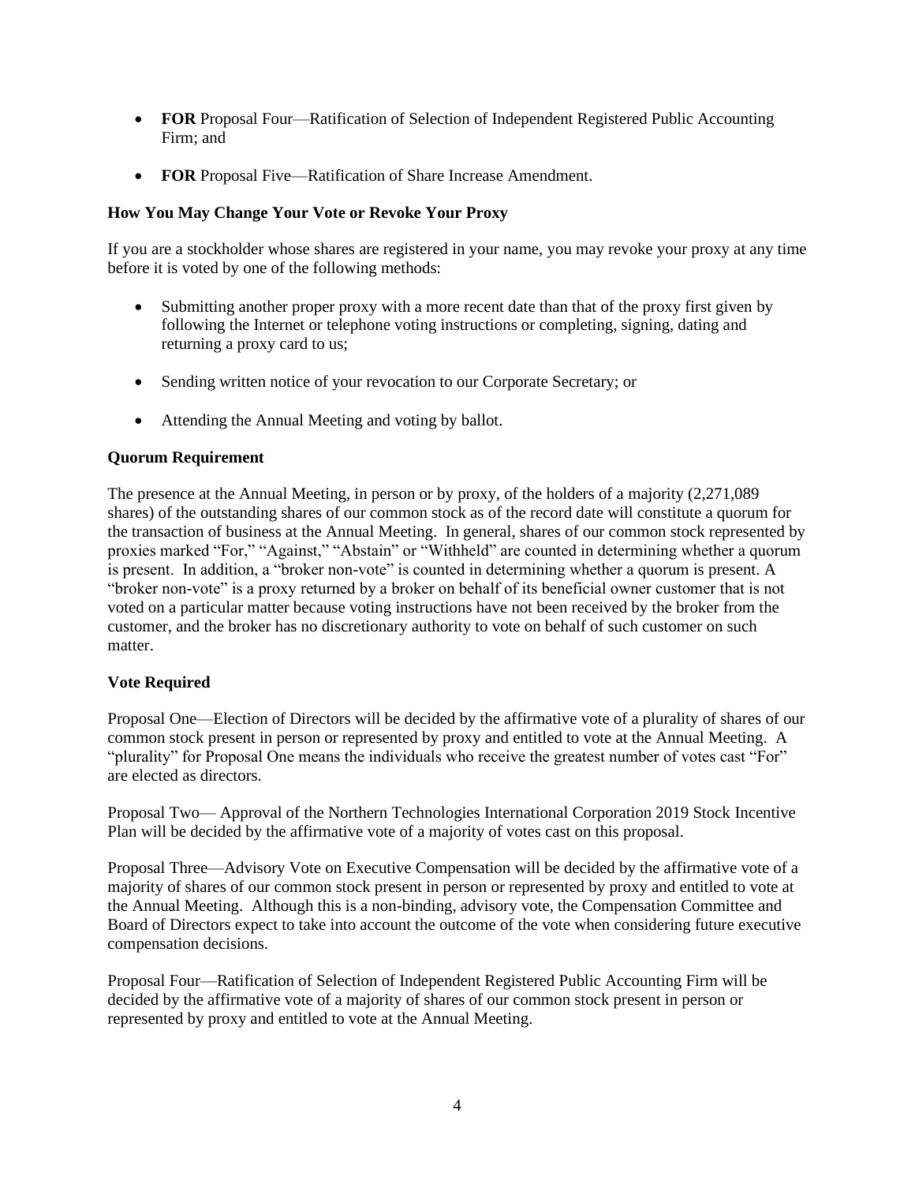- **FOR** Proposal Four—Ratification of Selection of Independent Registered Public Accounting Firm; and
- **FOR** Proposal Five—Ratification of Share Increase Amendment.

**How You May Change Your Vote or Revoke Your Proxy**

If you are a stockholder whose shares are registered in your name, you may revoke your proxy at any time before it is voted by one of the following methods:

- Submitting another proper proxy with a more recent date than that of the proxy first given by following the Internet or telephone voting instructions or completing, signing, dating and returning a proxy card to us;
- Sending written notice of your revocation to our Corporate Secretary; or
- Attending the Annual Meeting and voting by ballot.

**Quorum Requirement**

The presence at the Annual Meeting, in person or by proxy, of the holders of a majority (2,271,089 shares) of the outstanding shares of our common stock as of the record date will constitute a quorum for the transaction of business at the Annual Meeting. In general, shares of our common stock represented by proxies marked "For," "Against," "Abstain" or "Withheld" are counted in determining whether a quorum is present. In addition, a "broker non-vote" is counted in determining whether a quorum is present. A "broker non-vote" is a proxy returned by a broker on behalf of its beneficial owner customer that is not voted on a particular matter because voting instructions have not been received by the broker from the customer, and the broker has no discretionary authority to vote on behalf of such customer on such matter.

**Vote Required**

Proposal One—Election of Directors will be decided by the affirmative vote of a plurality of shares of our common stock present in person or represented by proxy and entitled to vote at the Annual Meeting. A "plurality" for Proposal One means the individuals who receive the greatest number of votes cast "For" are elected as directors.

Proposal Two— Approval of the Northern Technologies International Corporation 2019 Stock Incentive Plan will be decided by the affirmative vote of a majority of votes cast on this proposal.

Proposal Three—Advisory Vote on Executive Compensation will be decided by the affirmative vote of a majority of shares of our common stock present in person or represented by proxy and entitled to vote at the Annual Meeting. Although this is a non-binding, advisory vote, the Compensation Committee and Board of Directors expect to take into account the outcome of the vote when considering future executive compensation decisions.

Proposal Four—Ratification of Selection of Independent Registered Public Accounting Firm will be decided by the affirmative vote of a majority of shares of our common stock present in person or represented by proxy and entitled to vote at the Annual Meeting.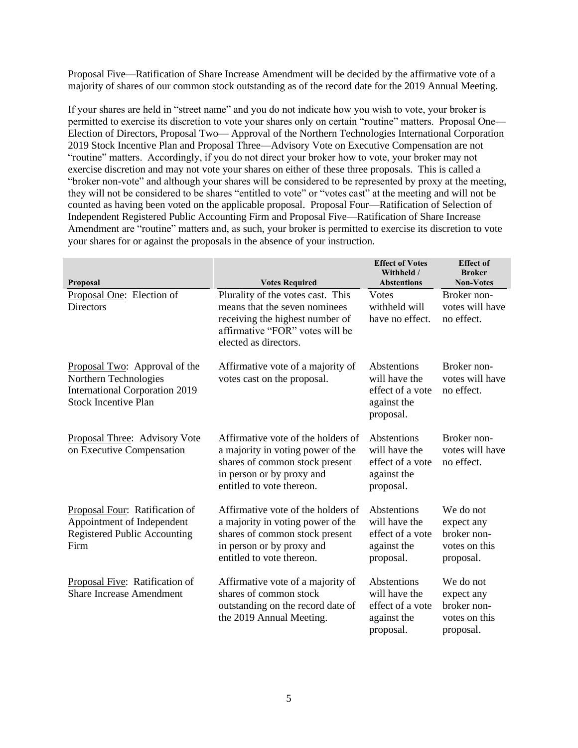Proposal Five—Ratification of Share Increase Amendment will be decided by the affirmative vote of a majority of shares of our common stock outstanding as of the record date for the 2019 Annual Meeting.

If your shares are held in "street name" and you do not indicate how you wish to vote, your broker is permitted to exercise its discretion to vote your shares only on certain "routine" matters. Proposal One—Election of Directors, Proposal Two— Approval of the Northern Technologies International Corporation 2019 Stock Incentive Plan and Proposal Three—Advisory Vote on Executive Compensation are not "routine" matters. Accordingly, if you do not direct your broker how to vote, your broker may not exercise discretion and may not vote your shares on either of these three proposals. This is called a "broker non-vote" and although your shares will be considered to be represented by proxy at the meeting, they will not be considered to be shares "entitled to vote" or "votes cast" at the meeting and will not be counted as having been voted on the applicable proposal. Proposal Four—Ratification of Selection of Independent Registered Public Accounting Firm and Proposal Five—Ratification of Share Increase Amendment are "routine" matters and, as such, your broker is permitted to exercise its discretion to vote your shares for or against the proposals in the absence of your instruction.

| Proposal | Votes Required | Effect of Votes Withheld / Abstentions | Effect of Broker Non-Votes |
|---|---|---|---|
| Proposal One: Election of Directors | Plurality of the votes cast. This means that the seven nominees receiving the highest number of affirmative "FOR" votes will be elected as directors. | Votes withheld will have no effect. | Broker non-votes will have no effect. |
| Proposal Two: Approval of the Northern Technologies International Corporation 2019 Stock Incentive Plan | Affirmative vote of a majority of votes cast on the proposal. | Abstentions will have the effect of a vote against the proposal. | Broker non-votes will have no effect. |
| Proposal Three: Advisory Vote on Executive Compensation | Affirmative vote of the holders of a majority in voting power of the shares of common stock present in person or by proxy and entitled to vote thereon. | Abstentions will have the effect of a vote against the proposal. | Broker non-votes will have no effect. |
| Proposal Four: Ratification of Appointment of Independent Registered Public Accounting Firm | Affirmative vote of the holders of a majority in voting power of the shares of common stock present in person or by proxy and entitled to vote thereon. | Abstentions will have the effect of a vote against the proposal. | We do not expect any broker non-votes on this proposal. |
| Proposal Five: Ratification of Share Increase Amendment | Affirmative vote of a majority of shares of common stock outstanding on the record date of the 2019 Annual Meeting. | Abstentions will have the effect of a vote against the proposal. | We do not expect any broker non-votes on this proposal. |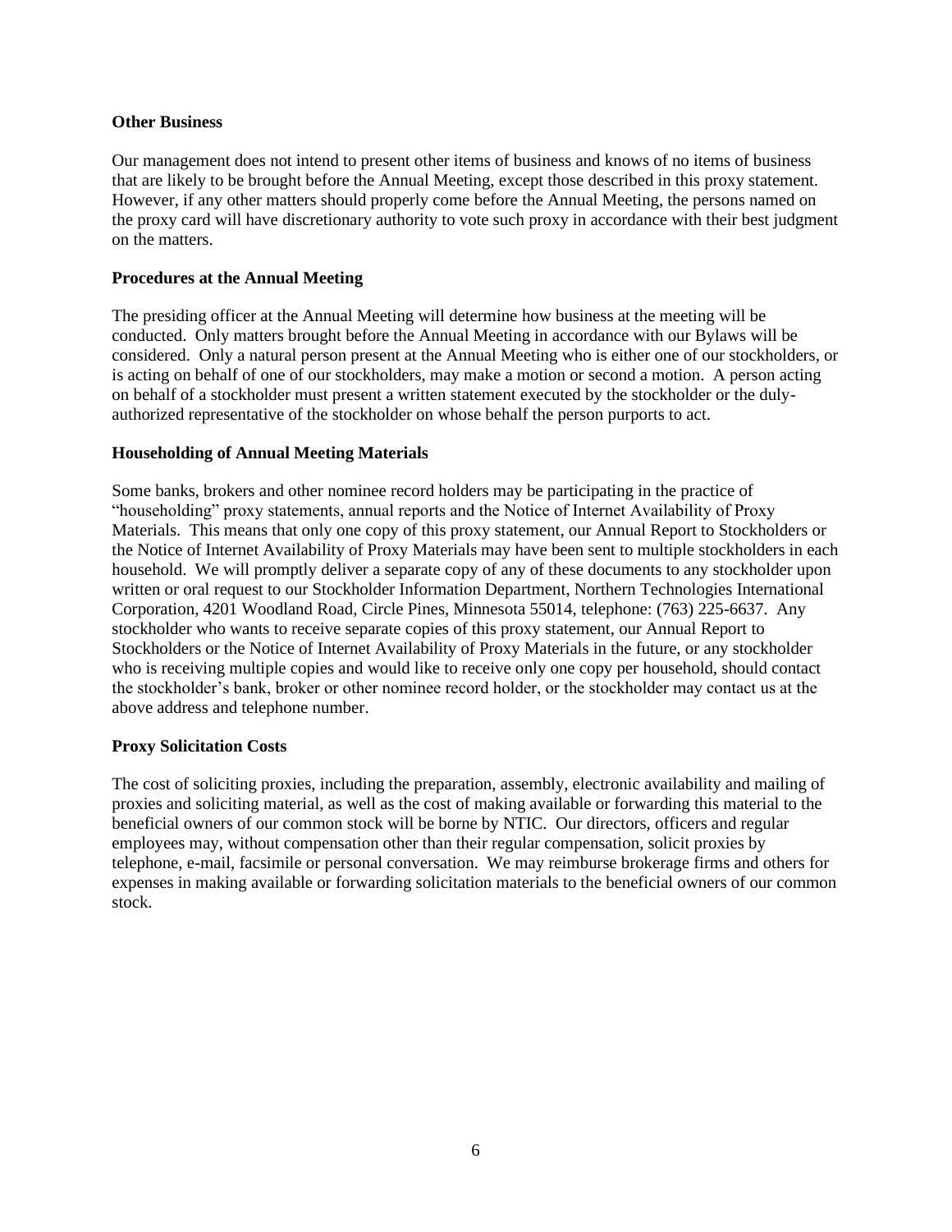**Other Business**

Our management does not intend to present other items of business and knows of no items of business that are likely to be brought before the Annual Meeting, except those described in this proxy statement. However, if any other matters should properly come before the Annual Meeting, the persons named on the proxy card will have discretionary authority to vote such proxy in accordance with their best judgment on the matters.

**Procedures at the Annual Meeting**

The presiding officer at the Annual Meeting will determine how business at the meeting will be conducted. Only matters brought before the Annual Meeting in accordance with our Bylaws will be considered. Only a natural person present at the Annual Meeting who is either one of our stockholders, or is acting on behalf of one of our stockholders, may make a motion or second a motion. A person acting on behalf of a stockholder must present a written statement executed by the stockholder or the duly-authorized representative of the stockholder on whose behalf the person purports to act.

**Householding of Annual Meeting Materials**

Some banks, brokers and other nominee record holders may be participating in the practice of "householding" proxy statements, annual reports and the Notice of Internet Availability of Proxy Materials. This means that only one copy of this proxy statement, our Annual Report to Stockholders or the Notice of Internet Availability of Proxy Materials may have been sent to multiple stockholders in each household. We will promptly deliver a separate copy of any of these documents to any stockholder upon written or oral request to our Stockholder Information Department, Northern Technologies International Corporation, 4201 Woodland Road, Circle Pines, Minnesota 55014, telephone: (763) 225-6637. Any stockholder who wants to receive separate copies of this proxy statement, our Annual Report to Stockholders or the Notice of Internet Availability of Proxy Materials in the future, or any stockholder who is receiving multiple copies and would like to receive only one copy per household, should contact the stockholder's bank, broker or other nominee record holder, or the stockholder may contact us at the above address and telephone number.

**Proxy Solicitation Costs**

The cost of soliciting proxies, including the preparation, assembly, electronic availability and mailing of proxies and soliciting material, as well as the cost of making available or forwarding this material to the beneficial owners of our common stock will be borne by NTIC. Our directors, officers and regular employees may, without compensation other than their regular compensation, solicit proxies by telephone, e-mail, facsimile or personal conversation. We may reimburse brokerage firms and others for expenses in making available or forwarding solicitation materials to the beneficial owners of our common stock.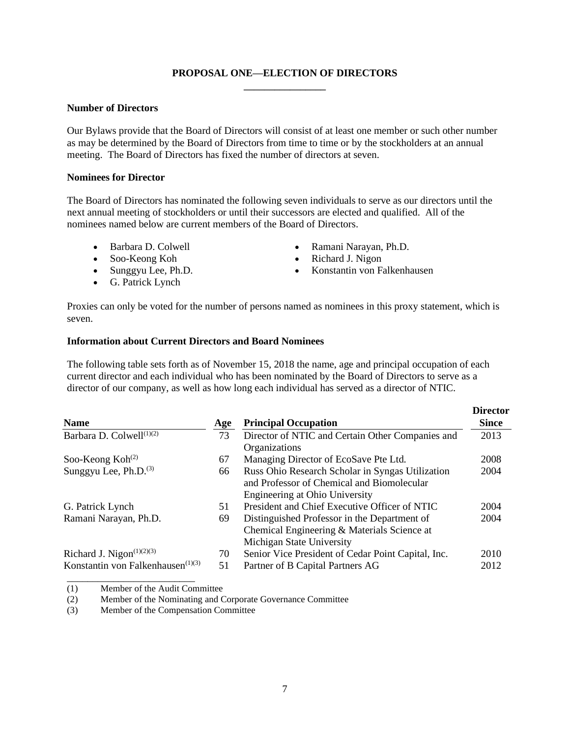## PROPOSAL ONE—ELECTION OF DIRECTORS

### Number of Directors

Our Bylaws provide that the Board of Directors will consist of at least one member or such other number as may be determined by the Board of Directors from time to time or by the stockholders at an annual meeting. The Board of Directors has fixed the number of directors at seven.

### Nominees for Director

The Board of Directors has nominated the following seven individuals to serve as our directors until the next annual meeting of stockholders or until their successors are elected and qualified. All of the nominees named below are current members of the Board of Directors.

- Barbara D. Colwell
- Soo-Keong Koh
- Sunggyu Lee, Ph.D.
- G. Patrick Lynch
- Ramani Narayan, Ph.D.
- Richard J. Nigon
- Konstantin von Falkenhausen

Proxies can only be voted for the number of persons named as nominees in this proxy statement, which is seven.

### Information about Current Directors and Board Nominees

The following table sets forth as of November 15, 2018 the name, age and principal occupation of each current director and each individual who has been nominated by the Board of Directors to serve as a director of our company, as well as how long each individual has served as a director of NTIC.

| Name | Age | Principal Occupation | Director Since |
|---|---|---|---|
| Barbara D. Colwell(1)(2) | 73 | Director of NTIC and Certain Other Companies and Organizations | 2013 |
| Soo-Keong Koh(2) | 67 | Managing Director of EcoSave Pte Ltd. | 2008 |
| Sunggyu Lee, Ph.D.(3) | 66 | Russ Ohio Research Scholar in Syngas Utilization and Professor of Chemical and Biomolecular Engineering at Ohio University | 2004 |
| G. Patrick Lynch | 51 | President and Chief Executive Officer of NTIC | 2004 |
| Ramani Narayan, Ph.D. | 69 | Distinguished Professor in the Department of Chemical Engineering & Materials Science at Michigan State University | 2004 |
| Richard J. Nigon(1)(2)(3) | 70 | Senior Vice President of Cedar Point Capital, Inc. | 2010 |
| Konstantin von Falkenhausen(1)(3) | 51 | Partner of B Capital Partners AG | 2012 |

(1) Member of the Audit Committee
(2) Member of the Nominating and Corporate Governance Committee
(3) Member of the Compensation Committee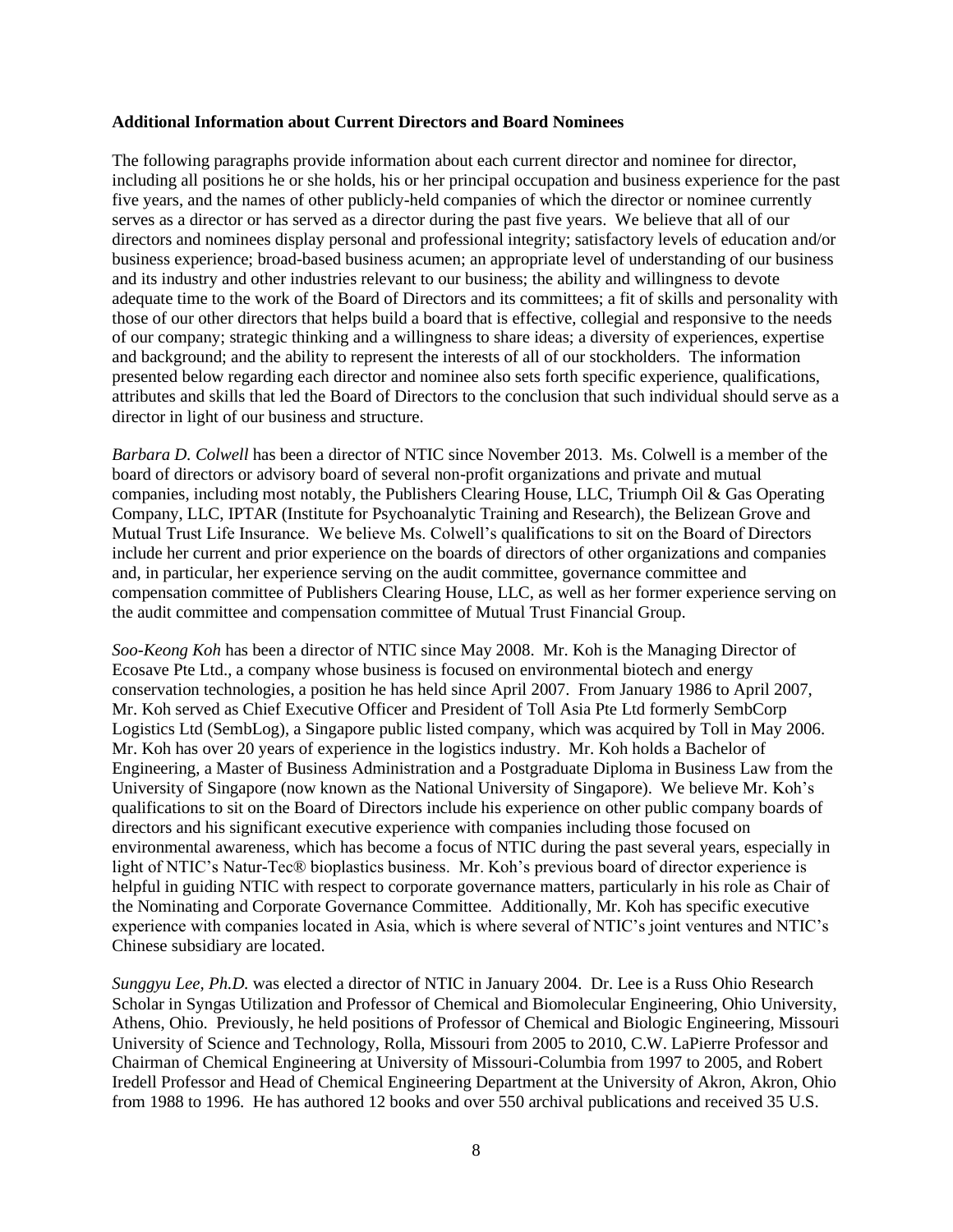**Additional Information about Current Directors and Board Nominees**

The following paragraphs provide information about each current director and nominee for director, including all positions he or she holds, his or her principal occupation and business experience for the past five years, and the names of other publicly-held companies of which the director or nominee currently serves as a director or has served as a director during the past five years. We believe that all of our directors and nominees display personal and professional integrity; satisfactory levels of education and/or business experience; broad-based business acumen; an appropriate level of understanding of our business and its industry and other industries relevant to our business; the ability and willingness to devote adequate time to the work of the Board of Directors and its committees; a fit of skills and personality with those of our other directors that helps build a board that is effective, collegial and responsive to the needs of our company; strategic thinking and a willingness to share ideas; a diversity of experiences, expertise and background; and the ability to represent the interests of all of our stockholders. The information presented below regarding each director and nominee also sets forth specific experience, qualifications, attributes and skills that led the Board of Directors to the conclusion that such individual should serve as a director in light of our business and structure.

*Barbara D. Colwell* has been a director of NTIC since November 2013. Ms. Colwell is a member of the board of directors or advisory board of several non-profit organizations and private and mutual companies, including most notably, the Publishers Clearing House, LLC, Triumph Oil & Gas Operating Company, LLC, IPTAR (Institute for Psychoanalytic Training and Research), the Belizean Grove and Mutual Trust Life Insurance. We believe Ms. Colwell's qualifications to sit on the Board of Directors include her current and prior experience on the boards of directors of other organizations and companies and, in particular, her experience serving on the audit committee, governance committee and compensation committee of Publishers Clearing House, LLC, as well as her former experience serving on the audit committee and compensation committee of Mutual Trust Financial Group.

*Soo-Keong Koh* has been a director of NTIC since May 2008. Mr. Koh is the Managing Director of Ecosave Pte Ltd., a company whose business is focused on environmental biotech and energy conservation technologies, a position he has held since April 2007. From January 1986 to April 2007, Mr. Koh served as Chief Executive Officer and President of Toll Asia Pte Ltd formerly SembCorp Logistics Ltd (SembLog), a Singapore public listed company, which was acquired by Toll in May 2006. Mr. Koh has over 20 years of experience in the logistics industry. Mr. Koh holds a Bachelor of Engineering, a Master of Business Administration and a Postgraduate Diploma in Business Law from the University of Singapore (now known as the National University of Singapore). We believe Mr. Koh's qualifications to sit on the Board of Directors include his experience on other public company boards of directors and his significant executive experience with companies including those focused on environmental awareness, which has become a focus of NTIC during the past several years, especially in light of NTIC's Natur-Tec® bioplastics business. Mr. Koh's previous board of director experience is helpful in guiding NTIC with respect to corporate governance matters, particularly in his role as Chair of the Nominating and Corporate Governance Committee. Additionally, Mr. Koh has specific executive experience with companies located in Asia, which is where several of NTIC's joint ventures and NTIC's Chinese subsidiary are located.

*Sunggyu Lee, Ph.D.* was elected a director of NTIC in January 2004. Dr. Lee is a Russ Ohio Research Scholar in Syngas Utilization and Professor of Chemical and Biomolecular Engineering, Ohio University, Athens, Ohio. Previously, he held positions of Professor of Chemical and Biologic Engineering, Missouri University of Science and Technology, Rolla, Missouri from 2005 to 2010, C.W. LaPierre Professor and Chairman of Chemical Engineering at University of Missouri-Columbia from 1997 to 2005, and Robert Iredell Professor and Head of Chemical Engineering Department at the University of Akron, Akron, Ohio from 1988 to 1996. He has authored 12 books and over 550 archival publications and received 35 U.S.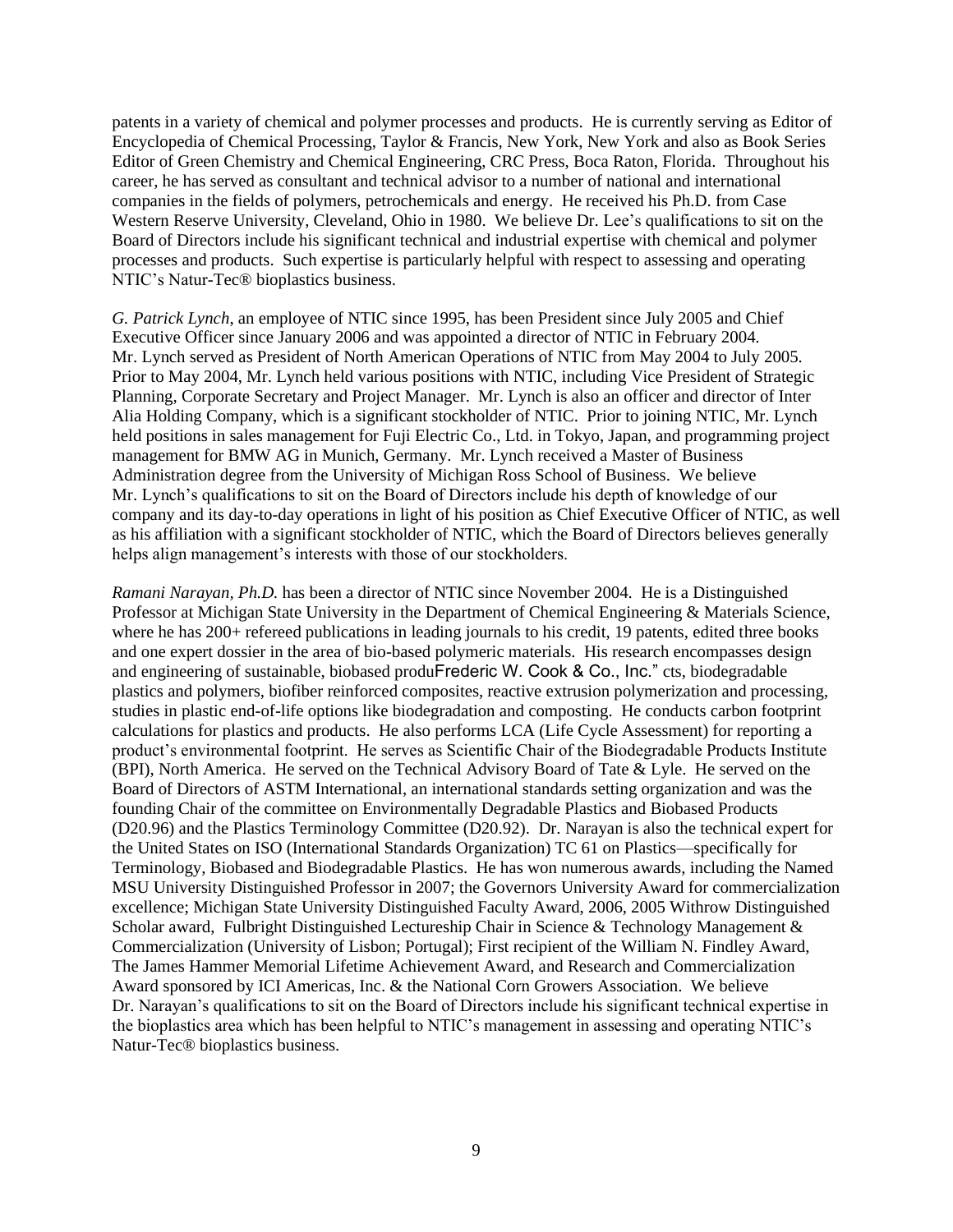patents in a variety of chemical and polymer processes and products. He is currently serving as Editor of Encyclopedia of Chemical Processing, Taylor & Francis, New York, New York and also as Book Series Editor of Green Chemistry and Chemical Engineering, CRC Press, Boca Raton, Florida. Throughout his career, he has served as consultant and technical advisor to a number of national and international companies in the fields of polymers, petrochemicals and energy. He received his Ph.D. from Case Western Reserve University, Cleveland, Ohio in 1980. We believe Dr. Lee's qualifications to sit on the Board of Directors include his significant technical and industrial expertise with chemical and polymer processes and products. Such expertise is particularly helpful with respect to assessing and operating NTIC's Natur-Tec® bioplastics business.

*G. Patrick Lynch*, an employee of NTIC since 1995, has been President since July 2005 and Chief Executive Officer since January 2006 and was appointed a director of NTIC in February 2004. Mr. Lynch served as President of North American Operations of NTIC from May 2004 to July 2005. Prior to May 2004, Mr. Lynch held various positions with NTIC, including Vice President of Strategic Planning, Corporate Secretary and Project Manager. Mr. Lynch is also an officer and director of Inter Alia Holding Company, which is a significant stockholder of NTIC. Prior to joining NTIC, Mr. Lynch held positions in sales management for Fuji Electric Co., Ltd. in Tokyo, Japan, and programming project management for BMW AG in Munich, Germany. Mr. Lynch received a Master of Business Administration degree from the University of Michigan Ross School of Business. We believe Mr. Lynch's qualifications to sit on the Board of Directors include his depth of knowledge of our company and its day-to-day operations in light of his position as Chief Executive Officer of NTIC, as well as his affiliation with a significant stockholder of NTIC, which the Board of Directors believes generally helps align management's interests with those of our stockholders.

*Ramani Narayan, Ph.D.* has been a director of NTIC since November 2004. He is a Distinguished Professor at Michigan State University in the Department of Chemical Engineering & Materials Science, where he has 200+ refereed publications in leading journals to his credit, 19 patents, edited three books and one expert dossier in the area of bio-based polymeric materials. His research encompasses design and engineering of sustainable, biobased produFrederic W. Cook & Co., Inc." cts, biodegradable plastics and polymers, biofiber reinforced composites, reactive extrusion polymerization and processing, studies in plastic end-of-life options like biodegradation and composting. He conducts carbon footprint calculations for plastics and products. He also performs LCA (Life Cycle Assessment) for reporting a product's environmental footprint. He serves as Scientific Chair of the Biodegradable Products Institute (BPI), North America. He served on the Technical Advisory Board of Tate & Lyle. He served on the Board of Directors of ASTM International, an international standards setting organization and was the founding Chair of the committee on Environmentally Degradable Plastics and Biobased Products (D20.96) and the Plastics Terminology Committee (D20.92). Dr. Narayan is also the technical expert for the United States on ISO (International Standards Organization) TC 61 on Plastics—specifically for Terminology, Biobased and Biodegradable Plastics. He has won numerous awards, including the Named MSU University Distinguished Professor in 2007; the Governors University Award for commercialization excellence; Michigan State University Distinguished Faculty Award, 2006, 2005 Withrow Distinguished Scholar award, Fulbright Distinguished Lectureship Chair in Science & Technology Management & Commercialization (University of Lisbon; Portugal); First recipient of the William N. Findley Award, The James Hammer Memorial Lifetime Achievement Award, and Research and Commercialization Award sponsored by ICI Americas, Inc. & the National Corn Growers Association. We believe Dr. Narayan's qualifications to sit on the Board of Directors include his significant technical expertise in the bioplastics area which has been helpful to NTIC's management in assessing and operating NTIC's Natur-Tec® bioplastics business.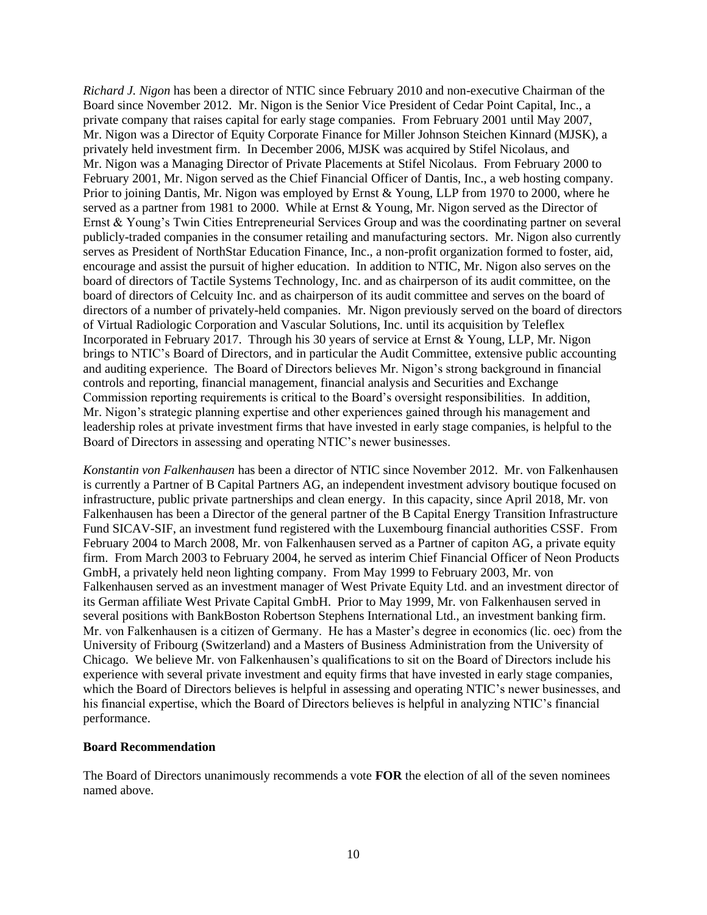*Richard J. Nigon* has been a director of NTIC since February 2010 and non-executive Chairman of the Board since November 2012. Mr. Nigon is the Senior Vice President of Cedar Point Capital, Inc., a private company that raises capital for early stage companies. From February 2001 until May 2007, Mr. Nigon was a Director of Equity Corporate Finance for Miller Johnson Steichen Kinnard (MJSK), a privately held investment firm. In December 2006, MJSK was acquired by Stifel Nicolaus, and Mr. Nigon was a Managing Director of Private Placements at Stifel Nicolaus. From February 2000 to February 2001, Mr. Nigon served as the Chief Financial Officer of Dantis, Inc., a web hosting company. Prior to joining Dantis, Mr. Nigon was employed by Ernst & Young, LLP from 1970 to 2000, where he served as a partner from 1981 to 2000. While at Ernst & Young, Mr. Nigon served as the Director of Ernst & Young's Twin Cities Entrepreneurial Services Group and was the coordinating partner on several publicly-traded companies in the consumer retailing and manufacturing sectors. Mr. Nigon also currently serves as President of NorthStar Education Finance, Inc., a non-profit organization formed to foster, aid, encourage and assist the pursuit of higher education. In addition to NTIC, Mr. Nigon also serves on the board of directors of Tactile Systems Technology, Inc. and as chairperson of its audit committee, on the board of directors of Celcuity Inc. and as chairperson of its audit committee and serves on the board of directors of a number of privately-held companies. Mr. Nigon previously served on the board of directors of Virtual Radiologic Corporation and Vascular Solutions, Inc. until its acquisition by Teleflex Incorporated in February 2017. Through his 30 years of service at Ernst & Young, LLP, Mr. Nigon brings to NTIC's Board of Directors, and in particular the Audit Committee, extensive public accounting and auditing experience. The Board of Directors believes Mr. Nigon's strong background in financial controls and reporting, financial management, financial analysis and Securities and Exchange Commission reporting requirements is critical to the Board's oversight responsibilities. In addition, Mr. Nigon's strategic planning expertise and other experiences gained through his management and leadership roles at private investment firms that have invested in early stage companies, is helpful to the Board of Directors in assessing and operating NTIC's newer businesses.

*Konstantin von Falkenhausen* has been a director of NTIC since November 2012. Mr. von Falkenhausen is currently a Partner of B Capital Partners AG, an independent investment advisory boutique focused on infrastructure, public private partnerships and clean energy. In this capacity, since April 2018, Mr. von Falkenhausen has been a Director of the general partner of the B Capital Energy Transition Infrastructure Fund SICAV-SIF, an investment fund registered with the Luxembourg financial authorities CSSF. From February 2004 to March 2008, Mr. von Falkenhausen served as a Partner of capiton AG, a private equity firm. From March 2003 to February 2004, he served as interim Chief Financial Officer of Neon Products GmbH, a privately held neon lighting company. From May 1999 to February 2003, Mr. von Falkenhausen served as an investment manager of West Private Equity Ltd. and an investment director of its German affiliate West Private Capital GmbH. Prior to May 1999, Mr. von Falkenhausen served in several positions with BankBoston Robertson Stephens International Ltd., an investment banking firm. Mr. von Falkenhausen is a citizen of Germany. He has a Master's degree in economics (lic. oec) from the University of Fribourg (Switzerland) and a Masters of Business Administration from the University of Chicago. We believe Mr. von Falkenhausen's qualifications to sit on the Board of Directors include his experience with several private investment and equity firms that have invested in early stage companies, which the Board of Directors believes is helpful in assessing and operating NTIC's newer businesses, and his financial expertise, which the Board of Directors believes is helpful in analyzing NTIC's financial performance.

**Board Recommendation**

The Board of Directors unanimously recommends a vote **FOR** the election of all of the seven nominees named above.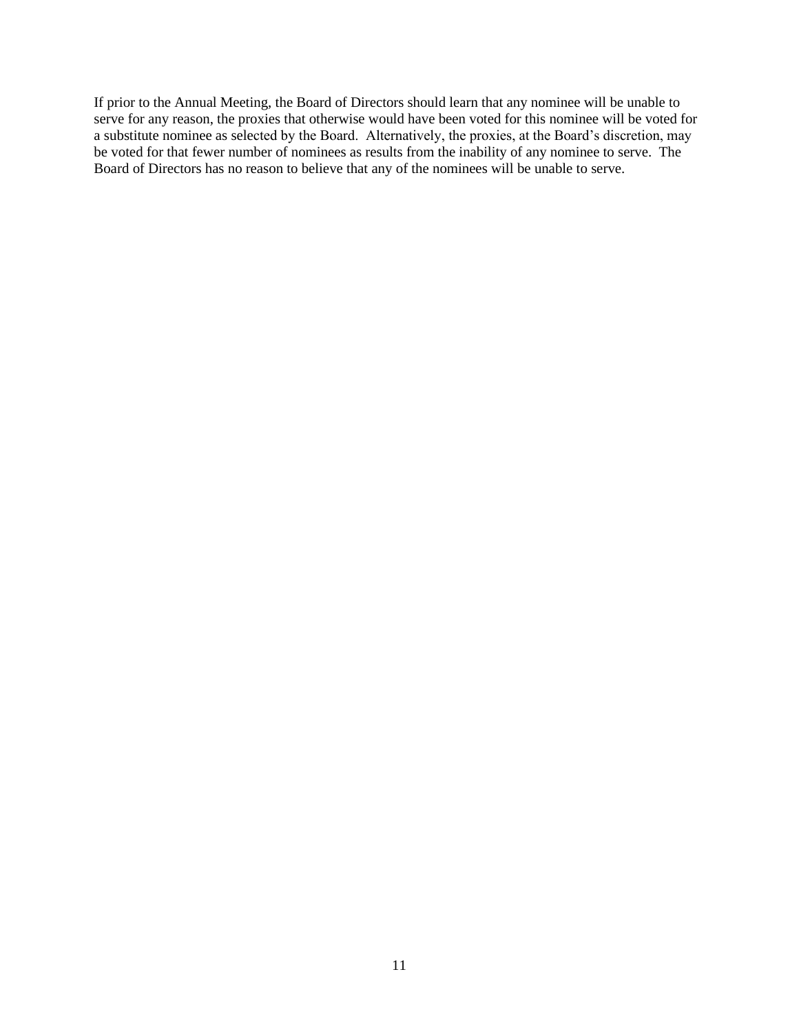If prior to the Annual Meeting, the Board of Directors should learn that any nominee will be unable to serve for any reason, the proxies that otherwise would have been voted for this nominee will be voted for a substitute nominee as selected by the Board. Alternatively, the proxies, at the Board's discretion, may be voted for that fewer number of nominees as results from the inability of any nominee to serve. The Board of Directors has no reason to believe that any of the nominees will be unable to serve.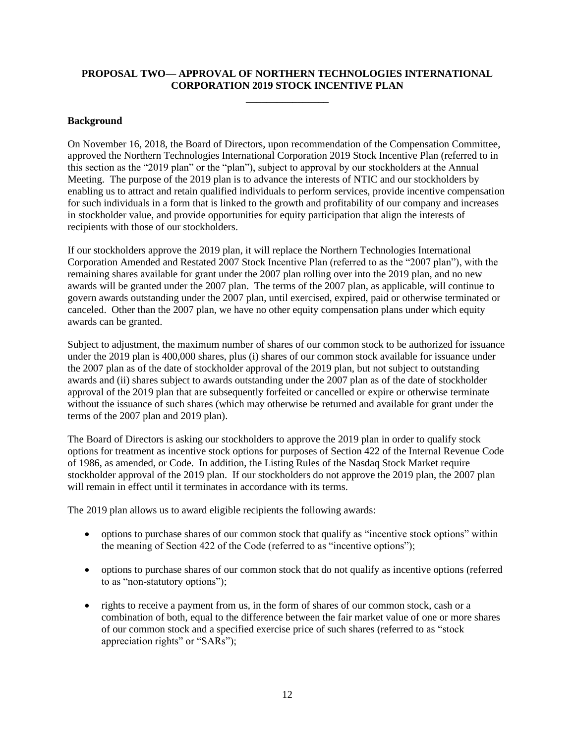# PROPOSAL TWO— APPROVAL OF NORTHERN TECHNOLOGIES INTERNATIONAL CORPORATION 2019 STOCK INCENTIVE PLAN

### Background

On November 16, 2018, the Board of Directors, upon recommendation of the Compensation Committee, approved the Northern Technologies International Corporation 2019 Stock Incentive Plan (referred to in this section as the "2019 plan" or the "plan"), subject to approval by our stockholders at the Annual Meeting. The purpose of the 2019 plan is to advance the interests of NTIC and our stockholders by enabling us to attract and retain qualified individuals to perform services, provide incentive compensation for such individuals in a form that is linked to the growth and profitability of our company and increases in stockholder value, and provide opportunities for equity participation that align the interests of recipients with those of our stockholders.

If our stockholders approve the 2019 plan, it will replace the Northern Technologies International Corporation Amended and Restated 2007 Stock Incentive Plan (referred to as the "2007 plan"), with the remaining shares available for grant under the 2007 plan rolling over into the 2019 plan, and no new awards will be granted under the 2007 plan. The terms of the 2007 plan, as applicable, will continue to govern awards outstanding under the 2007 plan, until exercised, expired, paid or otherwise terminated or canceled. Other than the 2007 plan, we have no other equity compensation plans under which equity awards can be granted.

Subject to adjustment, the maximum number of shares of our common stock to be authorized for issuance under the 2019 plan is 400,000 shares, plus (i) shares of our common stock available for issuance under the 2007 plan as of the date of stockholder approval of the 2019 plan, but not subject to outstanding awards and (ii) shares subject to awards outstanding under the 2007 plan as of the date of stockholder approval of the 2019 plan that are subsequently forfeited or cancelled or expire or otherwise terminate without the issuance of such shares (which may otherwise be returned and available for grant under the terms of the 2007 plan and 2019 plan).

The Board of Directors is asking our stockholders to approve the 2019 plan in order to qualify stock options for treatment as incentive stock options for purposes of Section 422 of the Internal Revenue Code of 1986, as amended, or Code. In addition, the Listing Rules of the Nasdaq Stock Market require stockholder approval of the 2019 plan. If our stockholders do not approve the 2019 plan, the 2007 plan will remain in effect until it terminates in accordance with its terms.

The 2019 plan allows us to award eligible recipients the following awards:

- options to purchase shares of our common stock that qualify as "incentive stock options" within the meaning of Section 422 of the Code (referred to as "incentive options");
- options to purchase shares of our common stock that do not qualify as incentive options (referred to as "non-statutory options");
- rights to receive a payment from us, in the form of shares of our common stock, cash or a combination of both, equal to the difference between the fair market value of one or more shares of our common stock and a specified exercise price of such shares (referred to as "stock appreciation rights" or "SARs");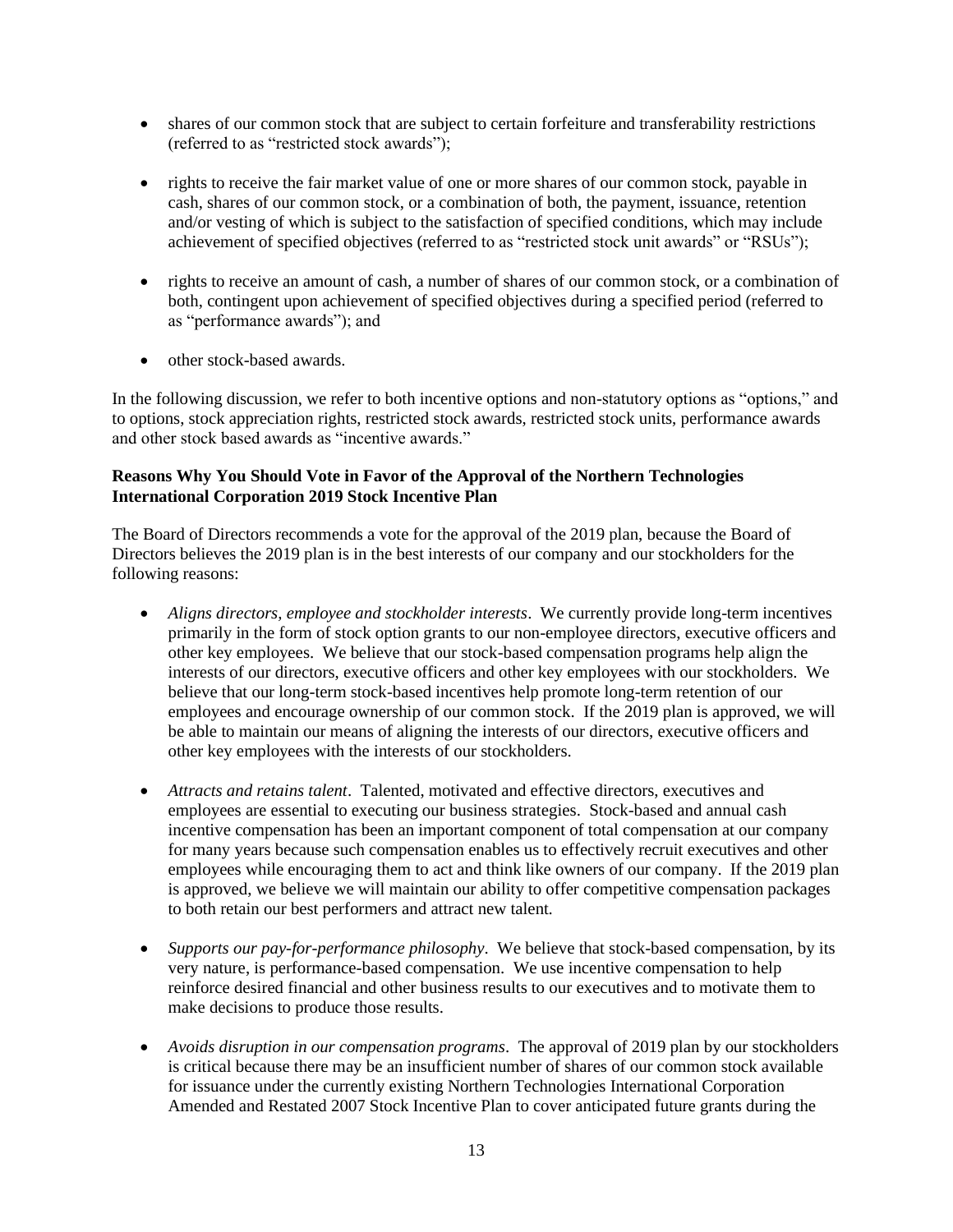- shares of our common stock that are subject to certain forfeiture and transferability restrictions (referred to as "restricted stock awards");
- rights to receive the fair market value of one or more shares of our common stock, payable in cash, shares of our common stock, or a combination of both, the payment, issuance, retention and/or vesting of which is subject to the satisfaction of specified conditions, which may include achievement of specified objectives (referred to as "restricted stock unit awards" or "RSUs");
- rights to receive an amount of cash, a number of shares of our common stock, or a combination of both, contingent upon achievement of specified objectives during a specified period (referred to as "performance awards"); and
- other stock-based awards.

In the following discussion, we refer to both incentive options and non-statutory options as "options," and to options, stock appreciation rights, restricted stock awards, restricted stock units, performance awards and other stock based awards as "incentive awards."

**Reasons Why You Should Vote in Favor of the Approval of the Northern Technologies International Corporation 2019 Stock Incentive Plan**

The Board of Directors recommends a vote for the approval of the 2019 plan, because the Board of Directors believes the 2019 plan is in the best interests of our company and our stockholders for the following reasons:

- *Aligns directors, employee and stockholder interests*. We currently provide long-term incentives primarily in the form of stock option grants to our non-employee directors, executive officers and other key employees. We believe that our stock-based compensation programs help align the interests of our directors, executive officers and other key employees with our stockholders. We believe that our long-term stock-based incentives help promote long-term retention of our employees and encourage ownership of our common stock. If the 2019 plan is approved, we will be able to maintain our means of aligning the interests of our directors, executive officers and other key employees with the interests of our stockholders.
- *Attracts and retains talent*. Talented, motivated and effective directors, executives and employees are essential to executing our business strategies. Stock-based and annual cash incentive compensation has been an important component of total compensation at our company for many years because such compensation enables us to effectively recruit executives and other employees while encouraging them to act and think like owners of our company. If the 2019 plan is approved, we believe we will maintain our ability to offer competitive compensation packages to both retain our best performers and attract new talent.
- *Supports our pay-for-performance philosophy*. We believe that stock-based compensation, by its very nature, is performance-based compensation. We use incentive compensation to help reinforce desired financial and other business results to our executives and to motivate them to make decisions to produce those results.
- *Avoids disruption in our compensation programs*. The approval of 2019 plan by our stockholders is critical because there may be an insufficient number of shares of our common stock available for issuance under the currently existing Northern Technologies International Corporation Amended and Restated 2007 Stock Incentive Plan to cover anticipated future grants during the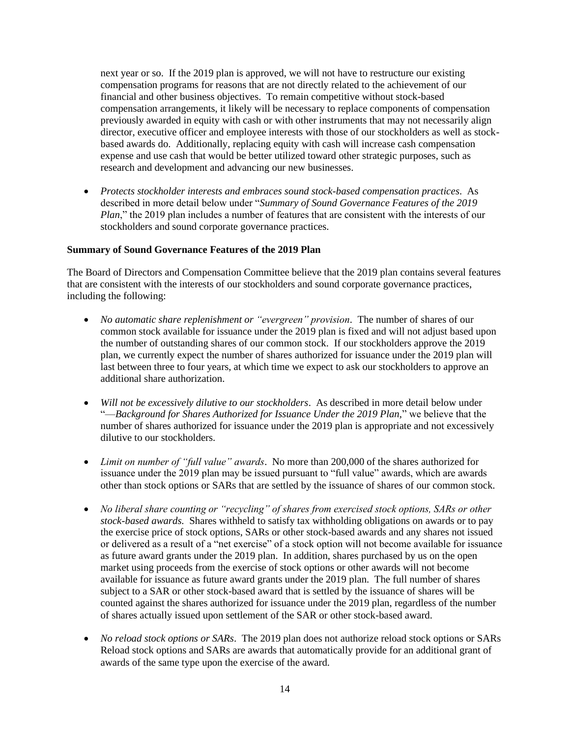next year or so. If the 2019 plan is approved, we will not have to restructure our existing compensation programs for reasons that are not directly related to the achievement of our financial and other business objectives. To remain competitive without stock-based compensation arrangements, it likely will be necessary to replace components of compensation previously awarded in equity with cash or with other instruments that may not necessarily align director, executive officer and employee interests with those of our stockholders as well as stock-based awards do. Additionally, replacing equity with cash will increase cash compensation expense and use cash that would be better utilized toward other strategic purposes, such as research and development and advancing our new businesses.

- *Protects stockholder interests and embraces sound stock-based compensation practices*. As described in more detail below under "*Summary of Sound Governance Features of the 2019 Plan*," the 2019 plan includes a number of features that are consistent with the interests of our stockholders and sound corporate governance practices.

**Summary of Sound Governance Features of the 2019 Plan**

The Board of Directors and Compensation Committee believe that the 2019 plan contains several features that are consistent with the interests of our stockholders and sound corporate governance practices, including the following:

- *No automatic share replenishment or "evergreen" provision*. The number of shares of our common stock available for issuance under the 2019 plan is fixed and will not adjust based upon the number of outstanding shares of our common stock. If our stockholders approve the 2019 plan, we currently expect the number of shares authorized for issuance under the 2019 plan will last between three to four years, at which time we expect to ask our stockholders to approve an additional share authorization.

- *Will not be excessively dilutive to our stockholders*. As described in more detail below under "—*Background for Shares Authorized for Issuance Under the 2019 Plan*," we believe that the number of shares authorized for issuance under the 2019 plan is appropriate and not excessively dilutive to our stockholders.

- *Limit on number of "full value" awards*. No more than 200,000 of the shares authorized for issuance under the 2019 plan may be issued pursuant to "full value" awards, which are awards other than stock options or SARs that are settled by the issuance of shares of our common stock.

- *No liberal share counting or "recycling" of shares from exercised stock options, SARs or other stock-based awards.* Shares withheld to satisfy tax withholding obligations on awards or to pay the exercise price of stock options, SARs or other stock-based awards and any shares not issued or delivered as a result of a "net exercise" of a stock option will not become available for issuance as future award grants under the 2019 plan. In addition, shares purchased by us on the open market using proceeds from the exercise of stock options or other awards will not become available for issuance as future award grants under the 2019 plan. The full number of shares subject to a SAR or other stock-based award that is settled by the issuance of shares will be counted against the shares authorized for issuance under the 2019 plan, regardless of the number of shares actually issued upon settlement of the SAR or other stock-based award.

- *No reload stock options or SARs*. The 2019 plan does not authorize reload stock options or SARs Reload stock options and SARs are awards that automatically provide for an additional grant of awards of the same type upon the exercise of the award.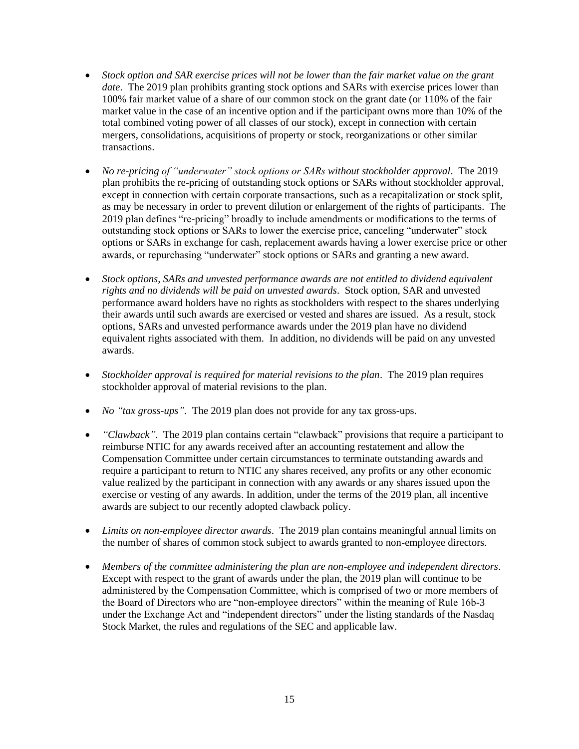- *Stock option and SAR exercise prices will not be lower than the fair market value on the grant date*. The 2019 plan prohibits granting stock options and SARs with exercise prices lower than 100% fair market value of a share of our common stock on the grant date (or 110% of the fair market value in the case of an incentive option and if the participant owns more than 10% of the total combined voting power of all classes of our stock), except in connection with certain mergers, consolidations, acquisitions of property or stock, reorganizations or other similar transactions.

- *No re-pricing of "underwater" stock options or SARs without stockholder approval*. The 2019 plan prohibits the re-pricing of outstanding stock options or SARs without stockholder approval, except in connection with certain corporate transactions, such as a recapitalization or stock split, as may be necessary in order to prevent dilution or enlargement of the rights of participants. The 2019 plan defines "re-pricing" broadly to include amendments or modifications to the terms of outstanding stock options or SARs to lower the exercise price, canceling "underwater" stock options or SARs in exchange for cash, replacement awards having a lower exercise price or other awards, or repurchasing "underwater" stock options or SARs and granting a new award.

- *Stock options, SARs and unvested performance awards are not entitled to dividend equivalent rights and no dividends will be paid on unvested awards*. Stock option, SAR and unvested performance award holders have no rights as stockholders with respect to the shares underlying their awards until such awards are exercised or vested and shares are issued. As a result, stock options, SARs and unvested performance awards under the 2019 plan have no dividend equivalent rights associated with them. In addition, no dividends will be paid on any unvested awards.

- *Stockholder approval is required for material revisions to the plan*. The 2019 plan requires stockholder approval of material revisions to the plan.

- *No "tax gross-ups"*. The 2019 plan does not provide for any tax gross-ups.

- *"Clawback"*. The 2019 plan contains certain "clawback" provisions that require a participant to reimburse NTIC for any awards received after an accounting restatement and allow the Compensation Committee under certain circumstances to terminate outstanding awards and require a participant to return to NTIC any shares received, any profits or any other economic value realized by the participant in connection with any awards or any shares issued upon the exercise or vesting of any awards. In addition, under the terms of the 2019 plan, all incentive awards are subject to our recently adopted clawback policy.

- *Limits on non-employee director awards*. The 2019 plan contains meaningful annual limits on the number of shares of common stock subject to awards granted to non-employee directors.

- *Members of the committee administering the plan are non-employee and independent directors*. Except with respect to the grant of awards under the plan, the 2019 plan will continue to be administered by the Compensation Committee, which is comprised of two or more members of the Board of Directors who are "non-employee directors" within the meaning of Rule 16b-3 under the Exchange Act and "independent directors" under the listing standards of the Nasdaq Stock Market, the rules and regulations of the SEC and applicable law.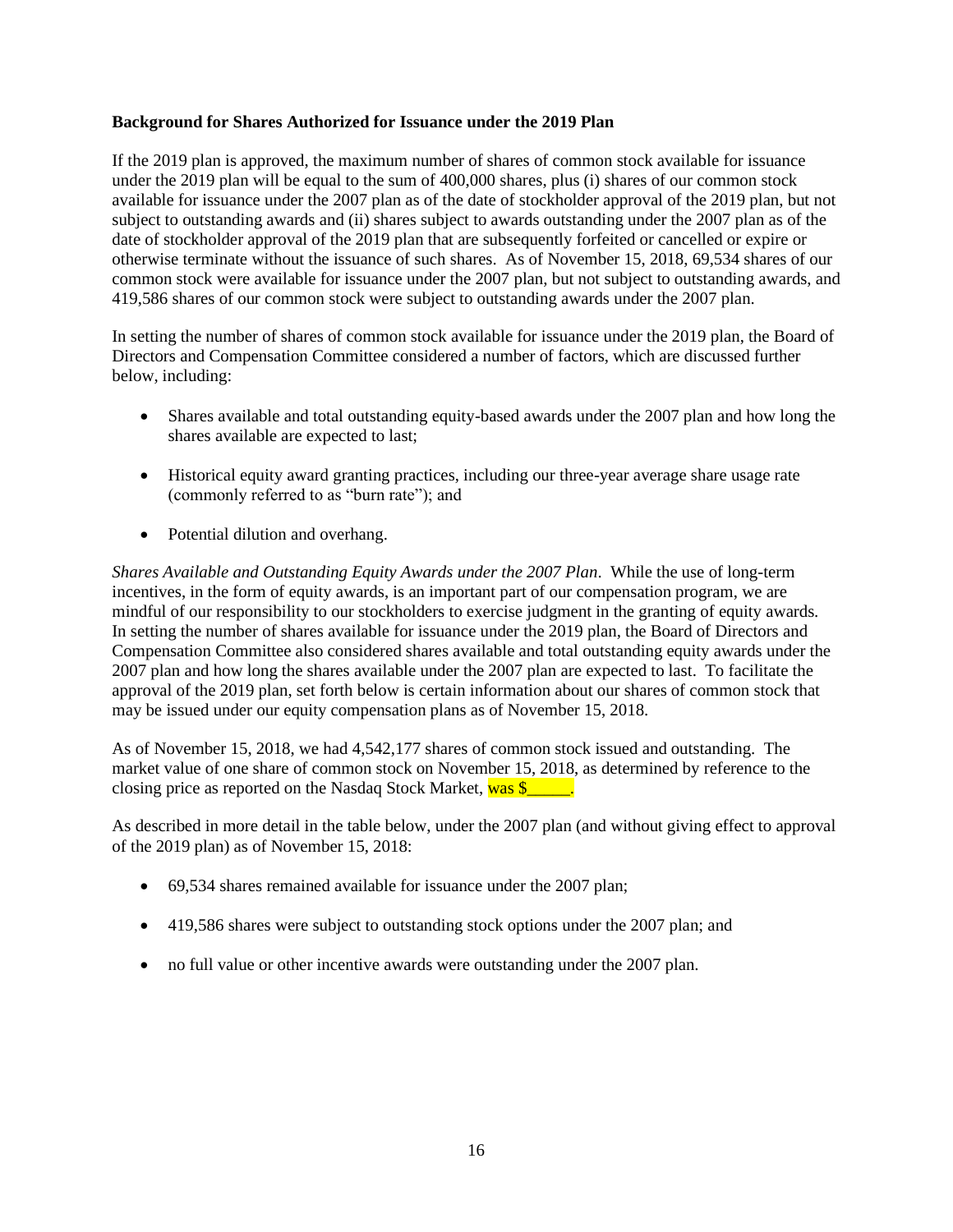**Background for Shares Authorized for Issuance under the 2019 Plan**

If the 2019 plan is approved, the maximum number of shares of common stock available for issuance under the 2019 plan will be equal to the sum of 400,000 shares, plus (i) shares of our common stock available for issuance under the 2007 plan as of the date of stockholder approval of the 2019 plan, but not subject to outstanding awards and (ii) shares subject to awards outstanding under the 2007 plan as of the date of stockholder approval of the 2019 plan that are subsequently forfeited or cancelled or expire or otherwise terminate without the issuance of such shares. As of November 15, 2018, 69,534 shares of our common stock were available for issuance under the 2007 plan, but not subject to outstanding awards, and 419,586 shares of our common stock were subject to outstanding awards under the 2007 plan.

In setting the number of shares of common stock available for issuance under the 2019 plan, the Board of Directors and Compensation Committee considered a number of factors, which are discussed further below, including:

- Shares available and total outstanding equity-based awards under the 2007 plan and how long the shares available are expected to last;
- Historical equity award granting practices, including our three-year average share usage rate (commonly referred to as "burn rate"); and
- Potential dilution and overhang.

*Shares Available and Outstanding Equity Awards under the 2007 Plan*. While the use of long-term incentives, in the form of equity awards, is an important part of our compensation program, we are mindful of our responsibility to our stockholders to exercise judgment in the granting of equity awards. In setting the number of shares available for issuance under the 2019 plan, the Board of Directors and Compensation Committee also considered shares available and total outstanding equity awards under the 2007 plan and how long the shares available under the 2007 plan are expected to last. To facilitate the approval of the 2019 plan, set forth below is certain information about our shares of common stock that may be issued under our equity compensation plans as of November 15, 2018.

As of November 15, 2018, we had 4,542,177 shares of common stock issued and outstanding. The market value of one share of common stock on November 15, 2018, as determined by reference to the closing price as reported on the Nasdaq Stock Market, was $_____.

As described in more detail in the table below, under the 2007 plan (and without giving effect to approval of the 2019 plan) as of November 15, 2018:

- 69,534 shares remained available for issuance under the 2007 plan;
- 419,586 shares were subject to outstanding stock options under the 2007 plan; and
- no full value or other incentive awards were outstanding under the 2007 plan.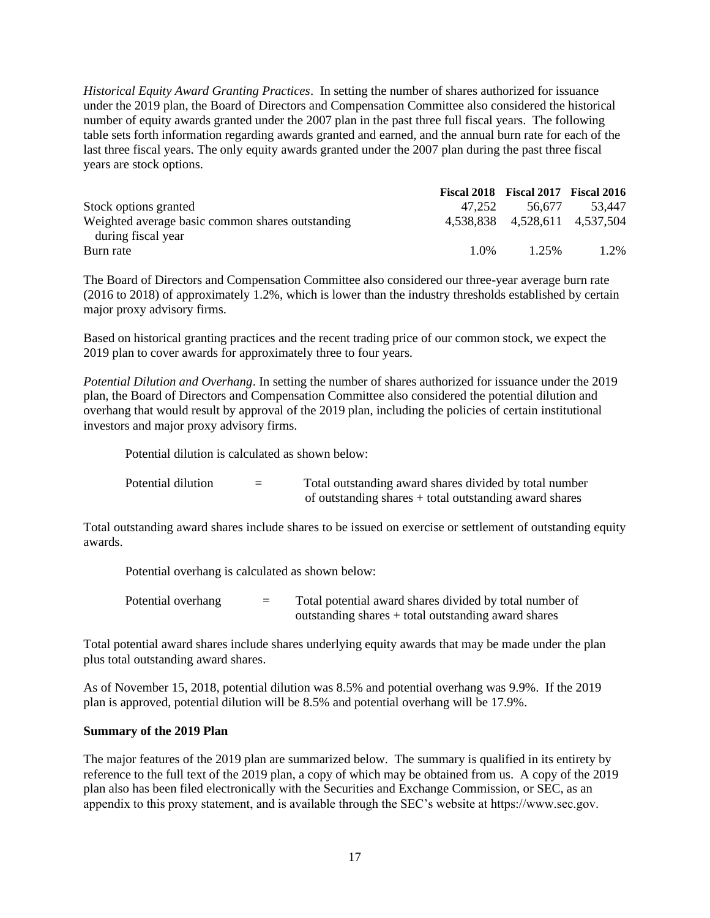*Historical Equity Award Granting Practices*. In setting the number of shares authorized for issuance under the 2019 plan, the Board of Directors and Compensation Committee also considered the historical number of equity awards granted under the 2007 plan in the past three full fiscal years. The following table sets forth information regarding awards granted and earned, and the annual burn rate for each of the last three fiscal years. The only equity awards granted under the 2007 plan during the past three fiscal years are stock options.

| | Fiscal 2018 | Fiscal 2017 | Fiscal 2016 |
|---|---|---|---|
| Stock options granted | 47,252 | 56,677 | 53,447 |
| Weighted average basic common shares outstanding during fiscal year | 4,538,838 | 4,528,611 | 4,537,504 |
| Burn rate | 1.0% | 1.25% | 1.2% |

The Board of Directors and Compensation Committee also considered our three-year average burn rate (2016 to 2018) of approximately 1.2%, which is lower than the industry thresholds established by certain major proxy advisory firms.

Based on historical granting practices and the recent trading price of our common stock, we expect the 2019 plan to cover awards for approximately three to four years.

*Potential Dilution and Overhang*. In setting the number of shares authorized for issuance under the 2019 plan, the Board of Directors and Compensation Committee also considered the potential dilution and overhang that would result by approval of the 2019 plan, including the policies of certain institutional investors and major proxy advisory firms.

Potential dilution is calculated as shown below:

Potential dilution = Total outstanding award shares divided by total number of outstanding shares + total outstanding award shares

Total outstanding award shares include shares to be issued on exercise or settlement of outstanding equity awards.

Potential overhang is calculated as shown below:

Potential overhang = Total potential award shares divided by total number of outstanding shares + total outstanding award shares

Total potential award shares include shares underlying equity awards that may be made under the plan plus total outstanding award shares.

As of November 15, 2018, potential dilution was 8.5% and potential overhang was 9.9%. If the 2019 plan is approved, potential dilution will be 8.5% and potential overhang will be 17.9%.

**Summary of the 2019 Plan**

The major features of the 2019 plan are summarized below. The summary is qualified in its entirety by reference to the full text of the 2019 plan, a copy of which may be obtained from us. A copy of the 2019 plan also has been filed electronically with the Securities and Exchange Commission, or SEC, as an appendix to this proxy statement, and is available through the SEC's website at https://www.sec.gov.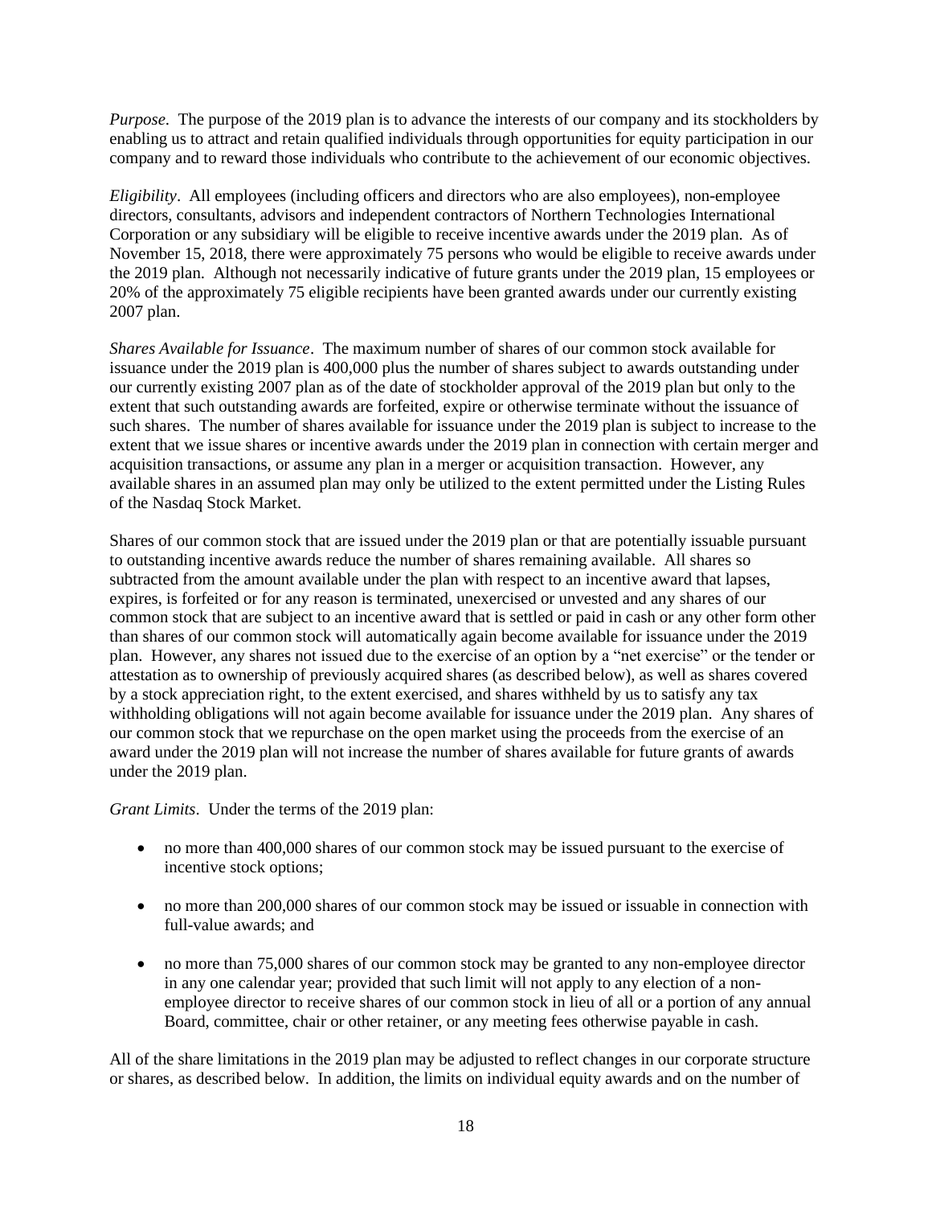*Purpose.* The purpose of the 2019 plan is to advance the interests of our company and its stockholders by enabling us to attract and retain qualified individuals through opportunities for equity participation in our company and to reward those individuals who contribute to the achievement of our economic objectives.

*Eligibility*. All employees (including officers and directors who are also employees), non-employee directors, consultants, advisors and independent contractors of Northern Technologies International Corporation or any subsidiary will be eligible to receive incentive awards under the 2019 plan. As of November 15, 2018, there were approximately 75 persons who would be eligible to receive awards under the 2019 plan. Although not necessarily indicative of future grants under the 2019 plan, 15 employees or 20% of the approximately 75 eligible recipients have been granted awards under our currently existing 2007 plan.

*Shares Available for Issuance*. The maximum number of shares of our common stock available for issuance under the 2019 plan is 400,000 plus the number of shares subject to awards outstanding under our currently existing 2007 plan as of the date of stockholder approval of the 2019 plan but only to the extent that such outstanding awards are forfeited, expire or otherwise terminate without the issuance of such shares. The number of shares available for issuance under the 2019 plan is subject to increase to the extent that we issue shares or incentive awards under the 2019 plan in connection with certain merger and acquisition transactions, or assume any plan in a merger or acquisition transaction. However, any available shares in an assumed plan may only be utilized to the extent permitted under the Listing Rules of the Nasdaq Stock Market.

Shares of our common stock that are issued under the 2019 plan or that are potentially issuable pursuant to outstanding incentive awards reduce the number of shares remaining available. All shares so subtracted from the amount available under the plan with respect to an incentive award that lapses, expires, is forfeited or for any reason is terminated, unexercised or unvested and any shares of our common stock that are subject to an incentive award that is settled or paid in cash or any other form other than shares of our common stock will automatically again become available for issuance under the 2019 plan. However, any shares not issued due to the exercise of an option by a "net exercise" or the tender or attestation as to ownership of previously acquired shares (as described below), as well as shares covered by a stock appreciation right, to the extent exercised, and shares withheld by us to satisfy any tax withholding obligations will not again become available for issuance under the 2019 plan. Any shares of our common stock that we repurchase on the open market using the proceeds from the exercise of an award under the 2019 plan will not increase the number of shares available for future grants of awards under the 2019 plan.

*Grant Limits*. Under the terms of the 2019 plan:

- no more than 400,000 shares of our common stock may be issued pursuant to the exercise of incentive stock options;
- no more than 200,000 shares of our common stock may be issued or issuable in connection with full-value awards; and
- no more than 75,000 shares of our common stock may be granted to any non-employee director in any one calendar year; provided that such limit will not apply to any election of a non-employee director to receive shares of our common stock in lieu of all or a portion of any annual Board, committee, chair or other retainer, or any meeting fees otherwise payable in cash.

All of the share limitations in the 2019 plan may be adjusted to reflect changes in our corporate structure or shares, as described below. In addition, the limits on individual equity awards and on the number of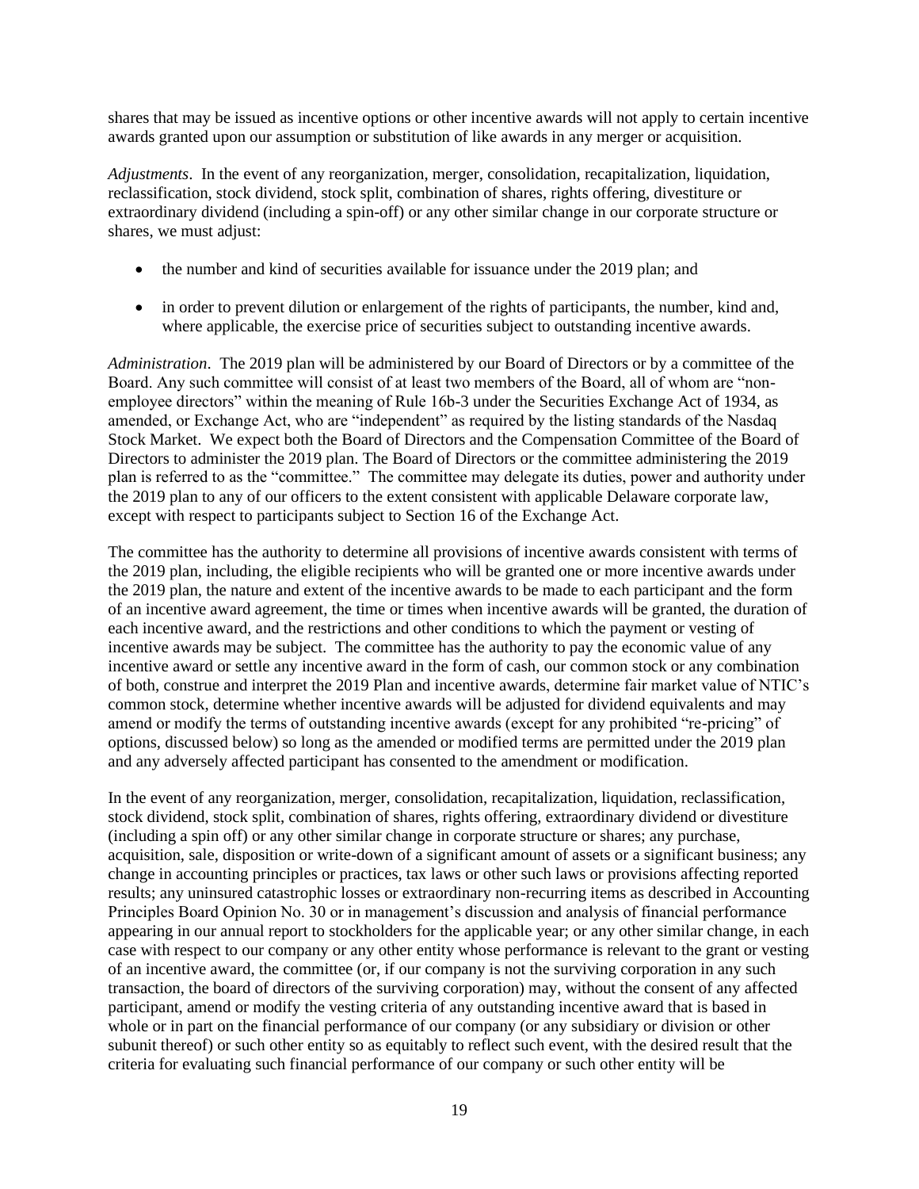shares that may be issued as incentive options or other incentive awards will not apply to certain incentive awards granted upon our assumption or substitution of like awards in any merger or acquisition.

*Adjustments*. In the event of any reorganization, merger, consolidation, recapitalization, liquidation, reclassification, stock dividend, stock split, combination of shares, rights offering, divestiture or extraordinary dividend (including a spin-off) or any other similar change in our corporate structure or shares, we must adjust:

- the number and kind of securities available for issuance under the 2019 plan; and
- in order to prevent dilution or enlargement of the rights of participants, the number, kind and, where applicable, the exercise price of securities subject to outstanding incentive awards.

*Administration*. The 2019 plan will be administered by our Board of Directors or by a committee of the Board. Any such committee will consist of at least two members of the Board, all of whom are "non-employee directors" within the meaning of Rule 16b-3 under the Securities Exchange Act of 1934, as amended, or Exchange Act, who are "independent" as required by the listing standards of the Nasdaq Stock Market. We expect both the Board of Directors and the Compensation Committee of the Board of Directors to administer the 2019 plan. The Board of Directors or the committee administering the 2019 plan is referred to as the "committee." The committee may delegate its duties, power and authority under the 2019 plan to any of our officers to the extent consistent with applicable Delaware corporate law, except with respect to participants subject to Section 16 of the Exchange Act.

The committee has the authority to determine all provisions of incentive awards consistent with terms of the 2019 plan, including, the eligible recipients who will be granted one or more incentive awards under the 2019 plan, the nature and extent of the incentive awards to be made to each participant and the form of an incentive award agreement, the time or times when incentive awards will be granted, the duration of each incentive award, and the restrictions and other conditions to which the payment or vesting of incentive awards may be subject. The committee has the authority to pay the economic value of any incentive award or settle any incentive award in the form of cash, our common stock or any combination of both, construe and interpret the 2019 Plan and incentive awards, determine fair market value of NTIC's common stock, determine whether incentive awards will be adjusted for dividend equivalents and may amend or modify the terms of outstanding incentive awards (except for any prohibited "re-pricing" of options, discussed below) so long as the amended or modified terms are permitted under the 2019 plan and any adversely affected participant has consented to the amendment or modification.

In the event of any reorganization, merger, consolidation, recapitalization, liquidation, reclassification, stock dividend, stock split, combination of shares, rights offering, extraordinary dividend or divestiture (including a spin off) or any other similar change in corporate structure or shares; any purchase, acquisition, sale, disposition or write-down of a significant amount of assets or a significant business; any change in accounting principles or practices, tax laws or other such laws or provisions affecting reported results; any uninsured catastrophic losses or extraordinary non-recurring items as described in Accounting Principles Board Opinion No. 30 or in management's discussion and analysis of financial performance appearing in our annual report to stockholders for the applicable year; or any other similar change, in each case with respect to our company or any other entity whose performance is relevant to the grant or vesting of an incentive award, the committee (or, if our company is not the surviving corporation in any such transaction, the board of directors of the surviving corporation) may, without the consent of any affected participant, amend or modify the vesting criteria of any outstanding incentive award that is based in whole or in part on the financial performance of our company (or any subsidiary or division or other subunit thereof) or such other entity so as equitably to reflect such event, with the desired result that the criteria for evaluating such financial performance of our company or such other entity will be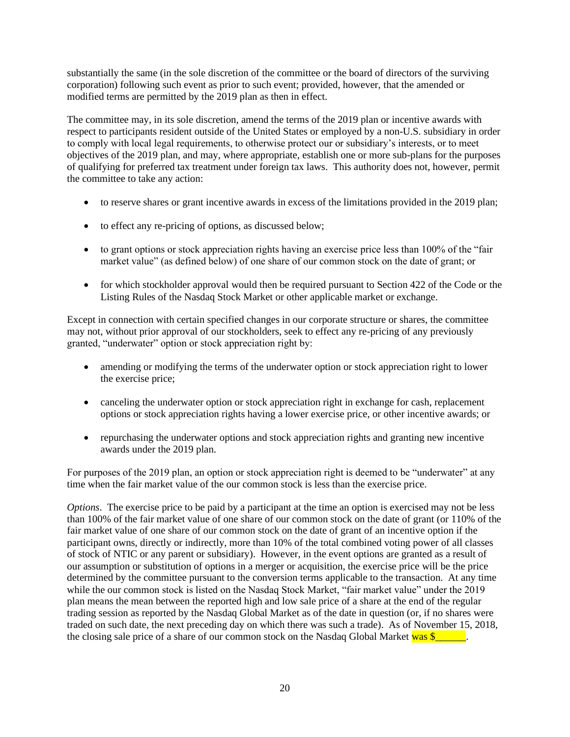substantially the same (in the sole discretion of the committee or the board of directors of the surviving corporation) following such event as prior to such event; provided, however, that the amended or modified terms are permitted by the 2019 plan as then in effect.

The committee may, in its sole discretion, amend the terms of the 2019 plan or incentive awards with respect to participants resident outside of the United States or employed by a non-U.S. subsidiary in order to comply with local legal requirements, to otherwise protect our or subsidiary's interests, or to meet objectives of the 2019 plan, and may, where appropriate, establish one or more sub-plans for the purposes of qualifying for preferred tax treatment under foreign tax laws. This authority does not, however, permit the committee to take any action:

- to reserve shares or grant incentive awards in excess of the limitations provided in the 2019 plan;
- to effect any re-pricing of options, as discussed below;
- to grant options or stock appreciation rights having an exercise price less than 100% of the "fair market value" (as defined below) of one share of our common stock on the date of grant; or
- for which stockholder approval would then be required pursuant to Section 422 of the Code or the Listing Rules of the Nasdaq Stock Market or other applicable market or exchange.

Except in connection with certain specified changes in our corporate structure or shares, the committee may not, without prior approval of our stockholders, seek to effect any re-pricing of any previously granted, "underwater" option or stock appreciation right by:

- amending or modifying the terms of the underwater option or stock appreciation right to lower the exercise price;
- canceling the underwater option or stock appreciation right in exchange for cash, replacement options or stock appreciation rights having a lower exercise price, or other incentive awards; or
- repurchasing the underwater options and stock appreciation rights and granting new incentive awards under the 2019 plan.

For purposes of the 2019 plan, an option or stock appreciation right is deemed to be "underwater" at any time when the fair market value of the our common stock is less than the exercise price.

*Options*. The exercise price to be paid by a participant at the time an option is exercised may not be less than 100% of the fair market value of one share of our common stock on the date of grant (or 110% of the fair market value of one share of our common stock on the date of grant of an incentive option if the participant owns, directly or indirectly, more than 10% of the total combined voting power of all classes of stock of NTIC or any parent or subsidiary). However, in the event options are granted as a result of our assumption or substitution of options in a merger or acquisition, the exercise price will be the price determined by the committee pursuant to the conversion terms applicable to the transaction. At any time while the our common stock is listed on the Nasdaq Stock Market, "fair market value" under the 2019 plan means the mean between the reported high and low sale price of a share at the end of the regular trading session as reported by the Nasdaq Global Market as of the date in question (or, if no shares were traded on such date, the next preceding day on which there was such a trade). As of November 15, 2018, the closing sale price of a share of our common stock on the Nasdaq Global Market was $\_\_\_\_\_\_.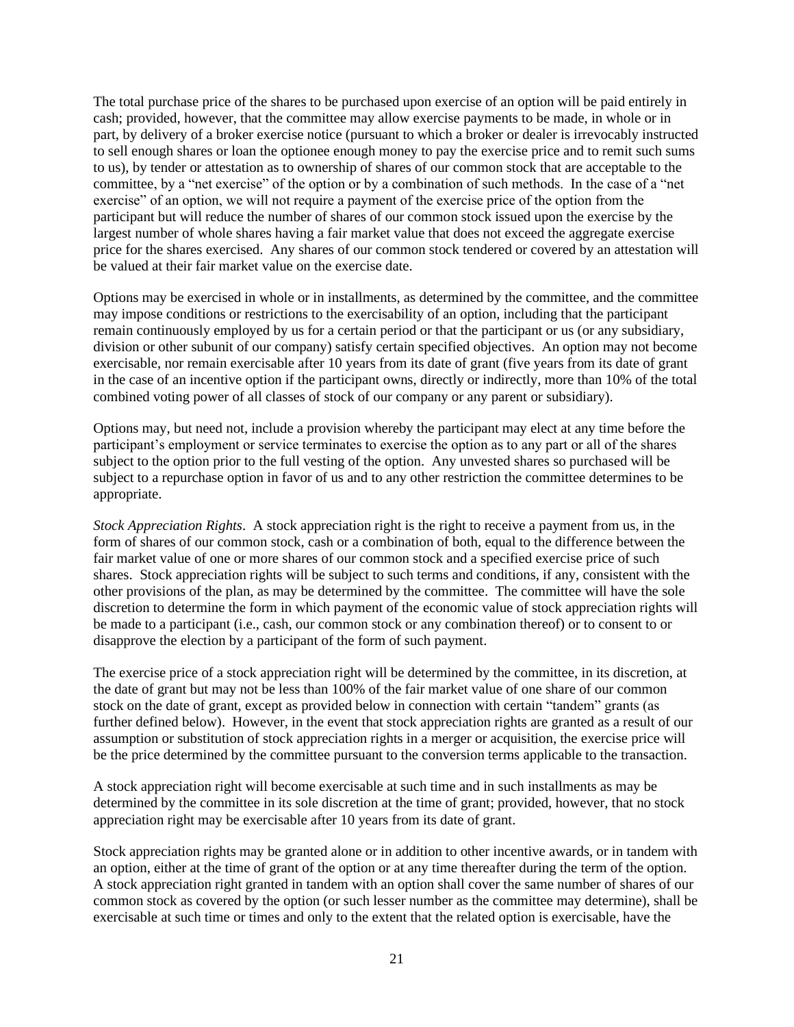The total purchase price of the shares to be purchased upon exercise of an option will be paid entirely in cash; provided, however, that the committee may allow exercise payments to be made, in whole or in part, by delivery of a broker exercise notice (pursuant to which a broker or dealer is irrevocably instructed to sell enough shares or loan the optionee enough money to pay the exercise price and to remit such sums to us), by tender or attestation as to ownership of shares of our common stock that are acceptable to the committee, by a "net exercise" of the option or by a combination of such methods. In the case of a "net exercise" of an option, we will not require a payment of the exercise price of the option from the participant but will reduce the number of shares of our common stock issued upon the exercise by the largest number of whole shares having a fair market value that does not exceed the aggregate exercise price for the shares exercised. Any shares of our common stock tendered or covered by an attestation will be valued at their fair market value on the exercise date.

Options may be exercised in whole or in installments, as determined by the committee, and the committee may impose conditions or restrictions to the exercisability of an option, including that the participant remain continuously employed by us for a certain period or that the participant or us (or any subsidiary, division or other subunit of our company) satisfy certain specified objectives. An option may not become exercisable, nor remain exercisable after 10 years from its date of grant (five years from its date of grant in the case of an incentive option if the participant owns, directly or indirectly, more than 10% of the total combined voting power of all classes of stock of our company or any parent or subsidiary).

Options may, but need not, include a provision whereby the participant may elect at any time before the participant's employment or service terminates to exercise the option as to any part or all of the shares subject to the option prior to the full vesting of the option. Any unvested shares so purchased will be subject to a repurchase option in favor of us and to any other restriction the committee determines to be appropriate.

*Stock Appreciation Rights*. A stock appreciation right is the right to receive a payment from us, in the form of shares of our common stock, cash or a combination of both, equal to the difference between the fair market value of one or more shares of our common stock and a specified exercise price of such shares. Stock appreciation rights will be subject to such terms and conditions, if any, consistent with the other provisions of the plan, as may be determined by the committee. The committee will have the sole discretion to determine the form in which payment of the economic value of stock appreciation rights will be made to a participant (i.e., cash, our common stock or any combination thereof) or to consent to or disapprove the election by a participant of the form of such payment.

The exercise price of a stock appreciation right will be determined by the committee, in its discretion, at the date of grant but may not be less than 100% of the fair market value of one share of our common stock on the date of grant, except as provided below in connection with certain "tandem" grants (as further defined below). However, in the event that stock appreciation rights are granted as a result of our assumption or substitution of stock appreciation rights in a merger or acquisition, the exercise price will be the price determined by the committee pursuant to the conversion terms applicable to the transaction.

A stock appreciation right will become exercisable at such time and in such installments as may be determined by the committee in its sole discretion at the time of grant; provided, however, that no stock appreciation right may be exercisable after 10 years from its date of grant.

Stock appreciation rights may be granted alone or in addition to other incentive awards, or in tandem with an option, either at the time of grant of the option or at any time thereafter during the term of the option. A stock appreciation right granted in tandem with an option shall cover the same number of shares of our common stock as covered by the option (or such lesser number as the committee may determine), shall be exercisable at such time or times and only to the extent that the related option is exercisable, have the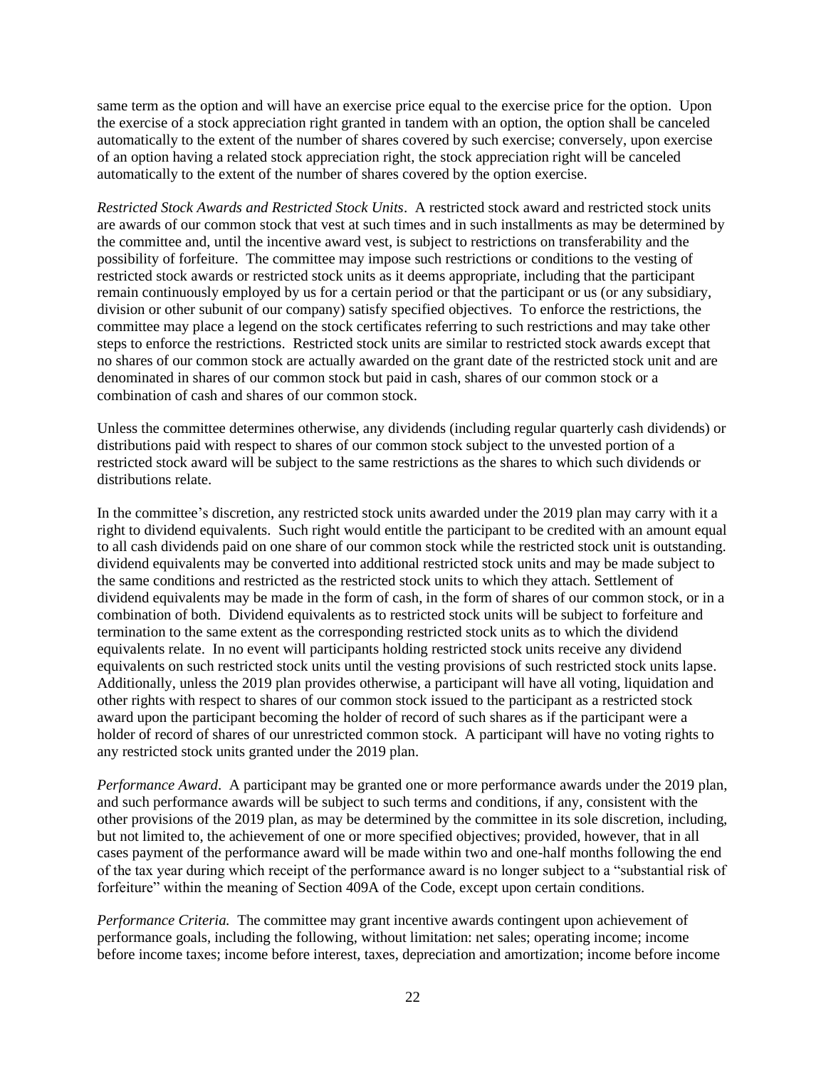same term as the option and will have an exercise price equal to the exercise price for the option. Upon the exercise of a stock appreciation right granted in tandem with an option, the option shall be canceled automatically to the extent of the number of shares covered by such exercise; conversely, upon exercise of an option having a related stock appreciation right, the stock appreciation right will be canceled automatically to the extent of the number of shares covered by the option exercise.

*Restricted Stock Awards and Restricted Stock Units*. A restricted stock award and restricted stock units are awards of our common stock that vest at such times and in such installments as may be determined by the committee and, until the incentive award vest, is subject to restrictions on transferability and the possibility of forfeiture. The committee may impose such restrictions or conditions to the vesting of restricted stock awards or restricted stock units as it deems appropriate, including that the participant remain continuously employed by us for a certain period or that the participant or us (or any subsidiary, division or other subunit of our company) satisfy specified objectives. To enforce the restrictions, the committee may place a legend on the stock certificates referring to such restrictions and may take other steps to enforce the restrictions. Restricted stock units are similar to restricted stock awards except that no shares of our common stock are actually awarded on the grant date of the restricted stock unit and are denominated in shares of our common stock but paid in cash, shares of our common stock or a combination of cash and shares of our common stock.

Unless the committee determines otherwise, any dividends (including regular quarterly cash dividends) or distributions paid with respect to shares of our common stock subject to the unvested portion of a restricted stock award will be subject to the same restrictions as the shares to which such dividends or distributions relate.

In the committee's discretion, any restricted stock units awarded under the 2019 plan may carry with it a right to dividend equivalents. Such right would entitle the participant to be credited with an amount equal to all cash dividends paid on one share of our common stock while the restricted stock unit is outstanding. dividend equivalents may be converted into additional restricted stock units and may be made subject to the same conditions and restricted as the restricted stock units to which they attach. Settlement of dividend equivalents may be made in the form of cash, in the form of shares of our common stock, or in a combination of both. Dividend equivalents as to restricted stock units will be subject to forfeiture and termination to the same extent as the corresponding restricted stock units as to which the dividend equivalents relate. In no event will participants holding restricted stock units receive any dividend equivalents on such restricted stock units until the vesting provisions of such restricted stock units lapse. Additionally, unless the 2019 plan provides otherwise, a participant will have all voting, liquidation and other rights with respect to shares of our common stock issued to the participant as a restricted stock award upon the participant becoming the holder of record of such shares as if the participant were a holder of record of shares of our unrestricted common stock. A participant will have no voting rights to any restricted stock units granted under the 2019 plan.

*Performance Award*. A participant may be granted one or more performance awards under the 2019 plan, and such performance awards will be subject to such terms and conditions, if any, consistent with the other provisions of the 2019 plan, as may be determined by the committee in its sole discretion, including, but not limited to, the achievement of one or more specified objectives; provided, however, that in all cases payment of the performance award will be made within two and one-half months following the end of the tax year during which receipt of the performance award is no longer subject to a "substantial risk of forfeiture" within the meaning of Section 409A of the Code, except upon certain conditions.

*Performance Criteria.* The committee may grant incentive awards contingent upon achievement of performance goals, including the following, without limitation: net sales; operating income; income before income taxes; income before interest, taxes, depreciation and amortization; income before income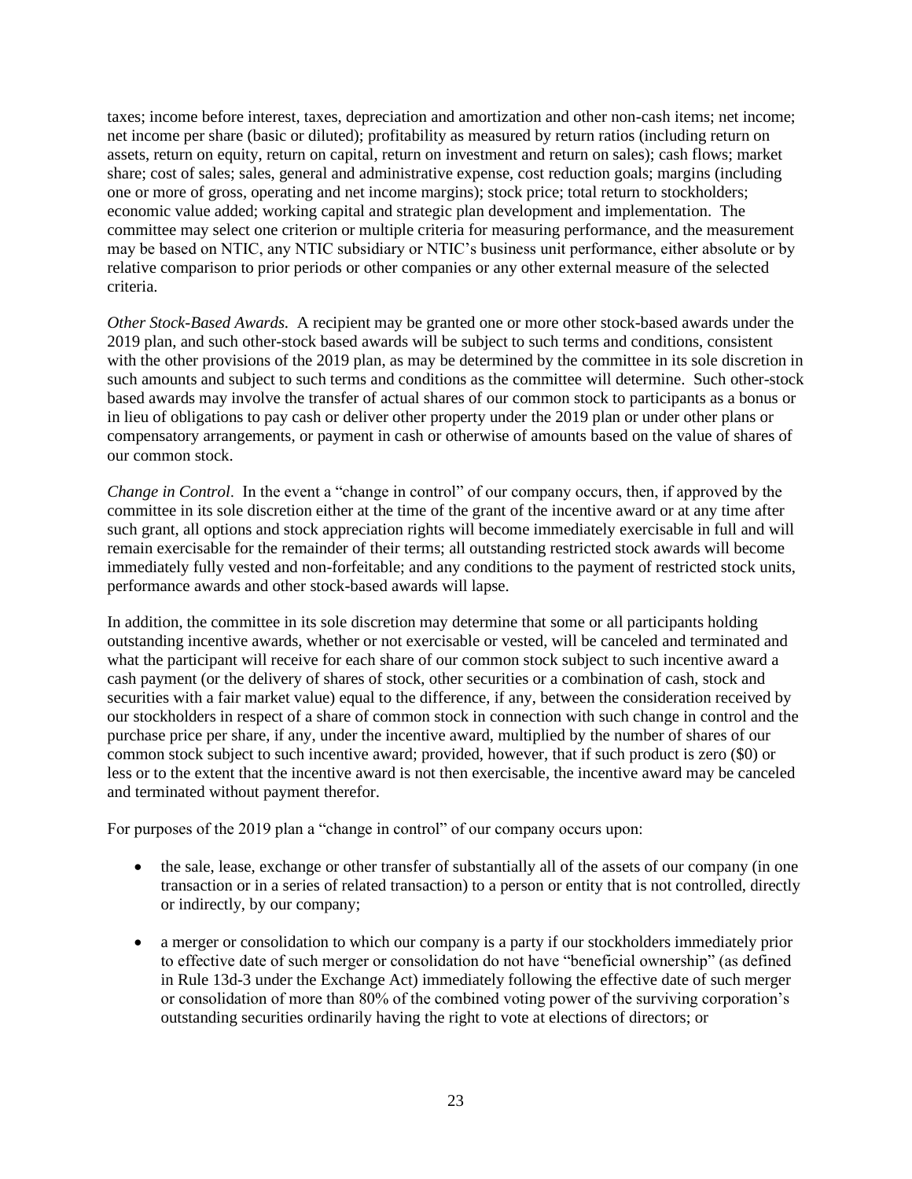taxes; income before interest, taxes, depreciation and amortization and other non-cash items; net income; net income per share (basic or diluted); profitability as measured by return ratios (including return on assets, return on equity, return on capital, return on investment and return on sales); cash flows; market share; cost of sales; sales, general and administrative expense, cost reduction goals; margins (including one or more of gross, operating and net income margins); stock price; total return to stockholders; economic value added; working capital and strategic plan development and implementation. The committee may select one criterion or multiple criteria for measuring performance, and the measurement may be based on NTIC, any NTIC subsidiary or NTIC's business unit performance, either absolute or by relative comparison to prior periods or other companies or any other external measure of the selected criteria.

*Other Stock-Based Awards.* A recipient may be granted one or more other stock-based awards under the 2019 plan, and such other-stock based awards will be subject to such terms and conditions, consistent with the other provisions of the 2019 plan, as may be determined by the committee in its sole discretion in such amounts and subject to such terms and conditions as the committee will determine. Such other-stock based awards may involve the transfer of actual shares of our common stock to participants as a bonus or in lieu of obligations to pay cash or deliver other property under the 2019 plan or under other plans or compensatory arrangements, or payment in cash or otherwise of amounts based on the value of shares of our common stock.

*Change in Control.* In the event a "change in control" of our company occurs, then, if approved by the committee in its sole discretion either at the time of the grant of the incentive award or at any time after such grant, all options and stock appreciation rights will become immediately exercisable in full and will remain exercisable for the remainder of their terms; all outstanding restricted stock awards will become immediately fully vested and non-forfeitable; and any conditions to the payment of restricted stock units, performance awards and other stock-based awards will lapse.

In addition, the committee in its sole discretion may determine that some or all participants holding outstanding incentive awards, whether or not exercisable or vested, will be canceled and terminated and what the participant will receive for each share of our common stock subject to such incentive award a cash payment (or the delivery of shares of stock, other securities or a combination of cash, stock and securities with a fair market value) equal to the difference, if any, between the consideration received by our stockholders in respect of a share of common stock in connection with such change in control and the purchase price per share, if any, under the incentive award, multiplied by the number of shares of our common stock subject to such incentive award; provided, however, that if such product is zero ($0) or less or to the extent that the incentive award is not then exercisable, the incentive award may be canceled and terminated without payment therefor.

For purposes of the 2019 plan a "change in control" of our company occurs upon:

- the sale, lease, exchange or other transfer of substantially all of the assets of our company (in one transaction or in a series of related transaction) to a person or entity that is not controlled, directly or indirectly, by our company;
- a merger or consolidation to which our company is a party if our stockholders immediately prior to effective date of such merger or consolidation do not have "beneficial ownership" (as defined in Rule 13d-3 under the Exchange Act) immediately following the effective date of such merger or consolidation of more than 80% of the combined voting power of the surviving corporation's outstanding securities ordinarily having the right to vote at elections of directors; or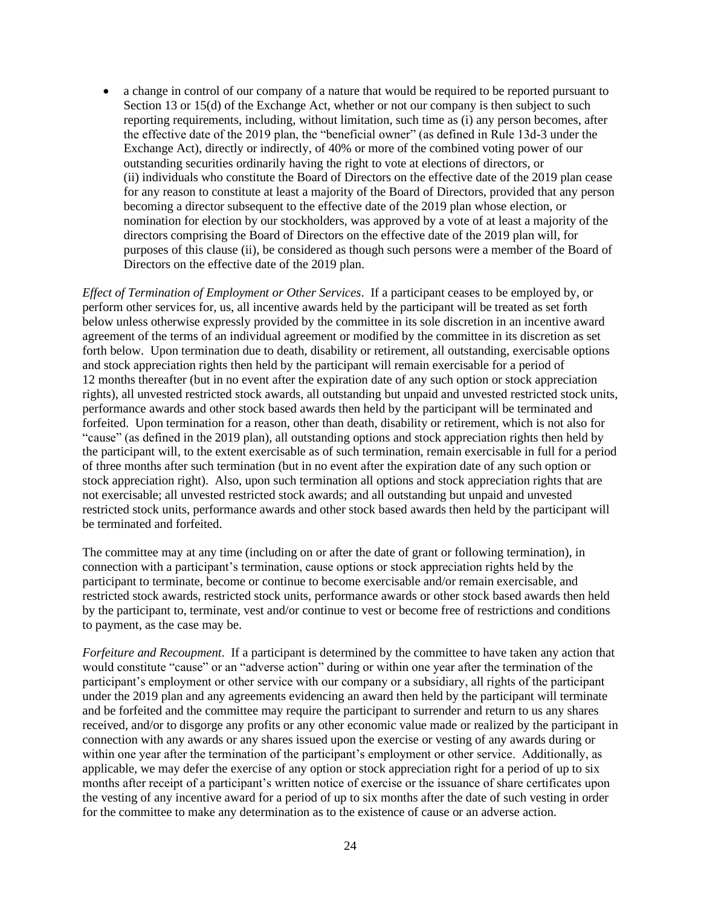- a change in control of our company of a nature that would be required to be reported pursuant to Section 13 or 15(d) of the Exchange Act, whether or not our company is then subject to such reporting requirements, including, without limitation, such time as (i) any person becomes, after the effective date of the 2019 plan, the "beneficial owner" (as defined in Rule 13d-3 under the Exchange Act), directly or indirectly, of 40% or more of the combined voting power of our outstanding securities ordinarily having the right to vote at elections of directors, or (ii) individuals who constitute the Board of Directors on the effective date of the 2019 plan cease for any reason to constitute at least a majority of the Board of Directors, provided that any person becoming a director subsequent to the effective date of the 2019 plan whose election, or nomination for election by our stockholders, was approved by a vote of at least a majority of the directors comprising the Board of Directors on the effective date of the 2019 plan will, for purposes of this clause (ii), be considered as though such persons were a member of the Board of Directors on the effective date of the 2019 plan.

*Effect of Termination of Employment or Other Services*. If a participant ceases to be employed by, or perform other services for, us, all incentive awards held by the participant will be treated as set forth below unless otherwise expressly provided by the committee in its sole discretion in an incentive award agreement of the terms of an individual agreement or modified by the committee in its discretion as set forth below. Upon termination due to death, disability or retirement, all outstanding, exercisable options and stock appreciation rights then held by the participant will remain exercisable for a period of 12 months thereafter (but in no event after the expiration date of any such option or stock appreciation rights), all unvested restricted stock awards, all outstanding but unpaid and unvested restricted stock units, performance awards and other stock based awards then held by the participant will be terminated and forfeited. Upon termination for a reason, other than death, disability or retirement, which is not also for "cause" (as defined in the 2019 plan), all outstanding options and stock appreciation rights then held by the participant will, to the extent exercisable as of such termination, remain exercisable in full for a period of three months after such termination (but in no event after the expiration date of any such option or stock appreciation right). Also, upon such termination all options and stock appreciation rights that are not exercisable; all unvested restricted stock awards; and all outstanding but unpaid and unvested restricted stock units, performance awards and other stock based awards then held by the participant will be terminated and forfeited.

The committee may at any time (including on or after the date of grant or following termination), in connection with a participant's termination, cause options or stock appreciation rights held by the participant to terminate, become or continue to become exercisable and/or remain exercisable, and restricted stock awards, restricted stock units, performance awards or other stock based awards then held by the participant to, terminate, vest and/or continue to vest or become free of restrictions and conditions to payment, as the case may be.

*Forfeiture and Recoupment*. If a participant is determined by the committee to have taken any action that would constitute "cause" or an "adverse action" during or within one year after the termination of the participant's employment or other service with our company or a subsidiary, all rights of the participant under the 2019 plan and any agreements evidencing an award then held by the participant will terminate and be forfeited and the committee may require the participant to surrender and return to us any shares received, and/or to disgorge any profits or any other economic value made or realized by the participant in connection with any awards or any shares issued upon the exercise or vesting of any awards during or within one year after the termination of the participant's employment or other service. Additionally, as applicable, we may defer the exercise of any option or stock appreciation right for a period of up to six months after receipt of a participant's written notice of exercise or the issuance of share certificates upon the vesting of any incentive award for a period of up to six months after the date of such vesting in order for the committee to make any determination as to the existence of cause or an adverse action.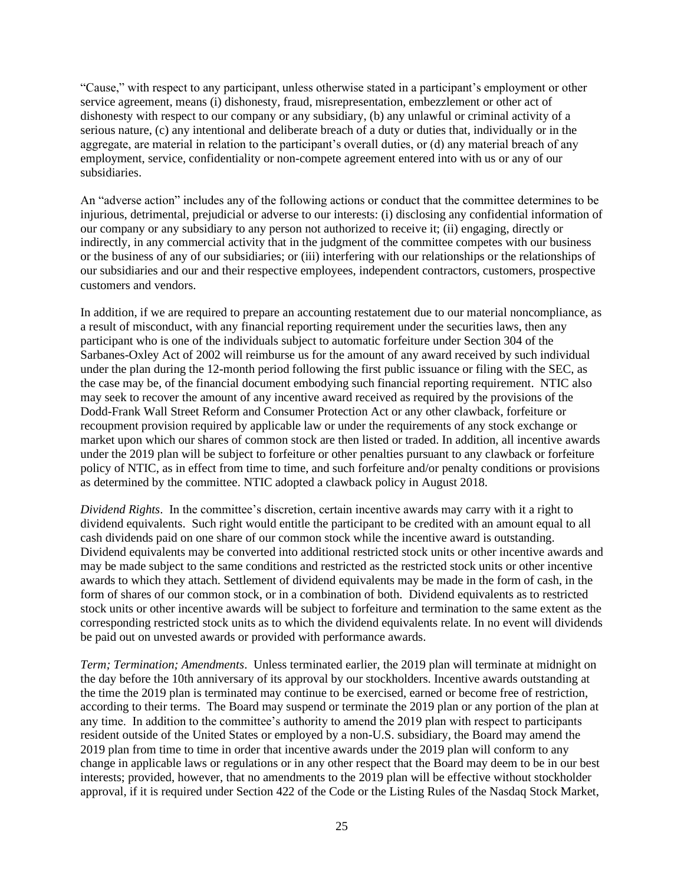"Cause," with respect to any participant, unless otherwise stated in a participant's employment or other service agreement, means (i) dishonesty, fraud, misrepresentation, embezzlement or other act of dishonesty with respect to our company or any subsidiary, (b) any unlawful or criminal activity of a serious nature, (c) any intentional and deliberate breach of a duty or duties that, individually or in the aggregate, are material in relation to the participant's overall duties, or (d) any material breach of any employment, service, confidentiality or non-compete agreement entered into with us or any of our subsidiaries.

An "adverse action" includes any of the following actions or conduct that the committee determines to be injurious, detrimental, prejudicial or adverse to our interests: (i) disclosing any confidential information of our company or any subsidiary to any person not authorized to receive it; (ii) engaging, directly or indirectly, in any commercial activity that in the judgment of the committee competes with our business or the business of any of our subsidiaries; or (iii) interfering with our relationships or the relationships of our subsidiaries and our and their respective employees, independent contractors, customers, prospective customers and vendors.

In addition, if we are required to prepare an accounting restatement due to our material noncompliance, as a result of misconduct, with any financial reporting requirement under the securities laws, then any participant who is one of the individuals subject to automatic forfeiture under Section 304 of the Sarbanes-Oxley Act of 2002 will reimburse us for the amount of any award received by such individual under the plan during the 12-month period following the first public issuance or filing with the SEC, as the case may be, of the financial document embodying such financial reporting requirement. NTIC also may seek to recover the amount of any incentive award received as required by the provisions of the Dodd-Frank Wall Street Reform and Consumer Protection Act or any other clawback, forfeiture or recoupment provision required by applicable law or under the requirements of any stock exchange or market upon which our shares of common stock are then listed or traded. In addition, all incentive awards under the 2019 plan will be subject to forfeiture or other penalties pursuant to any clawback or forfeiture policy of NTIC, as in effect from time to time, and such forfeiture and/or penalty conditions or provisions as determined by the committee. NTIC adopted a clawback policy in August 2018.

*Dividend Rights*. In the committee's discretion, certain incentive awards may carry with it a right to dividend equivalents. Such right would entitle the participant to be credited with an amount equal to all cash dividends paid on one share of our common stock while the incentive award is outstanding. Dividend equivalents may be converted into additional restricted stock units or other incentive awards and may be made subject to the same conditions and restricted as the restricted stock units or other incentive awards to which they attach. Settlement of dividend equivalents may be made in the form of cash, in the form of shares of our common stock, or in a combination of both. Dividend equivalents as to restricted stock units or other incentive awards will be subject to forfeiture and termination to the same extent as the corresponding restricted stock units as to which the dividend equivalents relate. In no event will dividends be paid out on unvested awards or provided with performance awards.

*Term; Termination; Amendments*. Unless terminated earlier, the 2019 plan will terminate at midnight on the day before the 10th anniversary of its approval by our stockholders. Incentive awards outstanding at the time the 2019 plan is terminated may continue to be exercised, earned or become free of restriction, according to their terms. The Board may suspend or terminate the 2019 plan or any portion of the plan at any time. In addition to the committee's authority to amend the 2019 plan with respect to participants resident outside of the United States or employed by a non-U.S. subsidiary, the Board may amend the 2019 plan from time to time in order that incentive awards under the 2019 plan will conform to any change in applicable laws or regulations or in any other respect that the Board may deem to be in our best interests; provided, however, that no amendments to the 2019 plan will be effective without stockholder approval, if it is required under Section 422 of the Code or the Listing Rules of the Nasdaq Stock Market,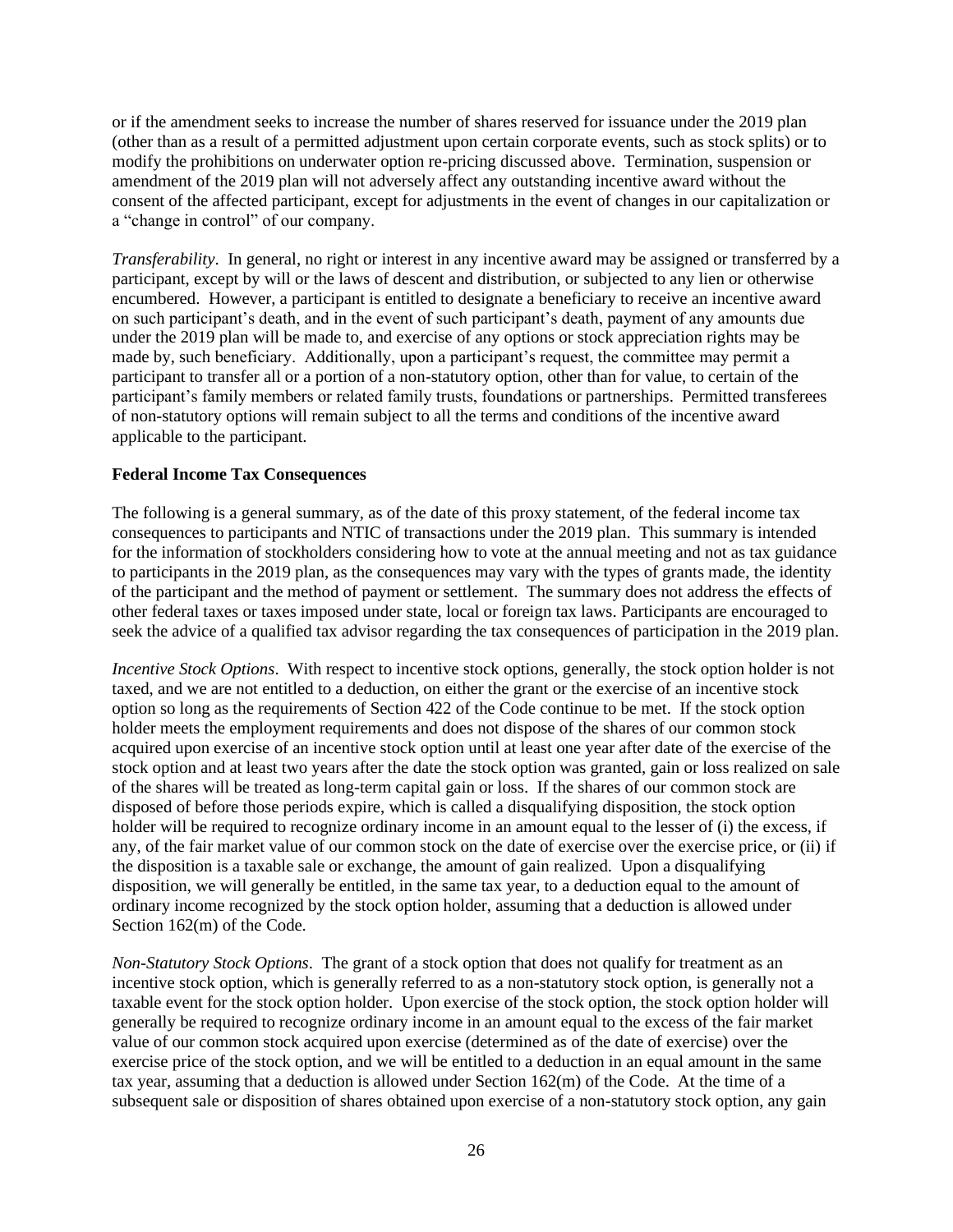or if the amendment seeks to increase the number of shares reserved for issuance under the 2019 plan (other than as a result of a permitted adjustment upon certain corporate events, such as stock splits) or to modify the prohibitions on underwater option re-pricing discussed above. Termination, suspension or amendment of the 2019 plan will not adversely affect any outstanding incentive award without the consent of the affected participant, except for adjustments in the event of changes in our capitalization or a "change in control" of our company.

*Transferability*. In general, no right or interest in any incentive award may be assigned or transferred by a participant, except by will or the laws of descent and distribution, or subjected to any lien or otherwise encumbered. However, a participant is entitled to designate a beneficiary to receive an incentive award on such participant's death, and in the event of such participant's death, payment of any amounts due under the 2019 plan will be made to, and exercise of any options or stock appreciation rights may be made by, such beneficiary. Additionally, upon a participant's request, the committee may permit a participant to transfer all or a portion of a non-statutory option, other than for value, to certain of the participant's family members or related family trusts, foundations or partnerships. Permitted transferees of non-statutory options will remain subject to all the terms and conditions of the incentive award applicable to the participant.

**Federal Income Tax Consequences**

The following is a general summary, as of the date of this proxy statement, of the federal income tax consequences to participants and NTIC of transactions under the 2019 plan. This summary is intended for the information of stockholders considering how to vote at the annual meeting and not as tax guidance to participants in the 2019 plan, as the consequences may vary with the types of grants made, the identity of the participant and the method of payment or settlement. The summary does not address the effects of other federal taxes or taxes imposed under state, local or foreign tax laws. Participants are encouraged to seek the advice of a qualified tax advisor regarding the tax consequences of participation in the 2019 plan.

*Incentive Stock Options*. With respect to incentive stock options, generally, the stock option holder is not taxed, and we are not entitled to a deduction, on either the grant or the exercise of an incentive stock option so long as the requirements of Section 422 of the Code continue to be met. If the stock option holder meets the employment requirements and does not dispose of the shares of our common stock acquired upon exercise of an incentive stock option until at least one year after date of the exercise of the stock option and at least two years after the date the stock option was granted, gain or loss realized on sale of the shares will be treated as long-term capital gain or loss. If the shares of our common stock are disposed of before those periods expire, which is called a disqualifying disposition, the stock option holder will be required to recognize ordinary income in an amount equal to the lesser of (i) the excess, if any, of the fair market value of our common stock on the date of exercise over the exercise price, or (ii) if the disposition is a taxable sale or exchange, the amount of gain realized. Upon a disqualifying disposition, we will generally be entitled, in the same tax year, to a deduction equal to the amount of ordinary income recognized by the stock option holder, assuming that a deduction is allowed under Section 162(m) of the Code.

*Non-Statutory Stock Options*. The grant of a stock option that does not qualify for treatment as an incentive stock option, which is generally referred to as a non-statutory stock option, is generally not a taxable event for the stock option holder. Upon exercise of the stock option, the stock option holder will generally be required to recognize ordinary income in an amount equal to the excess of the fair market value of our common stock acquired upon exercise (determined as of the date of exercise) over the exercise price of the stock option, and we will be entitled to a deduction in an equal amount in the same tax year, assuming that a deduction is allowed under Section 162(m) of the Code. At the time of a subsequent sale or disposition of shares obtained upon exercise of a non-statutory stock option, any gain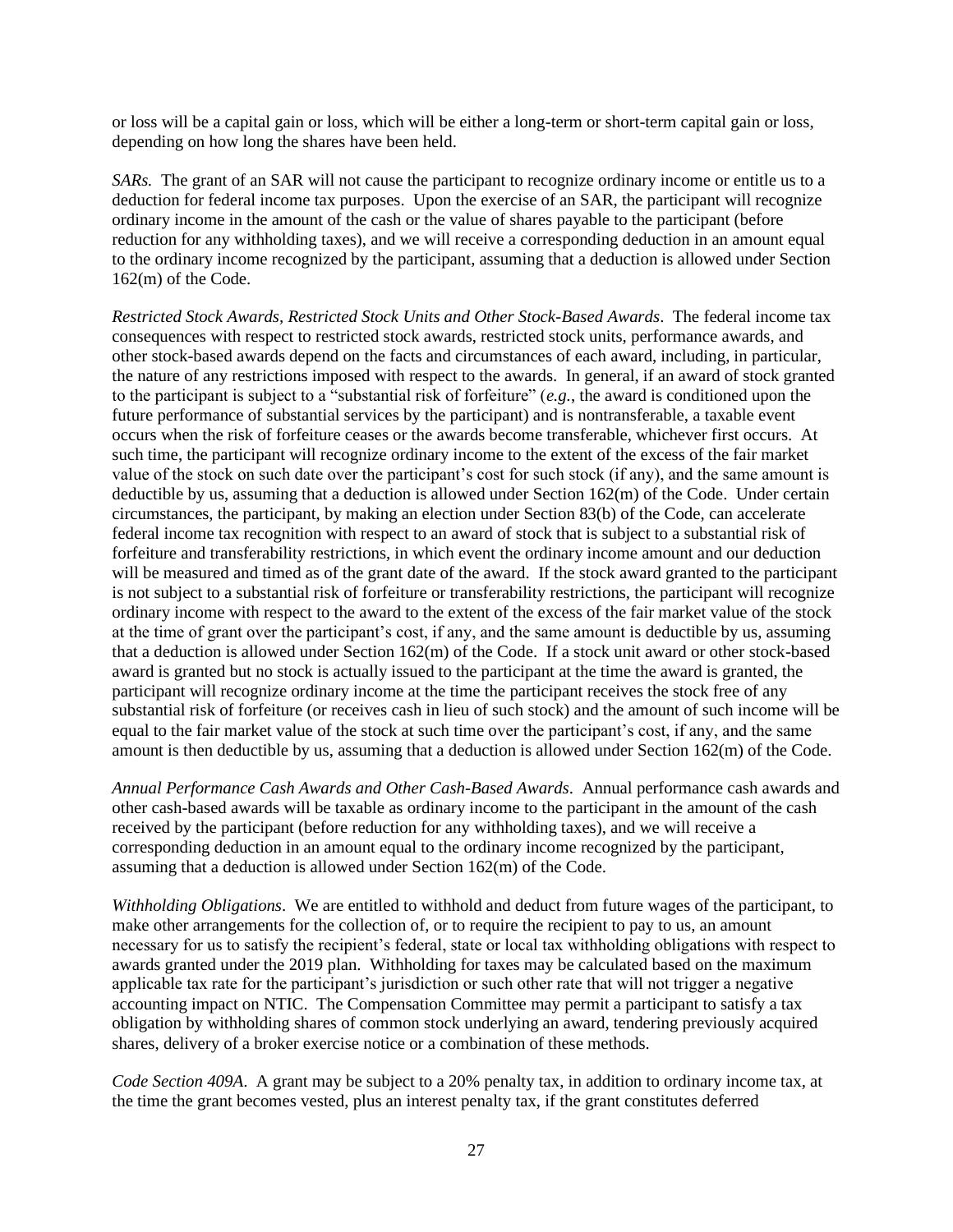or loss will be a capital gain or loss, which will be either a long-term or short-term capital gain or loss, depending on how long the shares have been held.

*SARs.* The grant of an SAR will not cause the participant to recognize ordinary income or entitle us to a deduction for federal income tax purposes. Upon the exercise of an SAR, the participant will recognize ordinary income in the amount of the cash or the value of shares payable to the participant (before reduction for any withholding taxes), and we will receive a corresponding deduction in an amount equal to the ordinary income recognized by the participant, assuming that a deduction is allowed under Section 162(m) of the Code.

*Restricted Stock Awards, Restricted Stock Units and Other Stock-Based Awards*. The federal income tax consequences with respect to restricted stock awards, restricted stock units, performance awards, and other stock-based awards depend on the facts and circumstances of each award, including, in particular, the nature of any restrictions imposed with respect to the awards. In general, if an award of stock granted to the participant is subject to a "substantial risk of forfeiture" (*e.g.*, the award is conditioned upon the future performance of substantial services by the participant) and is nontransferable, a taxable event occurs when the risk of forfeiture ceases or the awards become transferable, whichever first occurs. At such time, the participant will recognize ordinary income to the extent of the excess of the fair market value of the stock on such date over the participant's cost for such stock (if any), and the same amount is deductible by us, assuming that a deduction is allowed under Section 162(m) of the Code. Under certain circumstances, the participant, by making an election under Section 83(b) of the Code, can accelerate federal income tax recognition with respect to an award of stock that is subject to a substantial risk of forfeiture and transferability restrictions, in which event the ordinary income amount and our deduction will be measured and timed as of the grant date of the award. If the stock award granted to the participant is not subject to a substantial risk of forfeiture or transferability restrictions, the participant will recognize ordinary income with respect to the award to the extent of the excess of the fair market value of the stock at the time of grant over the participant's cost, if any, and the same amount is deductible by us, assuming that a deduction is allowed under Section 162(m) of the Code. If a stock unit award or other stock-based award is granted but no stock is actually issued to the participant at the time the award is granted, the participant will recognize ordinary income at the time the participant receives the stock free of any substantial risk of forfeiture (or receives cash in lieu of such stock) and the amount of such income will be equal to the fair market value of the stock at such time over the participant's cost, if any, and the same amount is then deductible by us, assuming that a deduction is allowed under Section 162(m) of the Code.

*Annual Performance Cash Awards and Other Cash-Based Awards*. Annual performance cash awards and other cash-based awards will be taxable as ordinary income to the participant in the amount of the cash received by the participant (before reduction for any withholding taxes), and we will receive a corresponding deduction in an amount equal to the ordinary income recognized by the participant, assuming that a deduction is allowed under Section 162(m) of the Code.

*Withholding Obligations*. We are entitled to withhold and deduct from future wages of the participant, to make other arrangements for the collection of, or to require the recipient to pay to us, an amount necessary for us to satisfy the recipient's federal, state or local tax withholding obligations with respect to awards granted under the 2019 plan. Withholding for taxes may be calculated based on the maximum applicable tax rate for the participant's jurisdiction or such other rate that will not trigger a negative accounting impact on NTIC. The Compensation Committee may permit a participant to satisfy a tax obligation by withholding shares of common stock underlying an award, tendering previously acquired shares, delivery of a broker exercise notice or a combination of these methods.

*Code Section 409A*. A grant may be subject to a 20% penalty tax, in addition to ordinary income tax, at the time the grant becomes vested, plus an interest penalty tax, if the grant constitutes deferred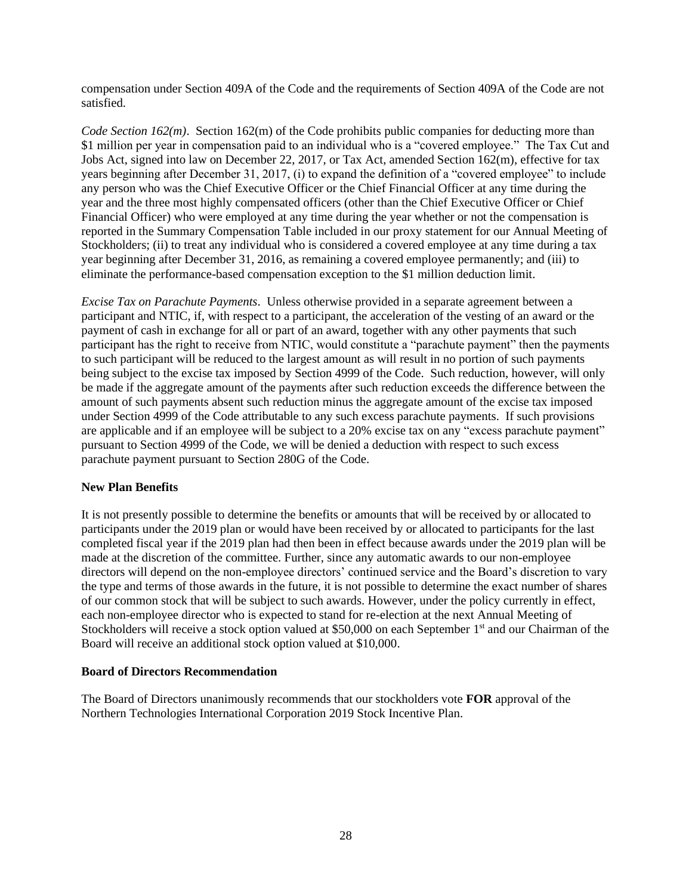compensation under Section 409A of the Code and the requirements of Section 409A of the Code are not satisfied.

*Code Section 162(m)*. Section 162(m) of the Code prohibits public companies for deducting more than $1 million per year in compensation paid to an individual who is a "covered employee." The Tax Cut and Jobs Act, signed into law on December 22, 2017, or Tax Act, amended Section 162(m), effective for tax years beginning after December 31, 2017, (i) to expand the definition of a "covered employee" to include any person who was the Chief Executive Officer or the Chief Financial Officer at any time during the year and the three most highly compensated officers (other than the Chief Executive Officer or Chief Financial Officer) who were employed at any time during the year whether or not the compensation is reported in the Summary Compensation Table included in our proxy statement for our Annual Meeting of Stockholders; (ii) to treat any individual who is considered a covered employee at any time during a tax year beginning after December 31, 2016, as remaining a covered employee permanently; and (iii) to eliminate the performance-based compensation exception to the $1 million deduction limit.

*Excise Tax on Parachute Payments*. Unless otherwise provided in a separate agreement between a participant and NTIC, if, with respect to a participant, the acceleration of the vesting of an award or the payment of cash in exchange for all or part of an award, together with any other payments that such participant has the right to receive from NTIC, would constitute a "parachute payment" then the payments to such participant will be reduced to the largest amount as will result in no portion of such payments being subject to the excise tax imposed by Section 4999 of the Code. Such reduction, however, will only be made if the aggregate amount of the payments after such reduction exceeds the difference between the amount of such payments absent such reduction minus the aggregate amount of the excise tax imposed under Section 4999 of the Code attributable to any such excess parachute payments. If such provisions are applicable and if an employee will be subject to a 20% excise tax on any "excess parachute payment" pursuant to Section 4999 of the Code, we will be denied a deduction with respect to such excess parachute payment pursuant to Section 280G of the Code.

**New Plan Benefits**

It is not presently possible to determine the benefits or amounts that will be received by or allocated to participants under the 2019 plan or would have been received by or allocated to participants for the last completed fiscal year if the 2019 plan had then been in effect because awards under the 2019 plan will be made at the discretion of the committee. Further, since any automatic awards to our non-employee directors will depend on the non-employee directors' continued service and the Board's discretion to vary the type and terms of those awards in the future, it is not possible to determine the exact number of shares of our common stock that will be subject to such awards. However, under the policy currently in effect, each non-employee director who is expected to stand for re-election at the next Annual Meeting of Stockholders will receive a stock option valued at $50,000 on each September 1st and our Chairman of the Board will receive an additional stock option valued at $10,000.

**Board of Directors Recommendation**

The Board of Directors unanimously recommends that our stockholders vote **FOR** approval of the Northern Technologies International Corporation 2019 Stock Incentive Plan.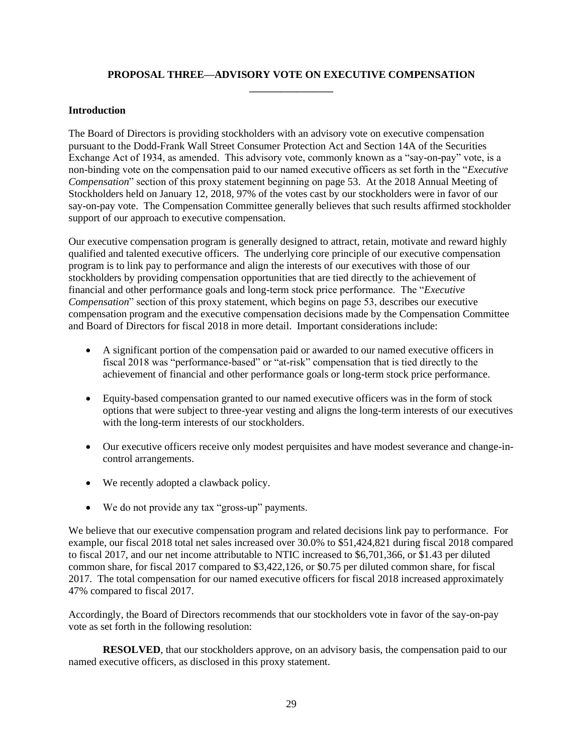## PROPOSAL THREE—ADVISORY VOTE ON EXECUTIVE COMPENSATION

### Introduction

The Board of Directors is providing stockholders with an advisory vote on executive compensation pursuant to the Dodd-Frank Wall Street Consumer Protection Act and Section 14A of the Securities Exchange Act of 1934, as amended. This advisory vote, commonly known as a "say-on-pay" vote, is a non-binding vote on the compensation paid to our named executive officers as set forth in the "*Executive Compensation*" section of this proxy statement beginning on page 53. At the 2018 Annual Meeting of Stockholders held on January 12, 2018, 97% of the votes cast by our stockholders were in favor of our say-on-pay vote. The Compensation Committee generally believes that such results affirmed stockholder support of our approach to executive compensation.

Our executive compensation program is generally designed to attract, retain, motivate and reward highly qualified and talented executive officers. The underlying core principle of our executive compensation program is to link pay to performance and align the interests of our executives with those of our stockholders by providing compensation opportunities that are tied directly to the achievement of financial and other performance goals and long-term stock price performance. The "*Executive Compensation*" section of this proxy statement, which begins on page 53, describes our executive compensation program and the executive compensation decisions made by the Compensation Committee and Board of Directors for fiscal 2018 in more detail. Important considerations include:

- A significant portion of the compensation paid or awarded to our named executive officers in fiscal 2018 was "performance-based" or "at-risk" compensation that is tied directly to the achievement of financial and other performance goals or long-term stock price performance.
- Equity-based compensation granted to our named executive officers was in the form of stock options that were subject to three-year vesting and aligns the long-term interests of our executives with the long-term interests of our stockholders.
- Our executive officers receive only modest perquisites and have modest severance and change-in-control arrangements.
- We recently adopted a clawback policy.
- We do not provide any tax "gross-up" payments.

We believe that our executive compensation program and related decisions link pay to performance. For example, our fiscal 2018 total net sales increased over 30.0% to $51,424,821 during fiscal 2018 compared to fiscal 2017, and our net income attributable to NTIC increased to $6,701,366, or $1.43 per diluted common share, for fiscal 2017 compared to $3,422,126, or $0.75 per diluted common share, for fiscal 2017. The total compensation for our named executive officers for fiscal 2018 increased approximately 47% compared to fiscal 2017.

Accordingly, the Board of Directors recommends that our stockholders vote in favor of the say-on-pay vote as set forth in the following resolution:

**RESOLVED**, that our stockholders approve, on an advisory basis, the compensation paid to our named executive officers, as disclosed in this proxy statement.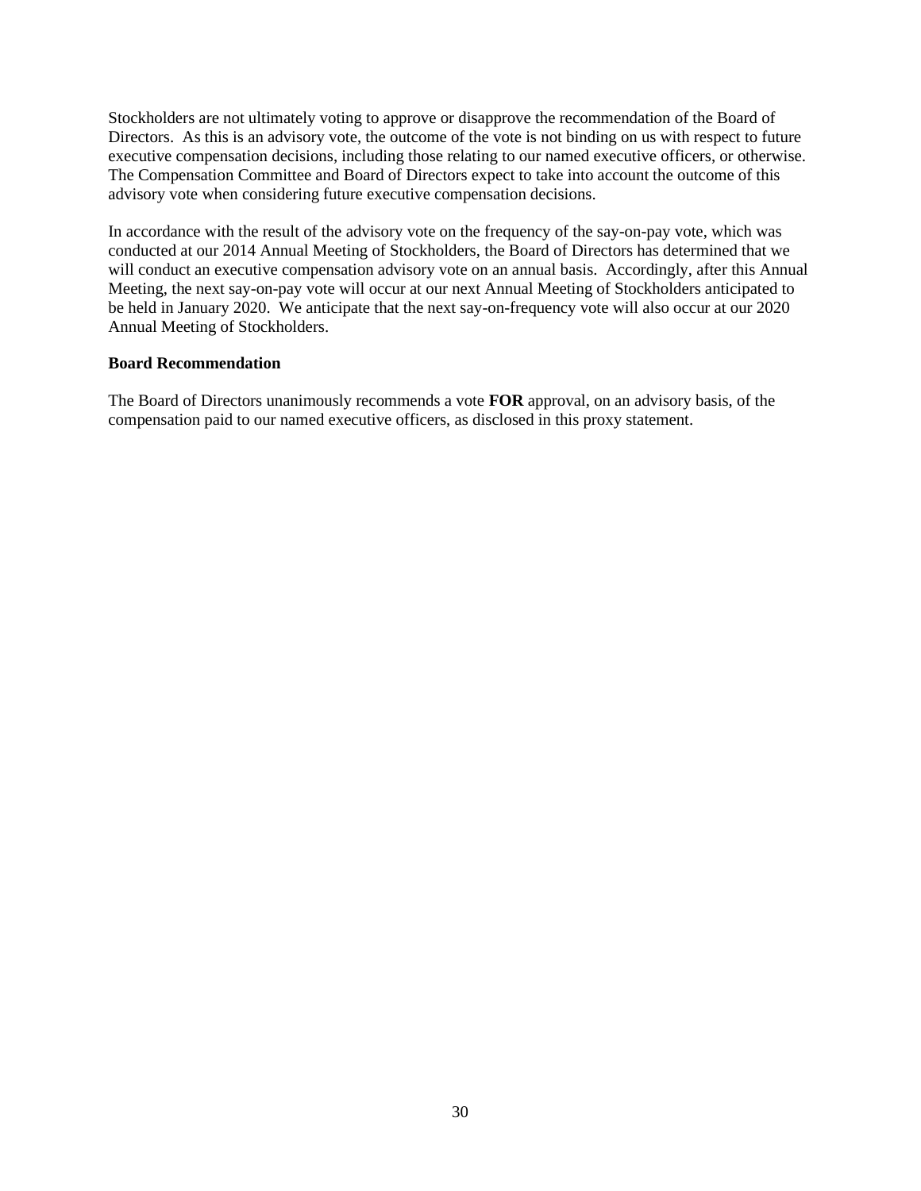Stockholders are not ultimately voting to approve or disapprove the recommendation of the Board of Directors. As this is an advisory vote, the outcome of the vote is not binding on us with respect to future executive compensation decisions, including those relating to our named executive officers, or otherwise. The Compensation Committee and Board of Directors expect to take into account the outcome of this advisory vote when considering future executive compensation decisions.

In accordance with the result of the advisory vote on the frequency of the say-on-pay vote, which was conducted at our 2014 Annual Meeting of Stockholders, the Board of Directors has determined that we will conduct an executive compensation advisory vote on an annual basis. Accordingly, after this Annual Meeting, the next say-on-pay vote will occur at our next Annual Meeting of Stockholders anticipated to be held in January 2020. We anticipate that the next say-on-frequency vote will also occur at our 2020 Annual Meeting of Stockholders.

**Board Recommendation**

The Board of Directors unanimously recommends a vote **FOR** approval, on an advisory basis, of the compensation paid to our named executive officers, as disclosed in this proxy statement.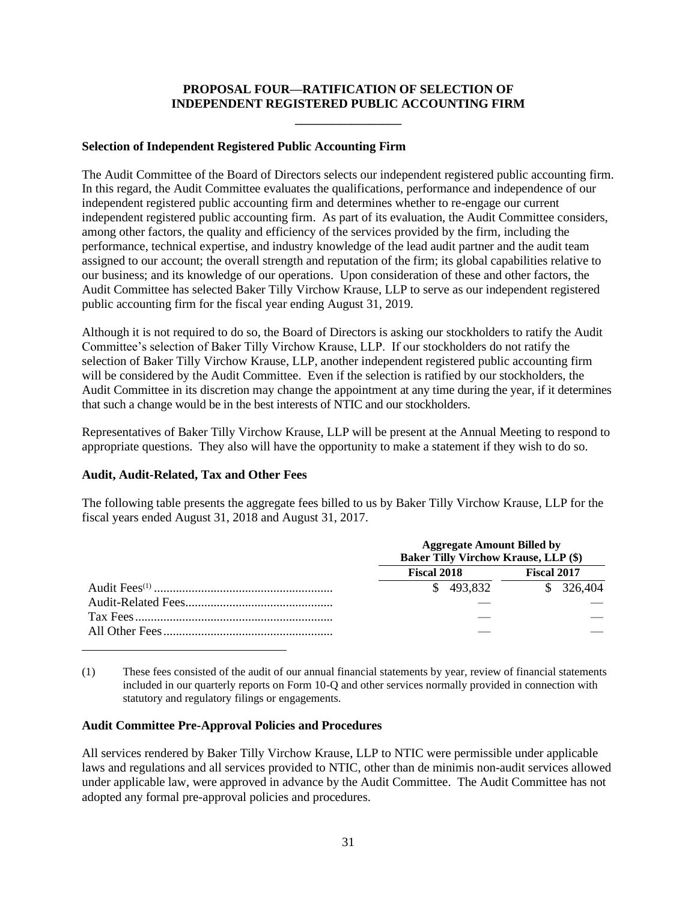# PROPOSAL FOUR—RATIFICATION OF SELECTION OF INDEPENDENT REGISTERED PUBLIC ACCOUNTING FIRM

### Selection of Independent Registered Public Accounting Firm

The Audit Committee of the Board of Directors selects our independent registered public accounting firm. In this regard, the Audit Committee evaluates the qualifications, performance and independence of our independent registered public accounting firm and determines whether to re-engage our current independent registered public accounting firm. As part of its evaluation, the Audit Committee considers, among other factors, the quality and efficiency of the services provided by the firm, including the performance, technical expertise, and industry knowledge of the lead audit partner and the audit team assigned to our account; the overall strength and reputation of the firm; its global capabilities relative to our business; and its knowledge of our operations. Upon consideration of these and other factors, the Audit Committee has selected Baker Tilly Virchow Krause, LLP to serve as our independent registered public accounting firm for the fiscal year ending August 31, 2019.

Although it is not required to do so, the Board of Directors is asking our stockholders to ratify the Audit Committee's selection of Baker Tilly Virchow Krause, LLP. If our stockholders do not ratify the selection of Baker Tilly Virchow Krause, LLP, another independent registered public accounting firm will be considered by the Audit Committee. Even if the selection is ratified by our stockholders, the Audit Committee in its discretion may change the appointment at any time during the year, if it determines that such a change would be in the best interests of NTIC and our stockholders.

Representatives of Baker Tilly Virchow Krause, LLP will be present at the Annual Meeting to respond to appropriate questions. They also will have the opportunity to make a statement if they wish to do so.

### Audit, Audit-Related, Tax and Other Fees

The following table presents the aggregate fees billed to us by Baker Tilly Virchow Krause, LLP for the fiscal years ended August 31, 2018 and August 31, 2017.

| | Aggregate Amount Billed by Baker Tilly Virchow Krause, LLP ($) | |
|---|---|---|
| | **Fiscal 2018** | **Fiscal 2017** |
| Audit Fees[(1)] | $ 493,832 | $ 326,404 |
| Audit-Related Fees | — | — |
| Tax Fees | — | — |
| All Other Fees | — | — |

(1) These fees consisted of the audit of our annual financial statements by year, review of financial statements included in our quarterly reports on Form 10-Q and other services normally provided in connection with statutory and regulatory filings or engagements.

### Audit Committee Pre-Approval Policies and Procedures

All services rendered by Baker Tilly Virchow Krause, LLP to NTIC were permissible under applicable laws and regulations and all services provided to NTIC, other than de minimis non-audit services allowed under applicable law, were approved in advance by the Audit Committee. The Audit Committee has not adopted any formal pre-approval policies and procedures.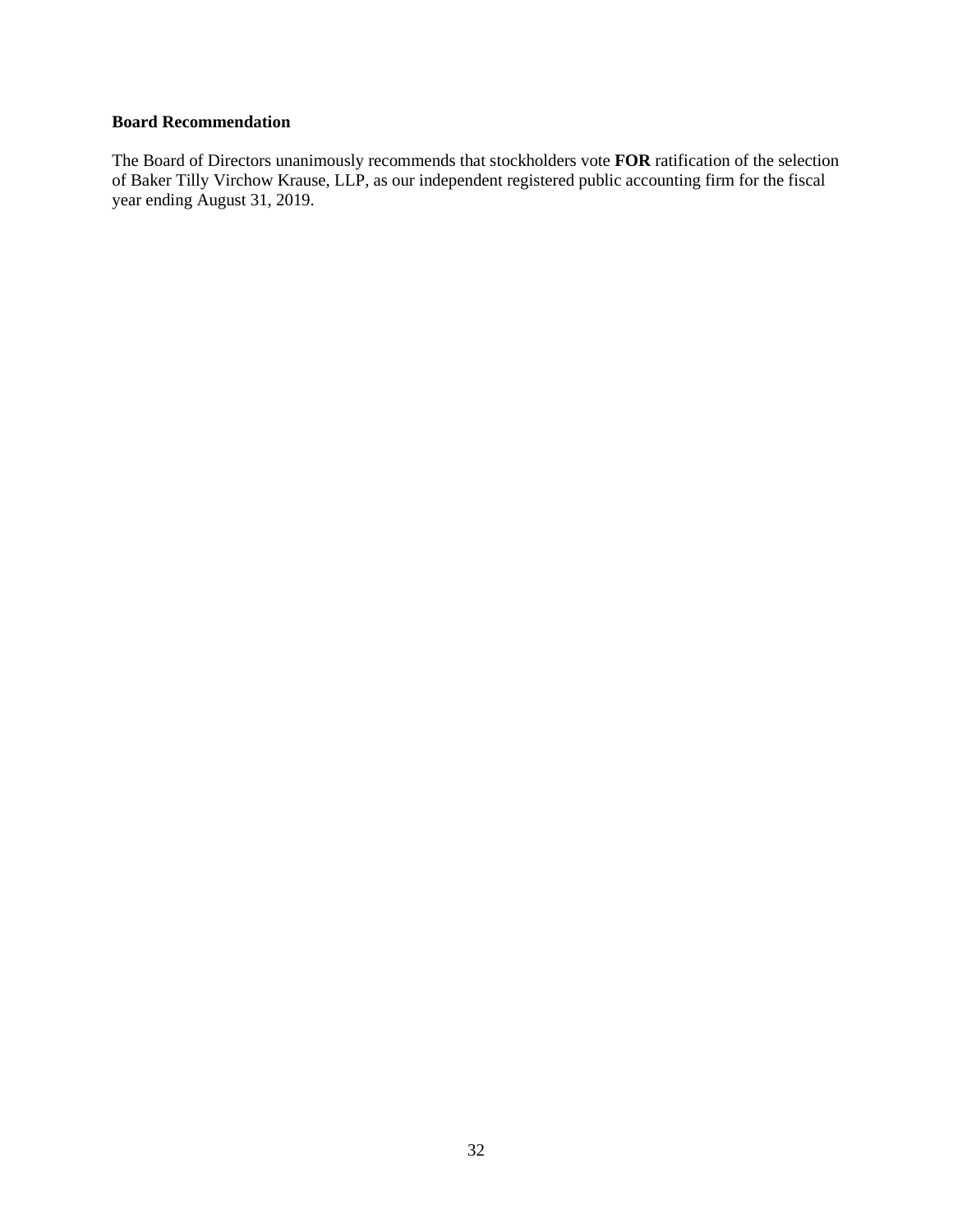**Board Recommendation**

The Board of Directors unanimously recommends that stockholders vote **FOR** ratification of the selection of Baker Tilly Virchow Krause, LLP, as our independent registered public accounting firm for the fiscal year ending August 31, 2019.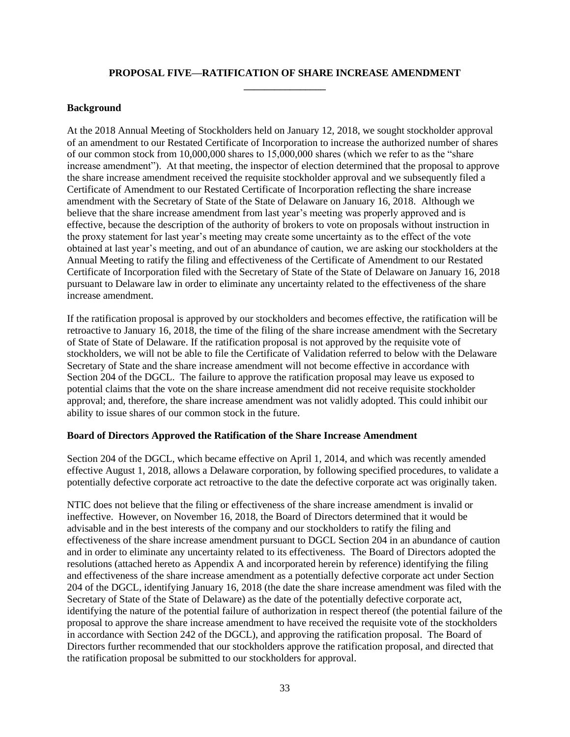## PROPOSAL FIVE—RATIFICATION OF SHARE INCREASE AMENDMENT

### Background

At the 2018 Annual Meeting of Stockholders held on January 12, 2018, we sought stockholder approval of an amendment to our Restated Certificate of Incorporation to increase the authorized number of shares of our common stock from 10,000,000 shares to 15,000,000 shares (which we refer to as the "share increase amendment"). At that meeting, the inspector of election determined that the proposal to approve the share increase amendment received the requisite stockholder approval and we subsequently filed a Certificate of Amendment to our Restated Certificate of Incorporation reflecting the share increase amendment with the Secretary of State of the State of Delaware on January 16, 2018. Although we believe that the share increase amendment from last year's meeting was properly approved and is effective, because the description of the authority of brokers to vote on proposals without instruction in the proxy statement for last year's meeting may create some uncertainty as to the effect of the vote obtained at last year's meeting, and out of an abundance of caution, we are asking our stockholders at the Annual Meeting to ratify the filing and effectiveness of the Certificate of Amendment to our Restated Certificate of Incorporation filed with the Secretary of State of the State of Delaware on January 16, 2018 pursuant to Delaware law in order to eliminate any uncertainty related to the effectiveness of the share increase amendment.

If the ratification proposal is approved by our stockholders and becomes effective, the ratification will be retroactive to January 16, 2018, the time of the filing of the share increase amendment with the Secretary of State of State of Delaware. If the ratification proposal is not approved by the requisite vote of stockholders, we will not be able to file the Certificate of Validation referred to below with the Delaware Secretary of State and the share increase amendment will not become effective in accordance with Section 204 of the DGCL. The failure to approve the ratification proposal may leave us exposed to potential claims that the vote on the share increase amendment did not receive requisite stockholder approval; and, therefore, the share increase amendment was not validly adopted. This could inhibit our ability to issue shares of our common stock in the future.

### Board of Directors Approved the Ratification of the Share Increase Amendment

Section 204 of the DGCL, which became effective on April 1, 2014, and which was recently amended effective August 1, 2018, allows a Delaware corporation, by following specified procedures, to validate a potentially defective corporate act retroactive to the date the defective corporate act was originally taken.

NTIC does not believe that the filing or effectiveness of the share increase amendment is invalid or ineffective. However, on November 16, 2018, the Board of Directors determined that it would be advisable and in the best interests of the company and our stockholders to ratify the filing and effectiveness of the share increase amendment pursuant to DGCL Section 204 in an abundance of caution and in order to eliminate any uncertainty related to its effectiveness. The Board of Directors adopted the resolutions (attached hereto as Appendix A and incorporated herein by reference) identifying the filing and effectiveness of the share increase amendment as a potentially defective corporate act under Section 204 of the DGCL, identifying January 16, 2018 (the date the share increase amendment was filed with the Secretary of State of the State of Delaware) as the date of the potentially defective corporate act, identifying the nature of the potential failure of authorization in respect thereof (the potential failure of the proposal to approve the share increase amendment to have received the requisite vote of the stockholders in accordance with Section 242 of the DGCL), and approving the ratification proposal. The Board of Directors further recommended that our stockholders approve the ratification proposal, and directed that the ratification proposal be submitted to our stockholders for approval.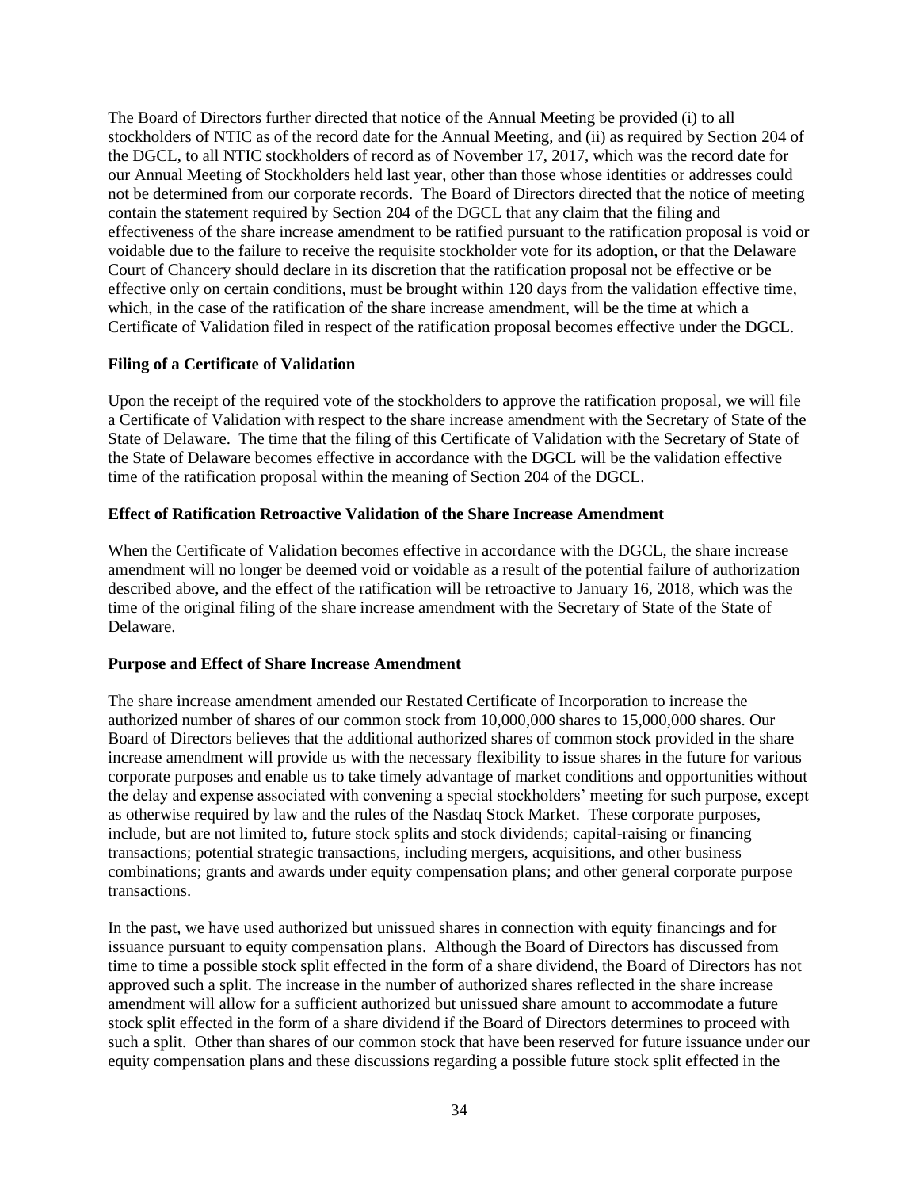The Board of Directors further directed that notice of the Annual Meeting be provided (i) to all stockholders of NTIC as of the record date for the Annual Meeting, and (ii) as required by Section 204 of the DGCL, to all NTIC stockholders of record as of November 17, 2017, which was the record date for our Annual Meeting of Stockholders held last year, other than those whose identities or addresses could not be determined from our corporate records. The Board of Directors directed that the notice of meeting contain the statement required by Section 204 of the DGCL that any claim that the filing and effectiveness of the share increase amendment to be ratified pursuant to the ratification proposal is void or voidable due to the failure to receive the requisite stockholder vote for its adoption, or that the Delaware Court of Chancery should declare in its discretion that the ratification proposal not be effective or be effective only on certain conditions, must be brought within 120 days from the validation effective time, which, in the case of the ratification of the share increase amendment, will be the time at which a Certificate of Validation filed in respect of the ratification proposal becomes effective under the DGCL.

**Filing of a Certificate of Validation**

Upon the receipt of the required vote of the stockholders to approve the ratification proposal, we will file a Certificate of Validation with respect to the share increase amendment with the Secretary of State of the State of Delaware. The time that the filing of this Certificate of Validation with the Secretary of State of the State of Delaware becomes effective in accordance with the DGCL will be the validation effective time of the ratification proposal within the meaning of Section 204 of the DGCL.

**Effect of Ratification Retroactive Validation of the Share Increase Amendment**

When the Certificate of Validation becomes effective in accordance with the DGCL, the share increase amendment will no longer be deemed void or voidable as a result of the potential failure of authorization described above, and the effect of the ratification will be retroactive to January 16, 2018, which was the time of the original filing of the share increase amendment with the Secretary of State of the State of Delaware.

**Purpose and Effect of Share Increase Amendment**

The share increase amendment amended our Restated Certificate of Incorporation to increase the authorized number of shares of our common stock from 10,000,000 shares to 15,000,000 shares. Our Board of Directors believes that the additional authorized shares of common stock provided in the share increase amendment will provide us with the necessary flexibility to issue shares in the future for various corporate purposes and enable us to take timely advantage of market conditions and opportunities without the delay and expense associated with convening a special stockholders' meeting for such purpose, except as otherwise required by law and the rules of the Nasdaq Stock Market. These corporate purposes, include, but are not limited to, future stock splits and stock dividends; capital-raising or financing transactions; potential strategic transactions, including mergers, acquisitions, and other business combinations; grants and awards under equity compensation plans; and other general corporate purpose transactions.

In the past, we have used authorized but unissued shares in connection with equity financings and for issuance pursuant to equity compensation plans. Although the Board of Directors has discussed from time to time a possible stock split effected in the form of a share dividend, the Board of Directors has not approved such a split. The increase in the number of authorized shares reflected in the share increase amendment will allow for a sufficient authorized but unissued share amount to accommodate a future stock split effected in the form of a share dividend if the Board of Directors determines to proceed with such a split. Other than shares of our common stock that have been reserved for future issuance under our equity compensation plans and these discussions regarding a possible future stock split effected in the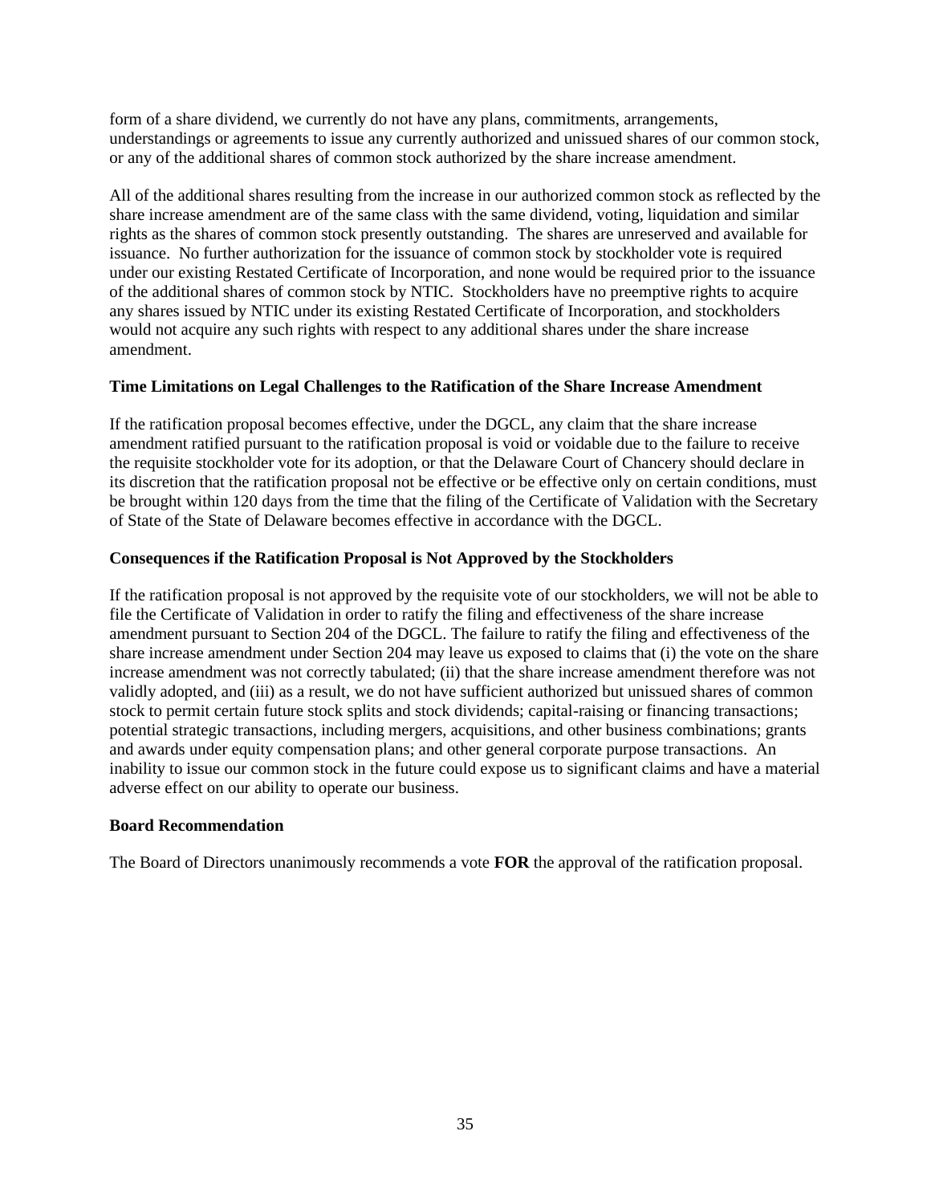form of a share dividend, we currently do not have any plans, commitments, arrangements, understandings or agreements to issue any currently authorized and unissued shares of our common stock, or any of the additional shares of common stock authorized by the share increase amendment.

All of the additional shares resulting from the increase in our authorized common stock as reflected by the share increase amendment are of the same class with the same dividend, voting, liquidation and similar rights as the shares of common stock presently outstanding. The shares are unreserved and available for issuance. No further authorization for the issuance of common stock by stockholder vote is required under our existing Restated Certificate of Incorporation, and none would be required prior to the issuance of the additional shares of common stock by NTIC. Stockholders have no preemptive rights to acquire any shares issued by NTIC under its existing Restated Certificate of Incorporation, and stockholders would not acquire any such rights with respect to any additional shares under the share increase amendment.

### Time Limitations on Legal Challenges to the Ratification of the Share Increase Amendment

If the ratification proposal becomes effective, under the DGCL, any claim that the share increase amendment ratified pursuant to the ratification proposal is void or voidable due to the failure to receive the requisite stockholder vote for its adoption, or that the Delaware Court of Chancery should declare in its discretion that the ratification proposal not be effective or be effective only on certain conditions, must be brought within 120 days from the time that the filing of the Certificate of Validation with the Secretary of State of the State of Delaware becomes effective in accordance with the DGCL.

### Consequences if the Ratification Proposal is Not Approved by the Stockholders

If the ratification proposal is not approved by the requisite vote of our stockholders, we will not be able to file the Certificate of Validation in order to ratify the filing and effectiveness of the share increase amendment pursuant to Section 204 of the DGCL. The failure to ratify the filing and effectiveness of the share increase amendment under Section 204 may leave us exposed to claims that (i) the vote on the share increase amendment was not correctly tabulated; (ii) that the share increase amendment therefore was not validly adopted, and (iii) as a result, we do not have sufficient authorized but unissued shares of common stock to permit certain future stock splits and stock dividends; capital-raising or financing transactions; potential strategic transactions, including mergers, acquisitions, and other business combinations; grants and awards under equity compensation plans; and other general corporate purpose transactions. An inability to issue our common stock in the future could expose us to significant claims and have a material adverse effect on our ability to operate our business.

### Board Recommendation

The Board of Directors unanimously recommends a vote **FOR** the approval of the ratification proposal.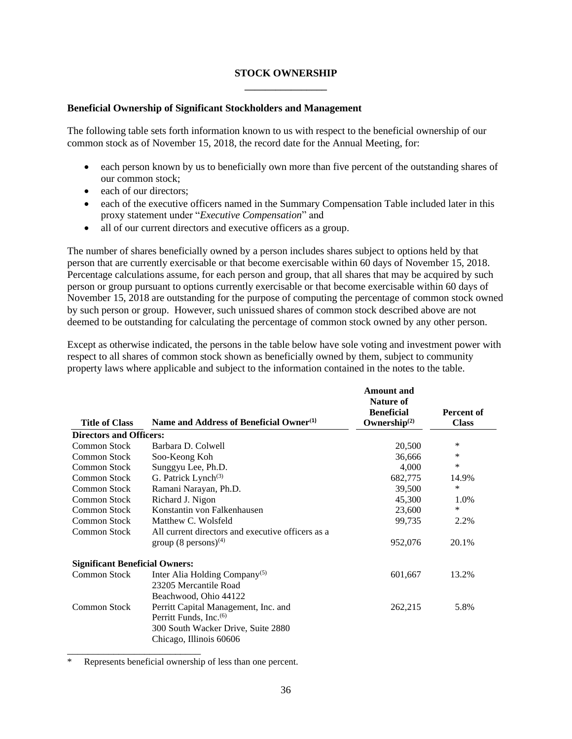## STOCK OWNERSHIP

### Beneficial Ownership of Significant Stockholders and Management

The following table sets forth information known to us with respect to the beneficial ownership of our common stock as of November 15, 2018, the record date for the Annual Meeting, for:

- each person known by us to beneficially own more than five percent of the outstanding shares of our common stock;
- each of our directors;
- each of the executive officers named in the Summary Compensation Table included later in this proxy statement under "*Executive Compensation*" and
- all of our current directors and executive officers as a group.

The number of shares beneficially owned by a person includes shares subject to options held by that person that are currently exercisable or that become exercisable within 60 days of November 15, 2018. Percentage calculations assume, for each person and group, that all shares that may be acquired by such person or group pursuant to options currently exercisable or that become exercisable within 60 days of November 15, 2018 are outstanding for the purpose of computing the percentage of common stock owned by such person or group. However, such unissued shares of common stock described above are not deemed to be outstanding for calculating the percentage of common stock owned by any other person.

Except as otherwise indicated, the persons in the table below have sole voting and investment power with respect to all shares of common stock shown as beneficially owned by them, subject to community property laws where applicable and subject to the information contained in the notes to the table.

| Title of Class | Name and Address of Beneficial Owner[(1)] | Amount and Nature of Beneficial Ownership[(2)] | Percent of Class |
|---|---|---|---|
| **Directors and Officers:** | | | |
| Common Stock | Barbara D. Colwell | 20,500 | * |
| Common Stock | Soo-Keong Koh | 36,666 | * |
| Common Stock | Sunggyu Lee, Ph.D. | 4,000 | * |
| Common Stock | G. Patrick Lynch[(3)] | 682,775 | 14.9% |
| Common Stock | Ramani Narayan, Ph.D. | 39,500 | * |
| Common Stock | Richard J. Nigon | 45,300 | 1.0% |
| Common Stock | Konstantin von Falkenhausen | 23,600 | * |
| Common Stock | Matthew C. Wolsfeld | 99,735 | 2.2% |
| Common Stock | All current directors and executive officers as a group (8 persons)[(4)] | 952,076 | 20.1% |
| **Significant Beneficial Owners:** | | | |
| Common Stock | Inter Alia Holding Company[(5)] 23205 Mercantile Road Beachwood, Ohio 44122 | 601,667 | 13.2% |
| Common Stock | Perritt Capital Management, Inc. and Perritt Funds, Inc.[(6)] 300 South Wacker Drive, Suite 2880 Chicago, Illinois 60606 | 262,215 | 5.8% |

\* Represents beneficial ownership of less than one percent.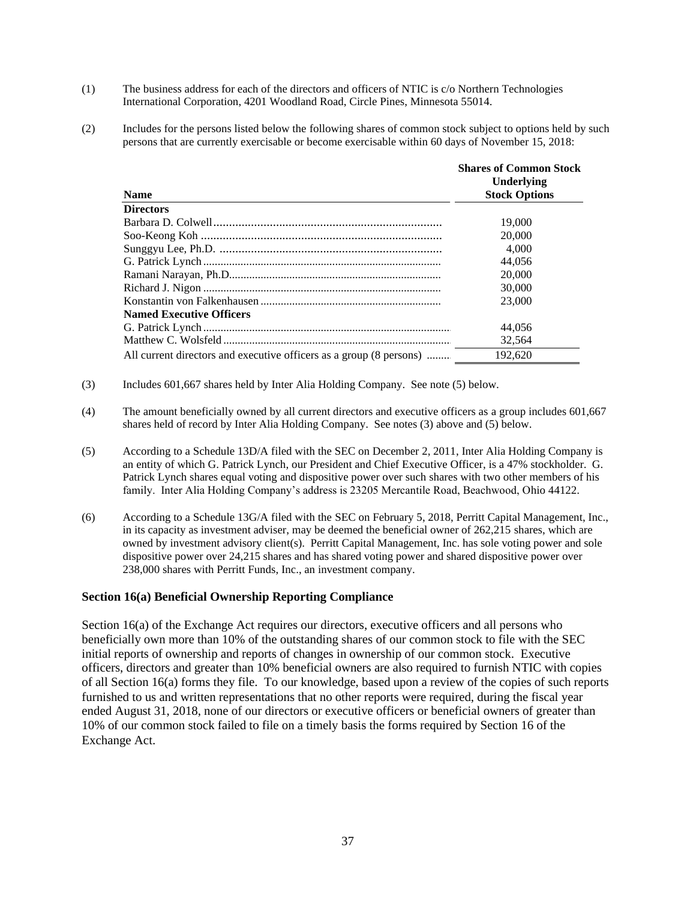(1) The business address for each of the directors and officers of NTIC is c/o Northern Technologies International Corporation, 4201 Woodland Road, Circle Pines, Minnesota 55014.

(2) Includes for the persons listed below the following shares of common stock subject to options held by such persons that are currently exercisable or become exercisable within 60 days of November 15, 2018:

| Name | Shares of Common Stock Underlying Stock Options |
|---|---|
| **Directors** | |
| Barbara D. Colwell | 19,000 |
| Soo-Keong Koh | 20,000 |
| Sunggyu Lee, Ph.D. | 4,000 |
| G. Patrick Lynch | 44,056 |
| Ramani Narayan, Ph.D. | 20,000 |
| Richard J. Nigon | 30,000 |
| Konstantin von Falkenhausen | 23,000 |
| **Named Executive Officers** | |
| G. Patrick Lynch | 44,056 |
| Matthew C. Wolsfeld | 32,564 |
| All current directors and executive officers as a group (8 persons) | 192,620 |

(3) Includes 601,667 shares held by Inter Alia Holding Company. See note (5) below.

(4) The amount beneficially owned by all current directors and executive officers as a group includes 601,667 shares held of record by Inter Alia Holding Company. See notes (3) above and (5) below.

(5) According to a Schedule 13D/A filed with the SEC on December 2, 2011, Inter Alia Holding Company is an entity of which G. Patrick Lynch, our President and Chief Executive Officer, is a 47% stockholder. G. Patrick Lynch shares equal voting and dispositive power over such shares with two other members of his family. Inter Alia Holding Company's address is 23205 Mercantile Road, Beachwood, Ohio 44122.

(6) According to a Schedule 13G/A filed with the SEC on February 5, 2018, Perritt Capital Management, Inc., in its capacity as investment adviser, may be deemed the beneficial owner of 262,215 shares, which are owned by investment advisory client(s). Perritt Capital Management, Inc. has sole voting power and sole dispositive power over 24,215 shares and has shared voting power and shared dispositive power over 238,000 shares with Perritt Funds, Inc., an investment company.

### Section 16(a) Beneficial Ownership Reporting Compliance

Section 16(a) of the Exchange Act requires our directors, executive officers and all persons who beneficially own more than 10% of the outstanding shares of our common stock to file with the SEC initial reports of ownership and reports of changes in ownership of our common stock. Executive officers, directors and greater than 10% beneficial owners are also required to furnish NTIC with copies of all Section 16(a) forms they file. To our knowledge, based upon a review of the copies of such reports furnished to us and written representations that no other reports were required, during the fiscal year ended August 31, 2018, none of our directors or executive officers or beneficial owners of greater than 10% of our common stock failed to file on a timely basis the forms required by Section 16 of the Exchange Act.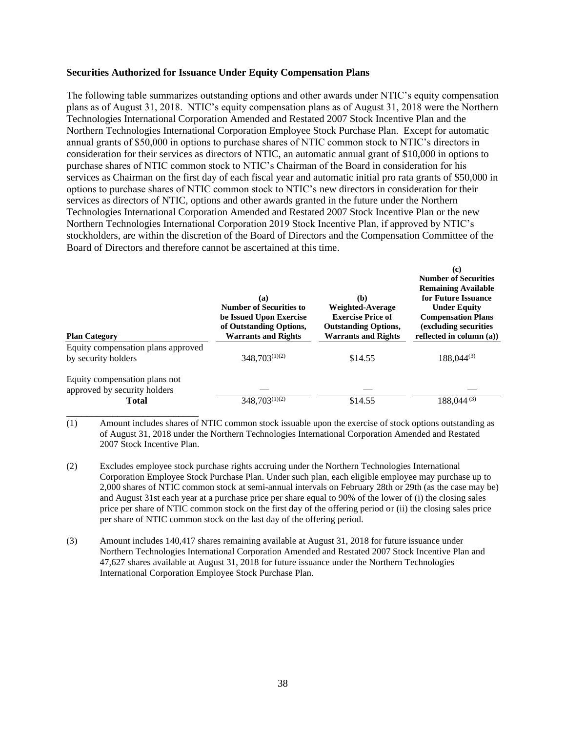**Securities Authorized for Issuance Under Equity Compensation Plans**

The following table summarizes outstanding options and other awards under NTIC's equity compensation plans as of August 31, 2018. NTIC's equity compensation plans as of August 31, 2018 were the Northern Technologies International Corporation Amended and Restated 2007 Stock Incentive Plan and the Northern Technologies International Corporation Employee Stock Purchase Plan. Except for automatic annual grants of $50,000 in options to purchase shares of NTIC common stock to NTIC's directors in consideration for their services as directors of NTIC, an automatic annual grant of $10,000 in options to purchase shares of NTIC common stock to NTIC's Chairman of the Board in consideration for his services as Chairman on the first day of each fiscal year and automatic initial pro rata grants of $50,000 in options to purchase shares of NTIC common stock to NTIC's new directors in consideration for their services as directors of NTIC, options and other awards granted in the future under the Northern Technologies International Corporation Amended and Restated 2007 Stock Incentive Plan or the new Northern Technologies International Corporation 2019 Stock Incentive Plan, if approved by NTIC's stockholders, are within the discretion of the Board of Directors and the Compensation Committee of the Board of Directors and therefore cannot be ascertained at this time.

| Plan Category | (a) Number of Securities to be Issued Upon Exercise of Outstanding Options, Warrants and Rights | (b) Weighted-Average Exercise Price of Outstanding Options, Warrants and Rights | (c) Number of Securities Remaining Available for Future Issuance Under Equity Compensation Plans (excluding securities reflected in column (a)) |
|---|---|---|---|
| Equity compensation plans approved by security holders | 348,703[1][2] | $14.55 | 188,044[3] |
| Equity compensation plans not approved by security holders | — | — | — |
| **Total** | 348,703[1][2] | $14.55 | 188,044[3] |

(1) Amount includes shares of NTIC common stock issuable upon the exercise of stock options outstanding as of August 31, 2018 under the Northern Technologies International Corporation Amended and Restated 2007 Stock Incentive Plan.

(2) Excludes employee stock purchase rights accruing under the Northern Technologies International Corporation Employee Stock Purchase Plan. Under such plan, each eligible employee may purchase up to 2,000 shares of NTIC common stock at semi-annual intervals on February 28th or 29th (as the case may be) and August 31st each year at a purchase price per share equal to 90% of the lower of (i) the closing sales price per share of NTIC common stock on the first day of the offering period or (ii) the closing sales price per share of NTIC common stock on the last day of the offering period.

(3) Amount includes 140,417 shares remaining available at August 31, 2018 for future issuance under Northern Technologies International Corporation Amended and Restated 2007 Stock Incentive Plan and 47,627 shares available at August 31, 2018 for future issuance under the Northern Technologies International Corporation Employee Stock Purchase Plan.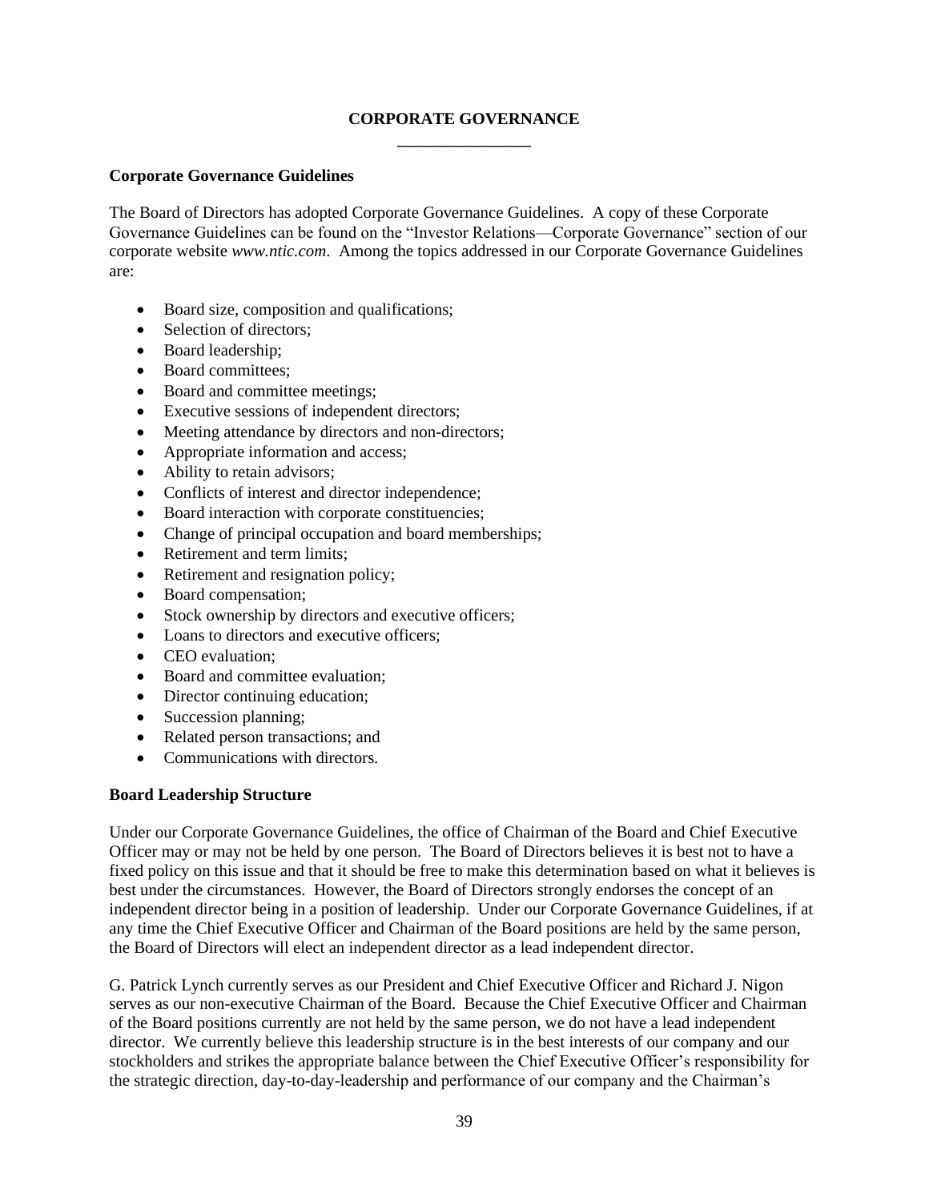# CORPORATE GOVERNANCE

### Corporate Governance Guidelines

The Board of Directors has adopted Corporate Governance Guidelines. A copy of these Corporate Governance Guidelines can be found on the "Investor Relations—Corporate Governance" section of our corporate website *www.ntic.com*. Among the topics addressed in our Corporate Governance Guidelines are:

- Board size, composition and qualifications;
- Selection of directors;
- Board leadership;
- Board committees;
- Board and committee meetings;
- Executive sessions of independent directors;
- Meeting attendance by directors and non-directors;
- Appropriate information and access;
- Ability to retain advisors;
- Conflicts of interest and director independence;
- Board interaction with corporate constituencies;
- Change of principal occupation and board memberships;
- Retirement and term limits;
- Retirement and resignation policy;
- Board compensation;
- Stock ownership by directors and executive officers;
- Loans to directors and executive officers;
- CEO evaluation;
- Board and committee evaluation;
- Director continuing education;
- Succession planning;
- Related person transactions; and
- Communications with directors.

### Board Leadership Structure

Under our Corporate Governance Guidelines, the office of Chairman of the Board and Chief Executive Officer may or may not be held by one person. The Board of Directors believes it is best not to have a fixed policy on this issue and that it should be free to make this determination based on what it believes is best under the circumstances. However, the Board of Directors strongly endorses the concept of an independent director being in a position of leadership. Under our Corporate Governance Guidelines, if at any time the Chief Executive Officer and Chairman of the Board positions are held by the same person, the Board of Directors will elect an independent director as a lead independent director.

G. Patrick Lynch currently serves as our President and Chief Executive Officer and Richard J. Nigon serves as our non-executive Chairman of the Board. Because the Chief Executive Officer and Chairman of the Board positions currently are not held by the same person, we do not have a lead independent director. We currently believe this leadership structure is in the best interests of our company and our stockholders and strikes the appropriate balance between the Chief Executive Officer's responsibility for the strategic direction, day-to-day-leadership and performance of our company and the Chairman's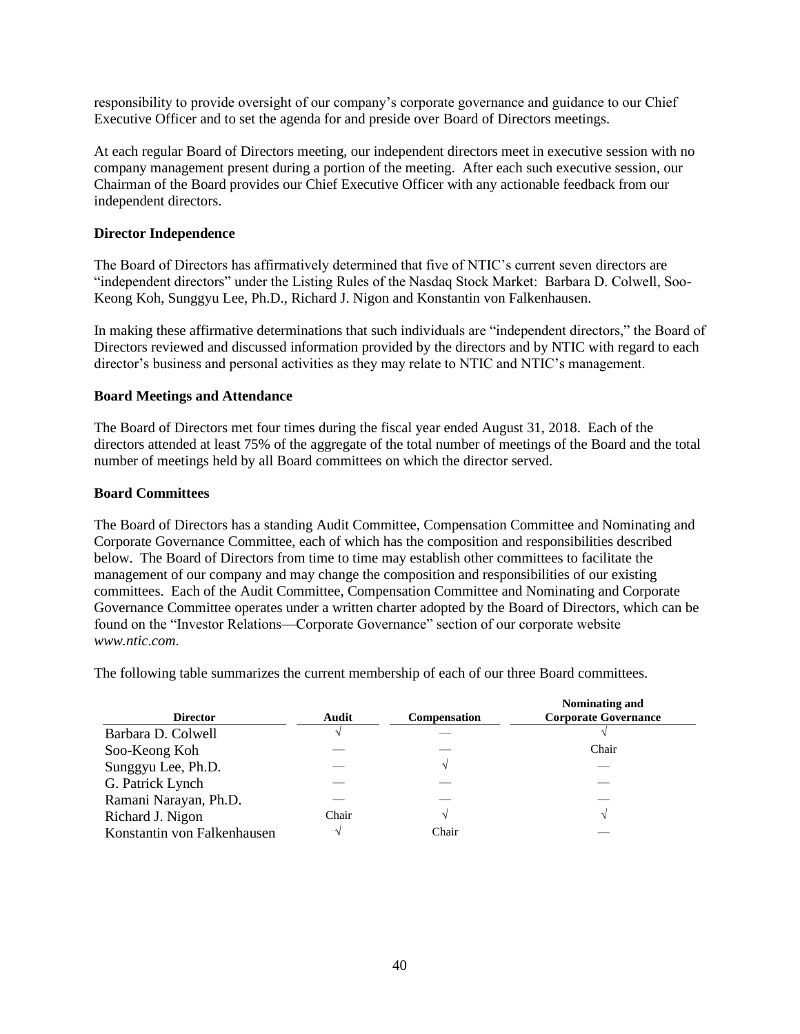responsibility to provide oversight of our company's corporate governance and guidance to our Chief Executive Officer and to set the agenda for and preside over Board of Directors meetings.

At each regular Board of Directors meeting, our independent directors meet in executive session with no company management present during a portion of the meeting. After each such executive session, our Chairman of the Board provides our Chief Executive Officer with any actionable feedback from our independent directors.

**Director Independence**

The Board of Directors has affirmatively determined that five of NTIC's current seven directors are "independent directors" under the Listing Rules of the Nasdaq Stock Market: Barbara D. Colwell, Soo-Keong Koh, Sunggyu Lee, Ph.D., Richard J. Nigon and Konstantin von Falkenhausen.

In making these affirmative determinations that such individuals are "independent directors," the Board of Directors reviewed and discussed information provided by the directors and by NTIC with regard to each director's business and personal activities as they may relate to NTIC and NTIC's management.

**Board Meetings and Attendance**

The Board of Directors met four times during the fiscal year ended August 31, 2018. Each of the directors attended at least 75% of the aggregate of the total number of meetings of the Board and the total number of meetings held by all Board committees on which the director served.

**Board Committees**

The Board of Directors has a standing Audit Committee, Compensation Committee and Nominating and Corporate Governance Committee, each of which has the composition and responsibilities described below. The Board of Directors from time to time may establish other committees to facilitate the management of our company and may change the composition and responsibilities of our existing committees. Each of the Audit Committee, Compensation Committee and Nominating and Corporate Governance Committee operates under a written charter adopted by the Board of Directors, which can be found on the "Investor Relations—Corporate Governance" section of our corporate website *www.ntic.com*.

The following table summarizes the current membership of each of our three Board committees.

| Director | Audit | Compensation | Nominating and Corporate Governance |
|---|---|---|---|
| Barbara D. Colwell | √ | — | √ |
| Soo-Keong Koh | — | — | Chair |
| Sunggyu Lee, Ph.D. | — | √ | — |
| G. Patrick Lynch | — | — | — |
| Ramani Narayan, Ph.D. | — | — | — |
| Richard J. Nigon | Chair | √ | √ |
| Konstantin von Falkenhausen | √ | Chair | — |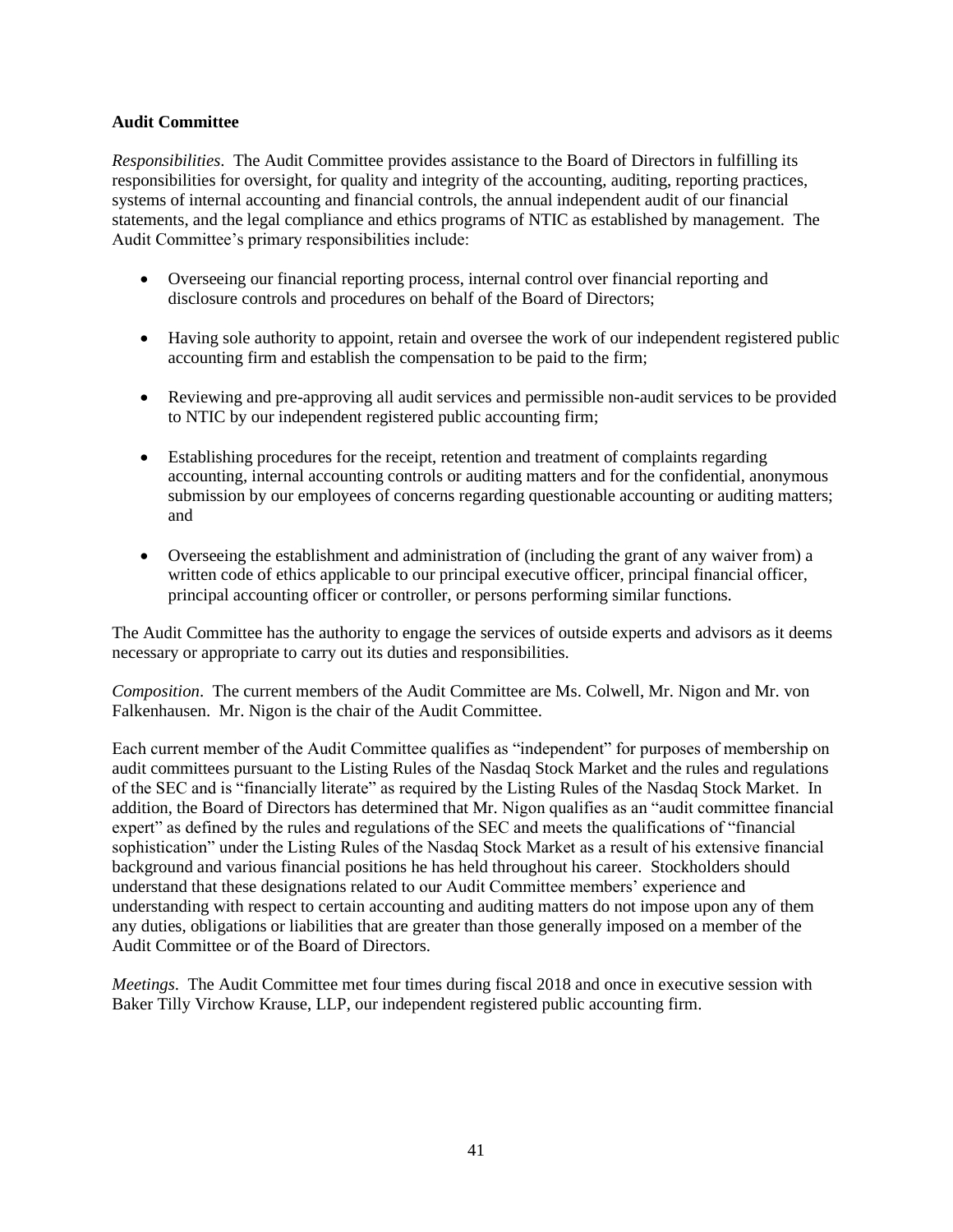**Audit Committee**

*Responsibilities*. The Audit Committee provides assistance to the Board of Directors in fulfilling its responsibilities for oversight, for quality and integrity of the accounting, auditing, reporting practices, systems of internal accounting and financial controls, the annual independent audit of our financial statements, and the legal compliance and ethics programs of NTIC as established by management. The Audit Committee's primary responsibilities include:

- Overseeing our financial reporting process, internal control over financial reporting and disclosure controls and procedures on behalf of the Board of Directors;
- Having sole authority to appoint, retain and oversee the work of our independent registered public accounting firm and establish the compensation to be paid to the firm;
- Reviewing and pre-approving all audit services and permissible non-audit services to be provided to NTIC by our independent registered public accounting firm;
- Establishing procedures for the receipt, retention and treatment of complaints regarding accounting, internal accounting controls or auditing matters and for the confidential, anonymous submission by our employees of concerns regarding questionable accounting or auditing matters; and
- Overseeing the establishment and administration of (including the grant of any waiver from) a written code of ethics applicable to our principal executive officer, principal financial officer, principal accounting officer or controller, or persons performing similar functions.

The Audit Committee has the authority to engage the services of outside experts and advisors as it deems necessary or appropriate to carry out its duties and responsibilities.

*Composition*. The current members of the Audit Committee are Ms. Colwell, Mr. Nigon and Mr. von Falkenhausen. Mr. Nigon is the chair of the Audit Committee.

Each current member of the Audit Committee qualifies as "independent" for purposes of membership on audit committees pursuant to the Listing Rules of the Nasdaq Stock Market and the rules and regulations of the SEC and is "financially literate" as required by the Listing Rules of the Nasdaq Stock Market. In addition, the Board of Directors has determined that Mr. Nigon qualifies as an "audit committee financial expert" as defined by the rules and regulations of the SEC and meets the qualifications of "financial sophistication" under the Listing Rules of the Nasdaq Stock Market as a result of his extensive financial background and various financial positions he has held throughout his career. Stockholders should understand that these designations related to our Audit Committee members' experience and understanding with respect to certain accounting and auditing matters do not impose upon any of them any duties, obligations or liabilities that are greater than those generally imposed on a member of the Audit Committee or of the Board of Directors.

*Meetings*. The Audit Committee met four times during fiscal 2018 and once in executive session with Baker Tilly Virchow Krause, LLP, our independent registered public accounting firm.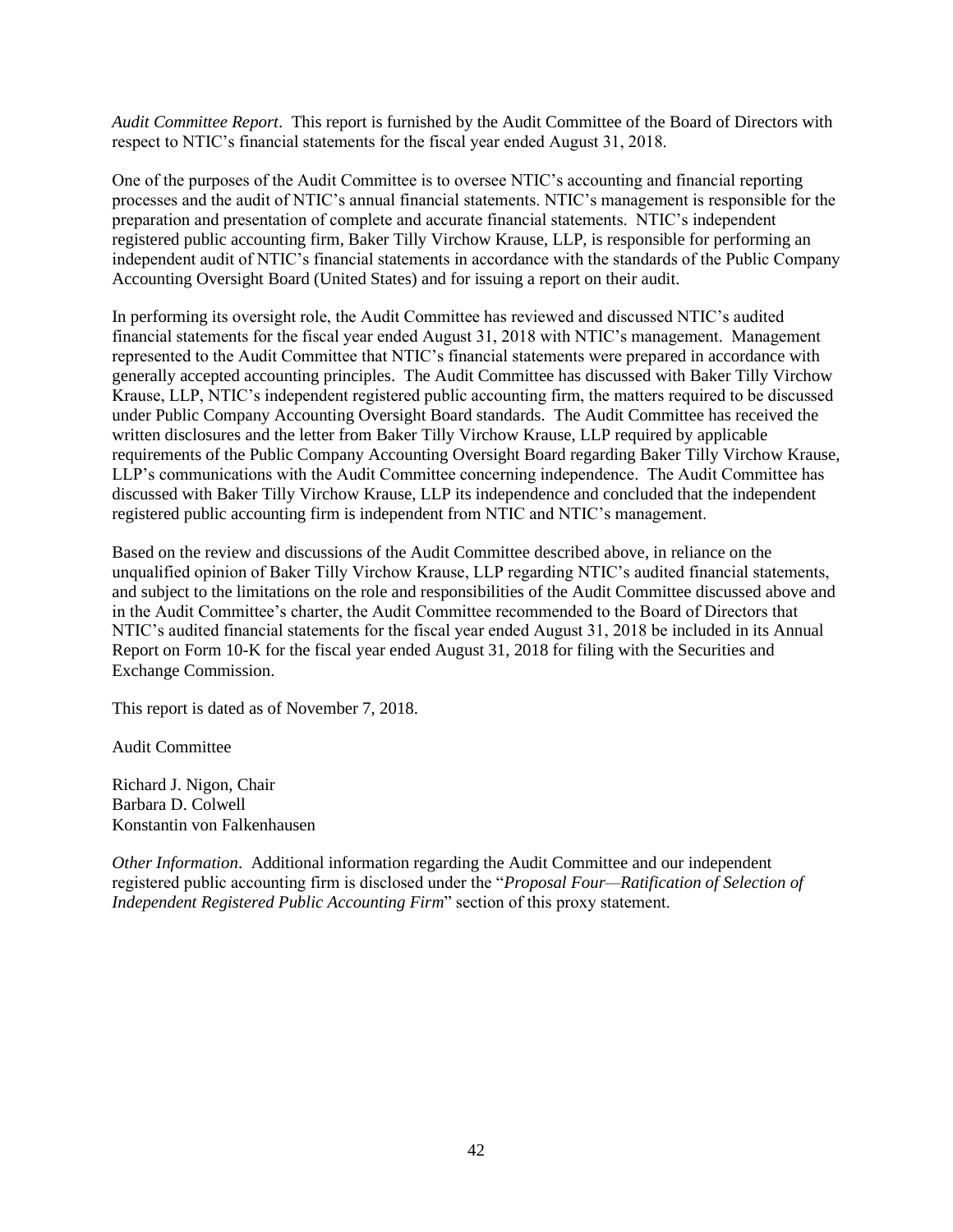*Audit Committee Report*. This report is furnished by the Audit Committee of the Board of Directors with respect to NTIC's financial statements for the fiscal year ended August 31, 2018.

One of the purposes of the Audit Committee is to oversee NTIC's accounting and financial reporting processes and the audit of NTIC's annual financial statements. NTIC's management is responsible for the preparation and presentation of complete and accurate financial statements. NTIC's independent registered public accounting firm, Baker Tilly Virchow Krause, LLP, is responsible for performing an independent audit of NTIC's financial statements in accordance with the standards of the Public Company Accounting Oversight Board (United States) and for issuing a report on their audit.

In performing its oversight role, the Audit Committee has reviewed and discussed NTIC's audited financial statements for the fiscal year ended August 31, 2018 with NTIC's management. Management represented to the Audit Committee that NTIC's financial statements were prepared in accordance with generally accepted accounting principles. The Audit Committee has discussed with Baker Tilly Virchow Krause, LLP, NTIC's independent registered public accounting firm, the matters required to be discussed under Public Company Accounting Oversight Board standards. The Audit Committee has received the written disclosures and the letter from Baker Tilly Virchow Krause, LLP required by applicable requirements of the Public Company Accounting Oversight Board regarding Baker Tilly Virchow Krause, LLP's communications with the Audit Committee concerning independence. The Audit Committee has discussed with Baker Tilly Virchow Krause, LLP its independence and concluded that the independent registered public accounting firm is independent from NTIC and NTIC's management.

Based on the review and discussions of the Audit Committee described above, in reliance on the unqualified opinion of Baker Tilly Virchow Krause, LLP regarding NTIC's audited financial statements, and subject to the limitations on the role and responsibilities of the Audit Committee discussed above and in the Audit Committee's charter, the Audit Committee recommended to the Board of Directors that NTIC's audited financial statements for the fiscal year ended August 31, 2018 be included in its Annual Report on Form 10-K for the fiscal year ended August 31, 2018 for filing with the Securities and Exchange Commission.

This report is dated as of November 7, 2018.

Audit Committee

Richard J. Nigon, Chair
Barbara D. Colwell
Konstantin von Falkenhausen

*Other Information*. Additional information regarding the Audit Committee and our independent registered public accounting firm is disclosed under the "*Proposal Four—Ratification of Selection of Independent Registered Public Accounting Firm*" section of this proxy statement.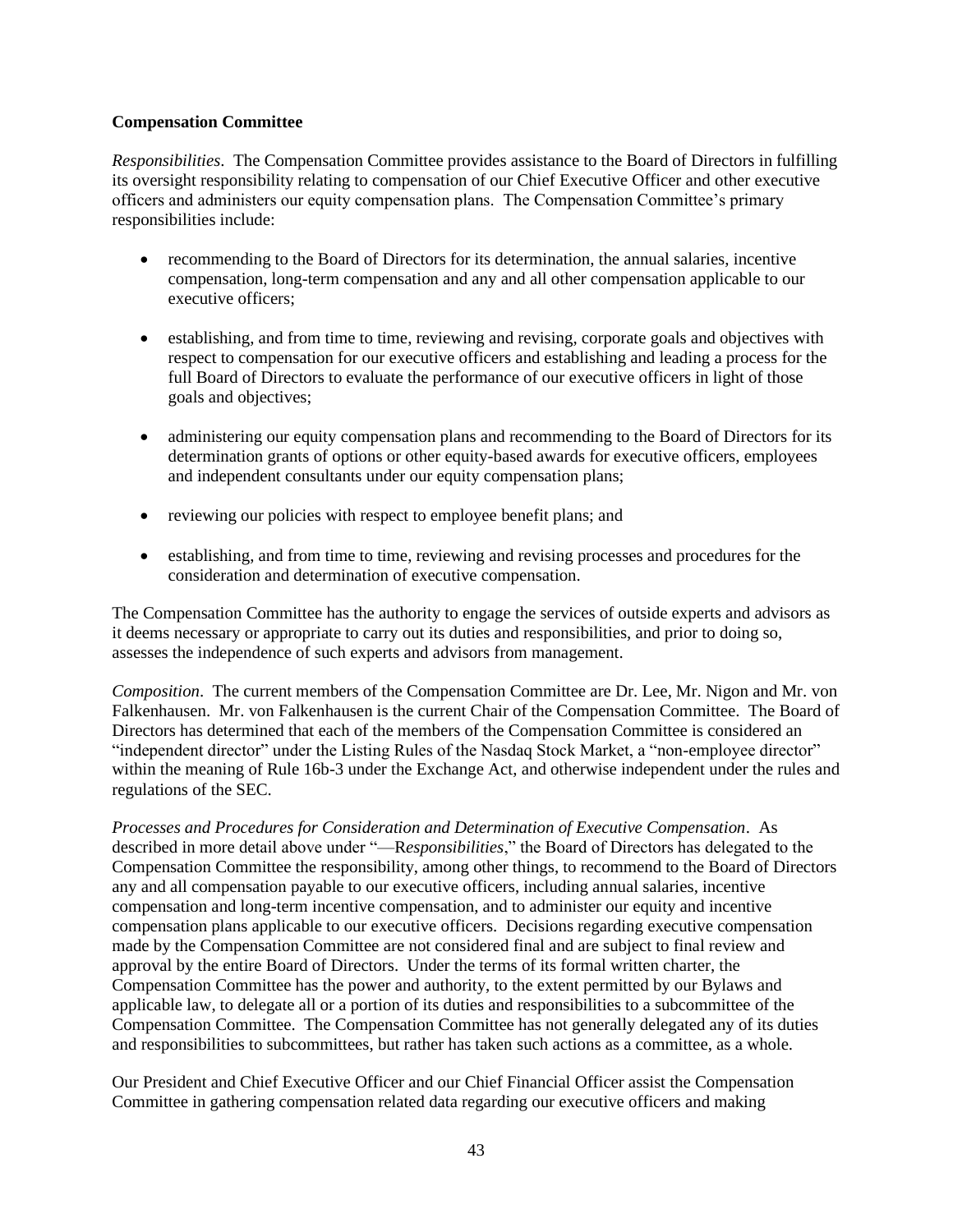**Compensation Committee**

*Responsibilities*. The Compensation Committee provides assistance to the Board of Directors in fulfilling its oversight responsibility relating to compensation of our Chief Executive Officer and other executive officers and administers our equity compensation plans. The Compensation Committee's primary responsibilities include:

- recommending to the Board of Directors for its determination, the annual salaries, incentive compensation, long-term compensation and any and all other compensation applicable to our executive officers;

- establishing, and from time to time, reviewing and revising, corporate goals and objectives with respect to compensation for our executive officers and establishing and leading a process for the full Board of Directors to evaluate the performance of our executive officers in light of those goals and objectives;

- administering our equity compensation plans and recommending to the Board of Directors for its determination grants of options or other equity-based awards for executive officers, employees and independent consultants under our equity compensation plans;

- reviewing our policies with respect to employee benefit plans; and

- establishing, and from time to time, reviewing and revising processes and procedures for the consideration and determination of executive compensation.

The Compensation Committee has the authority to engage the services of outside experts and advisors as it deems necessary or appropriate to carry out its duties and responsibilities, and prior to doing so, assesses the independence of such experts and advisors from management.

*Composition*. The current members of the Compensation Committee are Dr. Lee, Mr. Nigon and Mr. von Falkenhausen. Mr. von Falkenhausen is the current Chair of the Compensation Committee. The Board of Directors has determined that each of the members of the Compensation Committee is considered an "independent director" under the Listing Rules of the Nasdaq Stock Market, a "non-employee director" within the meaning of Rule 16b-3 under the Exchange Act, and otherwise independent under the rules and regulations of the SEC.

*Processes and Procedures for Consideration and Determination of Executive Compensation*. As described in more detail above under "—R*esponsibilities*," the Board of Directors has delegated to the Compensation Committee the responsibility, among other things, to recommend to the Board of Directors any and all compensation payable to our executive officers, including annual salaries, incentive compensation and long-term incentive compensation, and to administer our equity and incentive compensation plans applicable to our executive officers. Decisions regarding executive compensation made by the Compensation Committee are not considered final and are subject to final review and approval by the entire Board of Directors. Under the terms of its formal written charter, the Compensation Committee has the power and authority, to the extent permitted by our Bylaws and applicable law, to delegate all or a portion of its duties and responsibilities to a subcommittee of the Compensation Committee. The Compensation Committee has not generally delegated any of its duties and responsibilities to subcommittees, but rather has taken such actions as a committee, as a whole.

Our President and Chief Executive Officer and our Chief Financial Officer assist the Compensation Committee in gathering compensation related data regarding our executive officers and making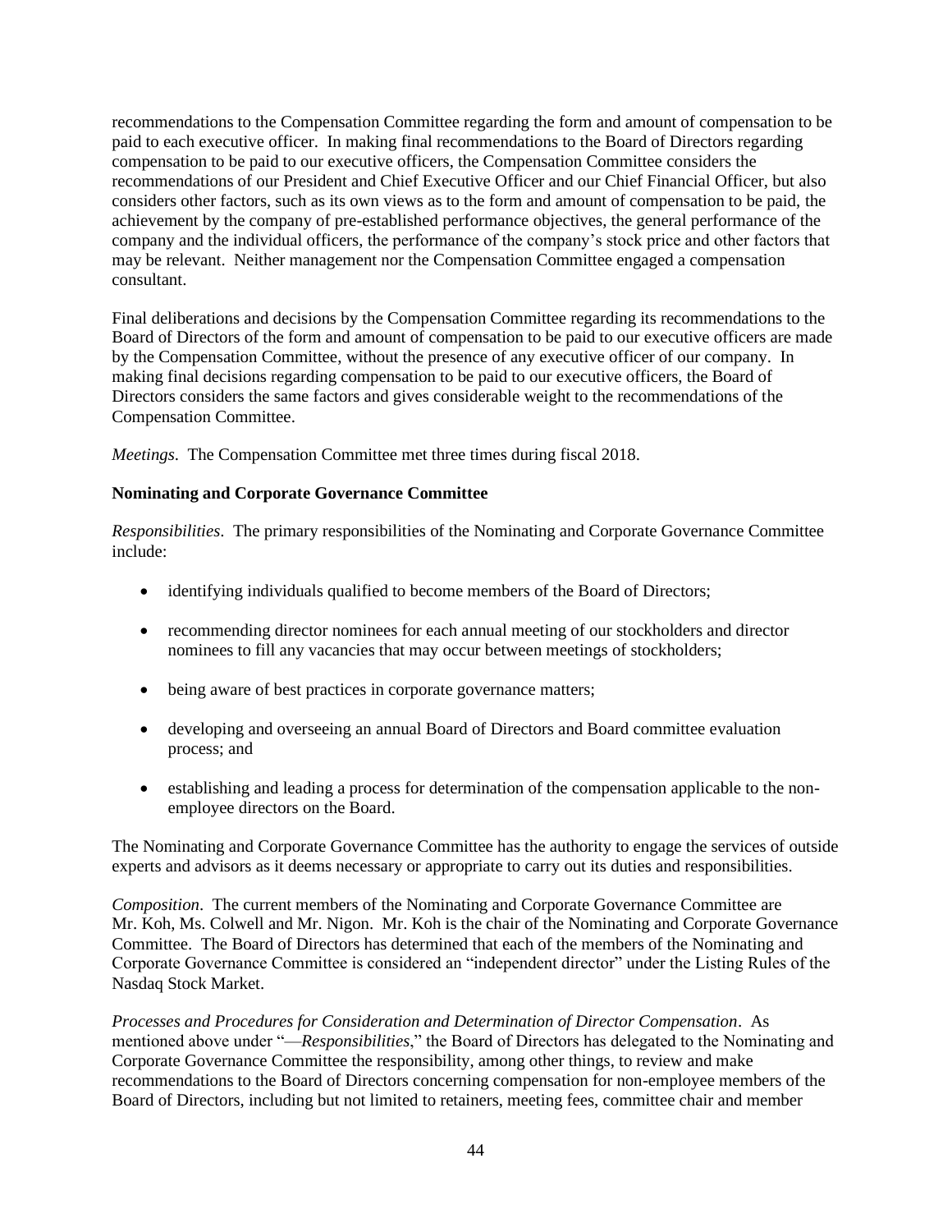recommendations to the Compensation Committee regarding the form and amount of compensation to be paid to each executive officer. In making final recommendations to the Board of Directors regarding compensation to be paid to our executive officers, the Compensation Committee considers the recommendations of our President and Chief Executive Officer and our Chief Financial Officer, but also considers other factors, such as its own views as to the form and amount of compensation to be paid, the achievement by the company of pre-established performance objectives, the general performance of the company and the individual officers, the performance of the company's stock price and other factors that may be relevant. Neither management nor the Compensation Committee engaged a compensation consultant.

Final deliberations and decisions by the Compensation Committee regarding its recommendations to the Board of Directors of the form and amount of compensation to be paid to our executive officers are made by the Compensation Committee, without the presence of any executive officer of our company. In making final decisions regarding compensation to be paid to our executive officers, the Board of Directors considers the same factors and gives considerable weight to the recommendations of the Compensation Committee.

*Meetings*. The Compensation Committee met three times during fiscal 2018.

**Nominating and Corporate Governance Committee**

*Responsibilities*. The primary responsibilities of the Nominating and Corporate Governance Committee include:

- identifying individuals qualified to become members of the Board of Directors;
- recommending director nominees for each annual meeting of our stockholders and director nominees to fill any vacancies that may occur between meetings of stockholders;
- being aware of best practices in corporate governance matters;
- developing and overseeing an annual Board of Directors and Board committee evaluation process; and
- establishing and leading a process for determination of the compensation applicable to the non-employee directors on the Board.

The Nominating and Corporate Governance Committee has the authority to engage the services of outside experts and advisors as it deems necessary or appropriate to carry out its duties and responsibilities.

*Composition*. The current members of the Nominating and Corporate Governance Committee are Mr. Koh, Ms. Colwell and Mr. Nigon. Mr. Koh is the chair of the Nominating and Corporate Governance Committee. The Board of Directors has determined that each of the members of the Nominating and Corporate Governance Committee is considered an "independent director" under the Listing Rules of the Nasdaq Stock Market.

*Processes and Procedures for Consideration and Determination of Director Compensation*. As mentioned above under "—*Responsibilities*," the Board of Directors has delegated to the Nominating and Corporate Governance Committee the responsibility, among other things, to review and make recommendations to the Board of Directors concerning compensation for non-employee members of the Board of Directors, including but not limited to retainers, meeting fees, committee chair and member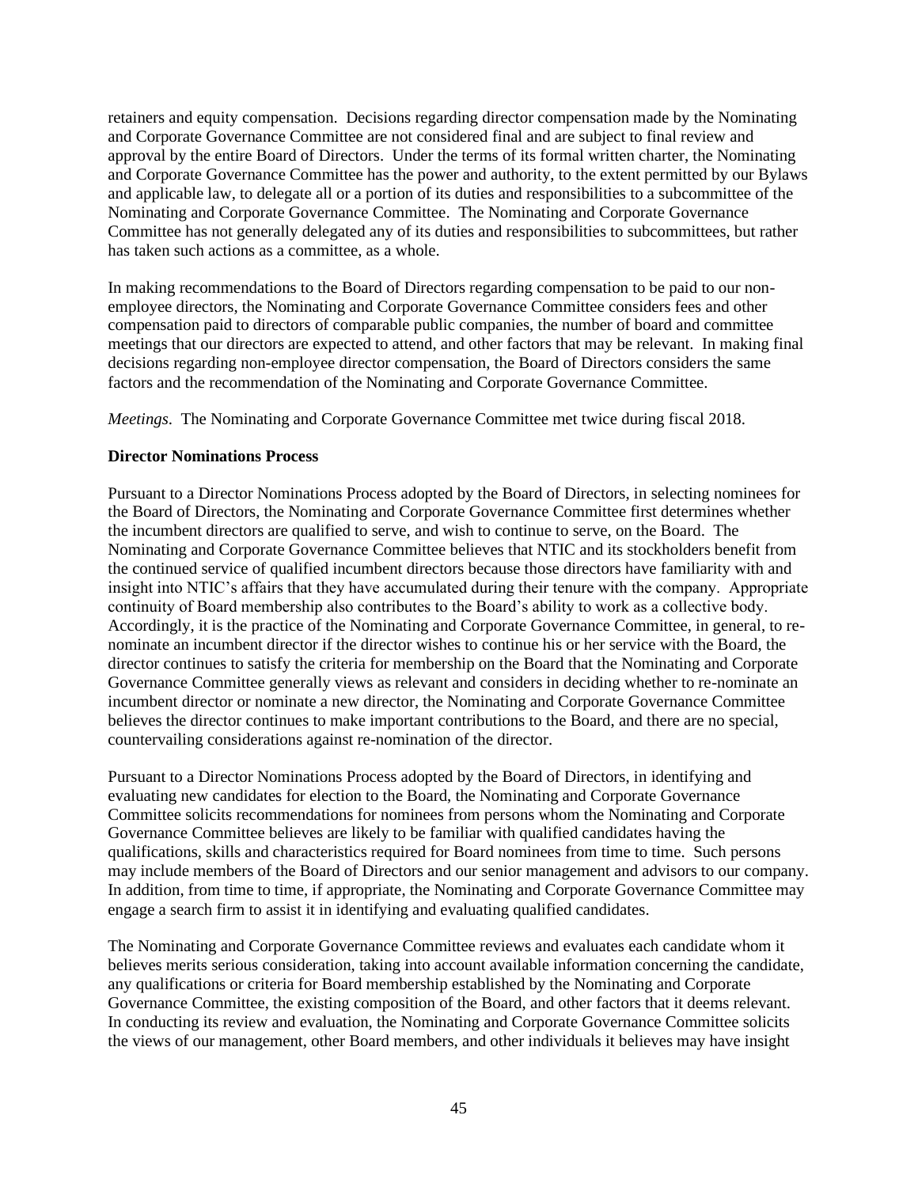retainers and equity compensation. Decisions regarding director compensation made by the Nominating and Corporate Governance Committee are not considered final and are subject to final review and approval by the entire Board of Directors. Under the terms of its formal written charter, the Nominating and Corporate Governance Committee has the power and authority, to the extent permitted by our Bylaws and applicable law, to delegate all or a portion of its duties and responsibilities to a subcommittee of the Nominating and Corporate Governance Committee. The Nominating and Corporate Governance Committee has not generally delegated any of its duties and responsibilities to subcommittees, but rather has taken such actions as a committee, as a whole.

In making recommendations to the Board of Directors regarding compensation to be paid to our non-employee directors, the Nominating and Corporate Governance Committee considers fees and other compensation paid to directors of comparable public companies, the number of board and committee meetings that our directors are expected to attend, and other factors that may be relevant. In making final decisions regarding non-employee director compensation, the Board of Directors considers the same factors and the recommendation of the Nominating and Corporate Governance Committee.

*Meetings*. The Nominating and Corporate Governance Committee met twice during fiscal 2018.

**Director Nominations Process**

Pursuant to a Director Nominations Process adopted by the Board of Directors, in selecting nominees for the Board of Directors, the Nominating and Corporate Governance Committee first determines whether the incumbent directors are qualified to serve, and wish to continue to serve, on the Board. The Nominating and Corporate Governance Committee believes that NTIC and its stockholders benefit from the continued service of qualified incumbent directors because those directors have familiarity with and insight into NTIC's affairs that they have accumulated during their tenure with the company. Appropriate continuity of Board membership also contributes to the Board's ability to work as a collective body. Accordingly, it is the practice of the Nominating and Corporate Governance Committee, in general, to re-nominate an incumbent director if the director wishes to continue his or her service with the Board, the director continues to satisfy the criteria for membership on the Board that the Nominating and Corporate Governance Committee generally views as relevant and considers in deciding whether to re-nominate an incumbent director or nominate a new director, the Nominating and Corporate Governance Committee believes the director continues to make important contributions to the Board, and there are no special, countervailing considerations against re-nomination of the director.

Pursuant to a Director Nominations Process adopted by the Board of Directors, in identifying and evaluating new candidates for election to the Board, the Nominating and Corporate Governance Committee solicits recommendations for nominees from persons whom the Nominating and Corporate Governance Committee believes are likely to be familiar with qualified candidates having the qualifications, skills and characteristics required for Board nominees from time to time. Such persons may include members of the Board of Directors and our senior management and advisors to our company. In addition, from time to time, if appropriate, the Nominating and Corporate Governance Committee may engage a search firm to assist it in identifying and evaluating qualified candidates.

The Nominating and Corporate Governance Committee reviews and evaluates each candidate whom it believes merits serious consideration, taking into account available information concerning the candidate, any qualifications or criteria for Board membership established by the Nominating and Corporate Governance Committee, the existing composition of the Board, and other factors that it deems relevant. In conducting its review and evaluation, the Nominating and Corporate Governance Committee solicits the views of our management, other Board members, and other individuals it believes may have insight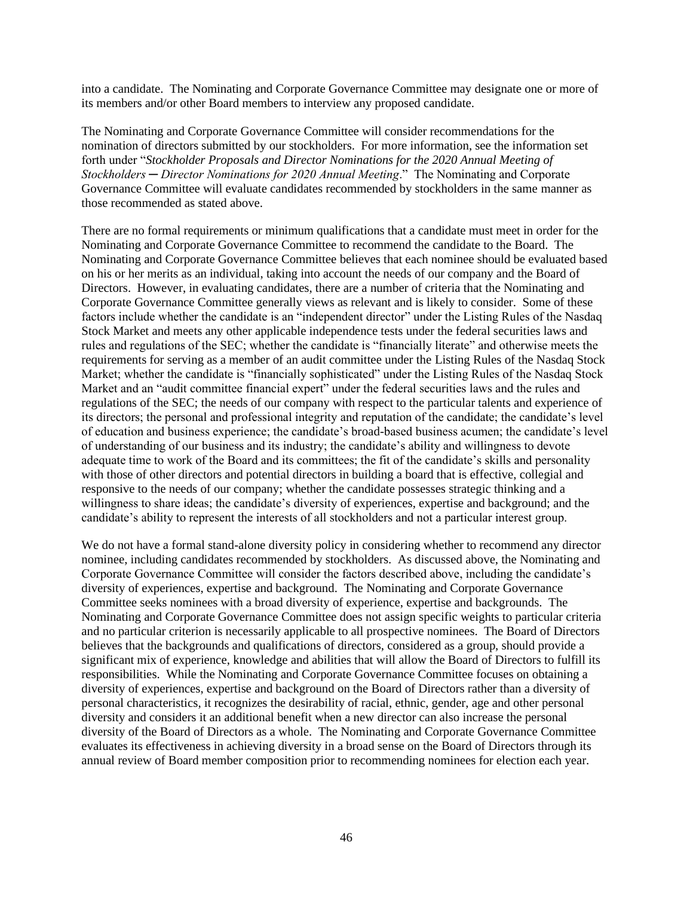into a candidate. The Nominating and Corporate Governance Committee may designate one or more of its members and/or other Board members to interview any proposed candidate.

The Nominating and Corporate Governance Committee will consider recommendations for the nomination of directors submitted by our stockholders. For more information, see the information set forth under "*Stockholder Proposals and Director Nominations for the 2020 Annual Meeting of Stockholders ─ Director Nominations for 2020 Annual Meeting*." The Nominating and Corporate Governance Committee will evaluate candidates recommended by stockholders in the same manner as those recommended as stated above.

There are no formal requirements or minimum qualifications that a candidate must meet in order for the Nominating and Corporate Governance Committee to recommend the candidate to the Board. The Nominating and Corporate Governance Committee believes that each nominee should be evaluated based on his or her merits as an individual, taking into account the needs of our company and the Board of Directors. However, in evaluating candidates, there are a number of criteria that the Nominating and Corporate Governance Committee generally views as relevant and is likely to consider. Some of these factors include whether the candidate is an "independent director" under the Listing Rules of the Nasdaq Stock Market and meets any other applicable independence tests under the federal securities laws and rules and regulations of the SEC; whether the candidate is "financially literate" and otherwise meets the requirements for serving as a member of an audit committee under the Listing Rules of the Nasdaq Stock Market; whether the candidate is "financially sophisticated" under the Listing Rules of the Nasdaq Stock Market and an "audit committee financial expert" under the federal securities laws and the rules and regulations of the SEC; the needs of our company with respect to the particular talents and experience of its directors; the personal and professional integrity and reputation of the candidate; the candidate's level of education and business experience; the candidate's broad-based business acumen; the candidate's level of understanding of our business and its industry; the candidate's ability and willingness to devote adequate time to work of the Board and its committees; the fit of the candidate's skills and personality with those of other directors and potential directors in building a board that is effective, collegial and responsive to the needs of our company; whether the candidate possesses strategic thinking and a willingness to share ideas; the candidate's diversity of experiences, expertise and background; and the candidate's ability to represent the interests of all stockholders and not a particular interest group.

We do not have a formal stand-alone diversity policy in considering whether to recommend any director nominee, including candidates recommended by stockholders. As discussed above, the Nominating and Corporate Governance Committee will consider the factors described above, including the candidate's diversity of experiences, expertise and background. The Nominating and Corporate Governance Committee seeks nominees with a broad diversity of experience, expertise and backgrounds. The Nominating and Corporate Governance Committee does not assign specific weights to particular criteria and no particular criterion is necessarily applicable to all prospective nominees. The Board of Directors believes that the backgrounds and qualifications of directors, considered as a group, should provide a significant mix of experience, knowledge and abilities that will allow the Board of Directors to fulfill its responsibilities. While the Nominating and Corporate Governance Committee focuses on obtaining a diversity of experiences, expertise and background on the Board of Directors rather than a diversity of personal characteristics, it recognizes the desirability of racial, ethnic, gender, age and other personal diversity and considers it an additional benefit when a new director can also increase the personal diversity of the Board of Directors as a whole. The Nominating and Corporate Governance Committee evaluates its effectiveness in achieving diversity in a broad sense on the Board of Directors through its annual review of Board member composition prior to recommending nominees for election each year.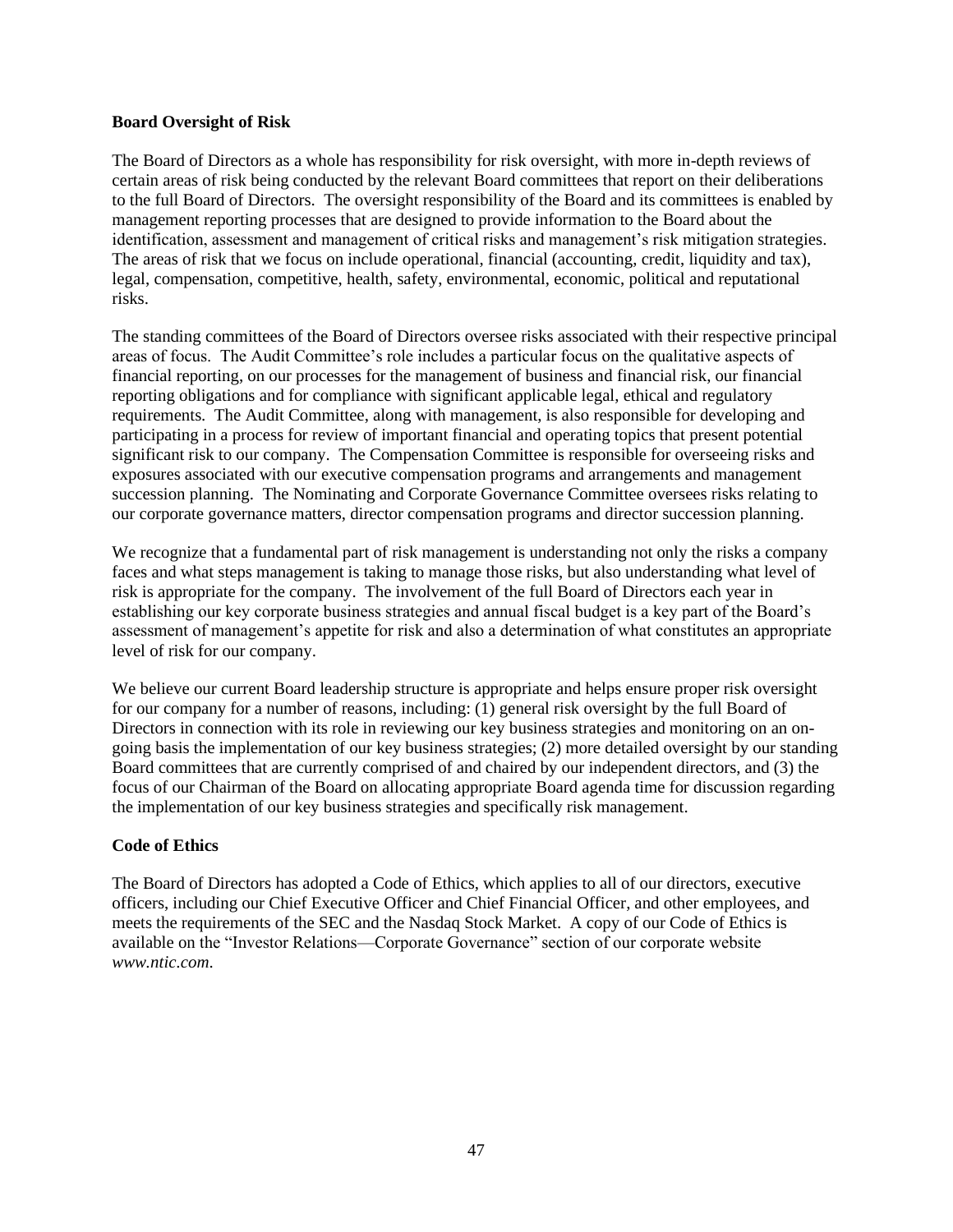**Board Oversight of Risk**

The Board of Directors as a whole has responsibility for risk oversight, with more in-depth reviews of certain areas of risk being conducted by the relevant Board committees that report on their deliberations to the full Board of Directors. The oversight responsibility of the Board and its committees is enabled by management reporting processes that are designed to provide information to the Board about the identification, assessment and management of critical risks and management's risk mitigation strategies. The areas of risk that we focus on include operational, financial (accounting, credit, liquidity and tax), legal, compensation, competitive, health, safety, environmental, economic, political and reputational risks.

The standing committees of the Board of Directors oversee risks associated with their respective principal areas of focus. The Audit Committee's role includes a particular focus on the qualitative aspects of financial reporting, on our processes for the management of business and financial risk, our financial reporting obligations and for compliance with significant applicable legal, ethical and regulatory requirements. The Audit Committee, along with management, is also responsible for developing and participating in a process for review of important financial and operating topics that present potential significant risk to our company. The Compensation Committee is responsible for overseeing risks and exposures associated with our executive compensation programs and arrangements and management succession planning. The Nominating and Corporate Governance Committee oversees risks relating to our corporate governance matters, director compensation programs and director succession planning.

We recognize that a fundamental part of risk management is understanding not only the risks a company faces and what steps management is taking to manage those risks, but also understanding what level of risk is appropriate for the company. The involvement of the full Board of Directors each year in establishing our key corporate business strategies and annual fiscal budget is a key part of the Board's assessment of management's appetite for risk and also a determination of what constitutes an appropriate level of risk for our company.

We believe our current Board leadership structure is appropriate and helps ensure proper risk oversight for our company for a number of reasons, including: (1) general risk oversight by the full Board of Directors in connection with its role in reviewing our key business strategies and monitoring on an on-going basis the implementation of our key business strategies; (2) more detailed oversight by our standing Board committees that are currently comprised of and chaired by our independent directors, and (3) the focus of our Chairman of the Board on allocating appropriate Board agenda time for discussion regarding the implementation of our key business strategies and specifically risk management.

**Code of Ethics**

The Board of Directors has adopted a Code of Ethics, which applies to all of our directors, executive officers, including our Chief Executive Officer and Chief Financial Officer, and other employees, and meets the requirements of the SEC and the Nasdaq Stock Market. A copy of our Code of Ethics is available on the "Investor Relations—Corporate Governance" section of our corporate website *www.ntic.com*.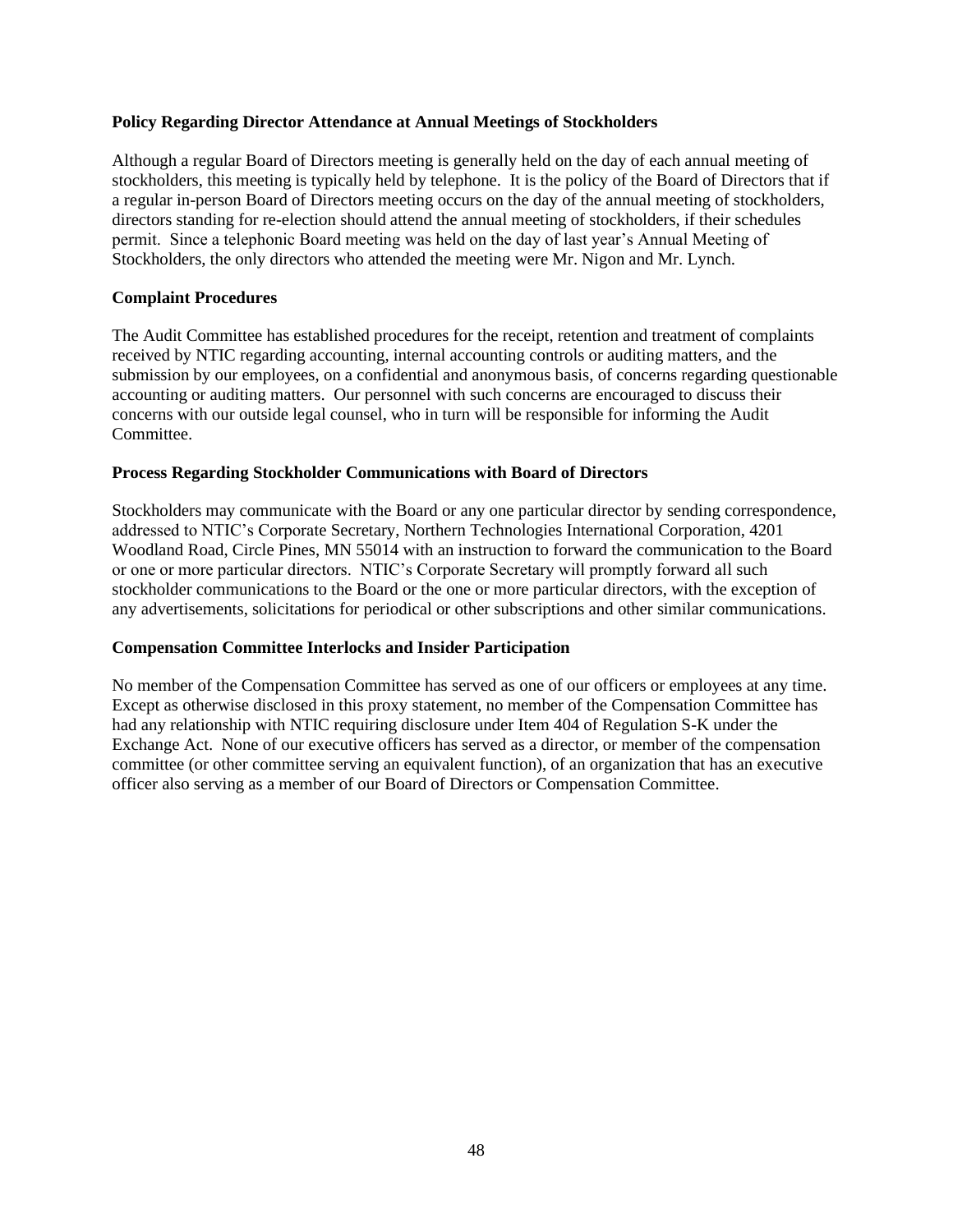**Policy Regarding Director Attendance at Annual Meetings of Stockholders**

Although a regular Board of Directors meeting is generally held on the day of each annual meeting of stockholders, this meeting is typically held by telephone. It is the policy of the Board of Directors that if a regular in-person Board of Directors meeting occurs on the day of the annual meeting of stockholders, directors standing for re-election should attend the annual meeting of stockholders, if their schedules permit. Since a telephonic Board meeting was held on the day of last year's Annual Meeting of Stockholders, the only directors who attended the meeting were Mr. Nigon and Mr. Lynch.

**Complaint Procedures**

The Audit Committee has established procedures for the receipt, retention and treatment of complaints received by NTIC regarding accounting, internal accounting controls or auditing matters, and the submission by our employees, on a confidential and anonymous basis, of concerns regarding questionable accounting or auditing matters. Our personnel with such concerns are encouraged to discuss their concerns with our outside legal counsel, who in turn will be responsible for informing the Audit Committee.

**Process Regarding Stockholder Communications with Board of Directors**

Stockholders may communicate with the Board or any one particular director by sending correspondence, addressed to NTIC's Corporate Secretary, Northern Technologies International Corporation, 4201 Woodland Road, Circle Pines, MN 55014 with an instruction to forward the communication to the Board or one or more particular directors. NTIC's Corporate Secretary will promptly forward all such stockholder communications to the Board or the one or more particular directors, with the exception of any advertisements, solicitations for periodical or other subscriptions and other similar communications.

**Compensation Committee Interlocks and Insider Participation**

No member of the Compensation Committee has served as one of our officers or employees at any time. Except as otherwise disclosed in this proxy statement, no member of the Compensation Committee has had any relationship with NTIC requiring disclosure under Item 404 of Regulation S-K under the Exchange Act. None of our executive officers has served as a director, or member of the compensation committee (or other committee serving an equivalent function), of an organization that has an executive officer also serving as a member of our Board of Directors or Compensation Committee.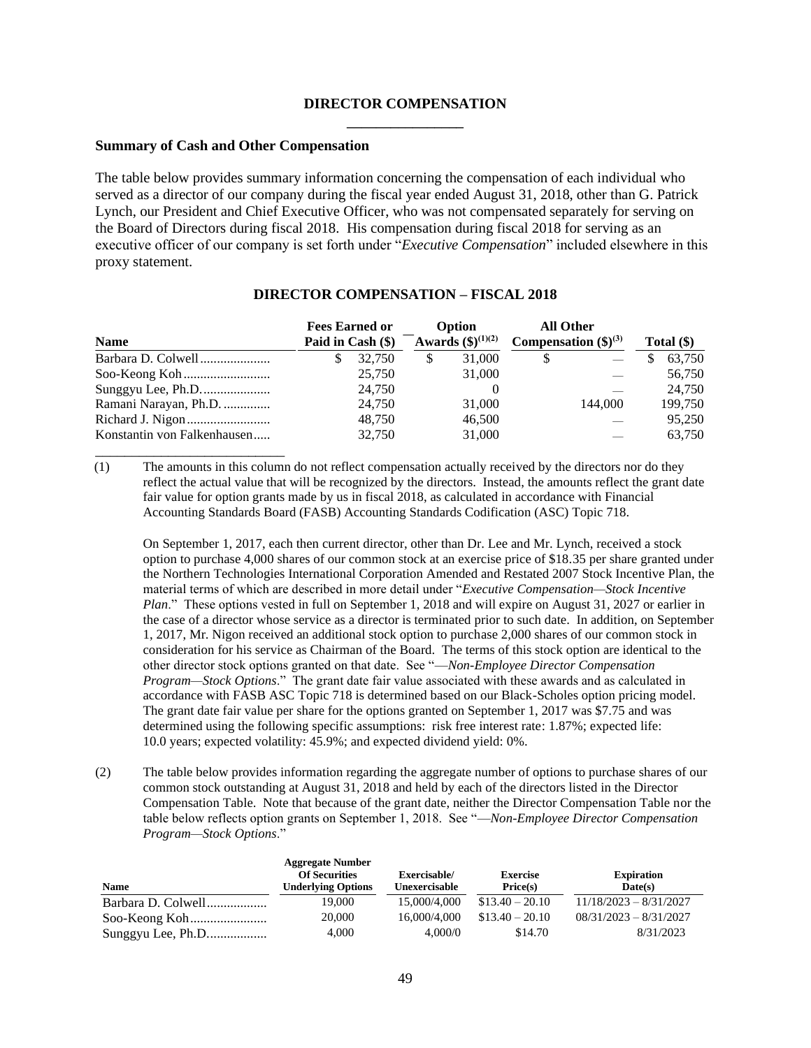# DIRECTOR COMPENSATION

### Summary of Cash and Other Compensation

The table below provides summary information concerning the compensation of each individual who served as a director of our company during the fiscal year ended August 31, 2018, other than G. Patrick Lynch, our President and Chief Executive Officer, who was not compensated separately for serving on the Board of Directors during fiscal 2018. His compensation during fiscal 2018 for serving as an executive officer of our company is set forth under "*Executive Compensation*" included elsewhere in this proxy statement.

**DIRECTOR COMPENSATION – FISCAL 2018**

| Name | Fees Earned or Paid in Cash ($) | Option Awards ($)(1)(2) | All Other Compensation ($)(3) | Total ($) |
|---|---|---|---|---|
| Barbara D. Colwell | $ 32,750 | $ 31,000 | $ — | $ 63,750 |
| Soo-Keong Koh | 25,750 | 31,000 | — | 56,750 |
| Sunggyu Lee, Ph.D. | 24,750 | 0 | — | 24,750 |
| Ramani Narayan, Ph.D. | 24,750 | 31,000 | 144,000 | 199,750 |
| Richard J. Nigon | 48,750 | 46,500 | — | 95,250 |
| Konstantin von Falkenhausen | 32,750 | 31,000 | — | 63,750 |

(1) The amounts in this column do not reflect compensation actually received by the directors nor do they reflect the actual value that will be recognized by the directors. Instead, the amounts reflect the grant date fair value for option grants made by us in fiscal 2018, as calculated in accordance with Financial Accounting Standards Board (FASB) Accounting Standards Codification (ASC) Topic 718.

On September 1, 2017, each then current director, other than Dr. Lee and Mr. Lynch, received a stock option to purchase 4,000 shares of our common stock at an exercise price of $18.35 per share granted under the Northern Technologies International Corporation Amended and Restated 2007 Stock Incentive Plan, the material terms of which are described in more detail under "*Executive Compensation—Stock Incentive Plan*." These options vested in full on September 1, 2018 and will expire on August 31, 2027 or earlier in the case of a director whose service as a director is terminated prior to such date. In addition, on September 1, 2017, Mr. Nigon received an additional stock option to purchase 2,000 shares of our common stock in consideration for his service as Chairman of the Board. The terms of this stock option are identical to the other director stock options granted on that date. See "—*Non-Employee Director Compensation Program—Stock Options*." The grant date fair value associated with these awards and as calculated in accordance with FASB ASC Topic 718 is determined based on our Black-Scholes option pricing model. The grant date fair value per share for the options granted on September 1, 2017 was $7.75 and was determined using the following specific assumptions: risk free interest rate: 1.87%; expected life: 10.0 years; expected volatility: 45.9%; and expected dividend yield: 0%.

(2) The table below provides information regarding the aggregate number of options to purchase shares of our common stock outstanding at August 31, 2018 and held by each of the directors listed in the Director Compensation Table. Note that because of the grant date, neither the Director Compensation Table nor the table below reflects option grants on September 1, 2018. See "—*Non-Employee Director Compensation Program—Stock Options*."

| Name | Aggregate Number Of Securities Underlying Options | Exercisable/ Unexercisable | Exercise Price(s) | Expiration Date(s) |
|---|---|---|---|---|
| Barbara D. Colwell | 19,000 | 15,000/4,000 | $13.40 – 20.10 | 11/18/2023 – 8/31/2027 |
| Soo-Keong Koh | 20,000 | 16,000/4,000 | $13.40 – 20.10 | 08/31/2023 – 8/31/2027 |
| Sunggyu Lee, Ph.D. | 4,000 | 4,000/0 | $14.70 | 8/31/2023 |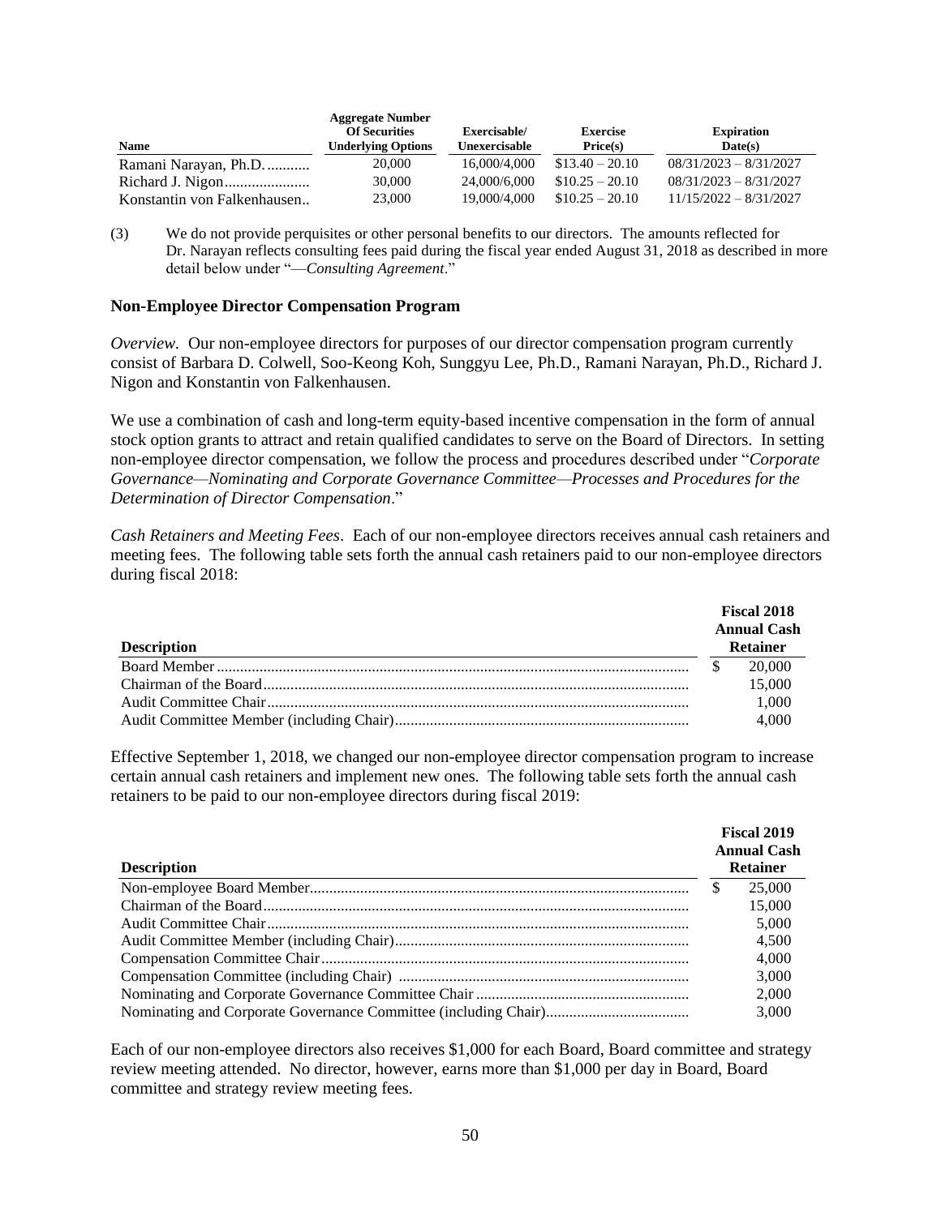| Name | Aggregate Number Of Securities Underlying Options | Exercisable/ Unexercisable | Exercise Price(s) | Expiration Date(s) |
|---|---|---|---|---|
| Ramani Narayan, Ph.D. | 20,000 | 16,000/4,000 | $13.40 – 20.10 | 08/31/2023 – 8/31/2027 |
| Richard J. Nigon | 30,000 | 24,000/6,000 | $10.25 – 20.10 | 08/31/2023 – 8/31/2027 |
| Konstantin von Falkenhausen | 23,000 | 19,000/4,000 | $10.25 – 20.10 | 11/15/2022 – 8/31/2027 |

(3) We do not provide perquisites or other personal benefits to our directors. The amounts reflected for Dr. Narayan reflects consulting fees paid during the fiscal year ended August 31, 2018 as described in more detail below under "—*Consulting Agreement*."

**Non-Employee Director Compensation Program**

*Overview.* Our non-employee directors for purposes of our director compensation program currently consist of Barbara D. Colwell, Soo-Keong Koh, Sunggyu Lee, Ph.D., Ramani Narayan, Ph.D., Richard J. Nigon and Konstantin von Falkenhausen.

We use a combination of cash and long-term equity-based incentive compensation in the form of annual stock option grants to attract and retain qualified candidates to serve on the Board of Directors. In setting non-employee director compensation, we follow the process and procedures described under "*Corporate Governance—Nominating and Corporate Governance Committee—Processes and Procedures for the Determination of Director Compensation*."

*Cash Retainers and Meeting Fees*. Each of our non-employee directors receives annual cash retainers and meeting fees. The following table sets forth the annual cash retainers paid to our non-employee directors during fiscal 2018:

| Description | Fiscal 2018 Annual Cash Retainer |
|---|---|
| Board Member | $ 20,000 |
| Chairman of the Board | 15,000 |
| Audit Committee Chair | 1,000 |
| Audit Committee Member (including Chair) | 4,000 |

Effective September 1, 2018, we changed our non-employee director compensation program to increase certain annual cash retainers and implement new ones. The following table sets forth the annual cash retainers to be paid to our non-employee directors during fiscal 2019:

| Description | Fiscal 2019 Annual Cash Retainer |
|---|---|
| Non-employee Board Member | $ 25,000 |
| Chairman of the Board | 15,000 |
| Audit Committee Chair | 5,000 |
| Audit Committee Member (including Chair) | 4,500 |
| Compensation Committee Chair | 4,000 |
| Compensation Committee (including Chair) | 3,000 |
| Nominating and Corporate Governance Committee Chair | 2,000 |
| Nominating and Corporate Governance Committee (including Chair) | 3,000 |

Each of our non-employee directors also receives $1,000 for each Board, Board committee and strategy review meeting attended. No director, however, earns more than $1,000 per day in Board, Board committee and strategy review meeting fees.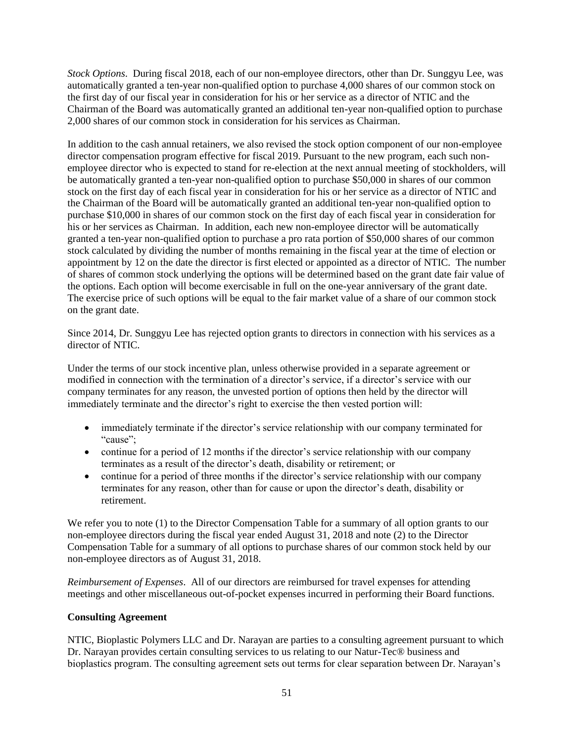*Stock Options*. During fiscal 2018, each of our non-employee directors, other than Dr. Sunggyu Lee, was automatically granted a ten-year non-qualified option to purchase 4,000 shares of our common stock on the first day of our fiscal year in consideration for his or her service as a director of NTIC and the Chairman of the Board was automatically granted an additional ten-year non-qualified option to purchase 2,000 shares of our common stock in consideration for his services as Chairman.

In addition to the cash annual retainers, we also revised the stock option component of our non-employee director compensation program effective for fiscal 2019. Pursuant to the new program, each such non-employee director who is expected to stand for re-election at the next annual meeting of stockholders, will be automatically granted a ten-year non-qualified option to purchase $50,000 in shares of our common stock on the first day of each fiscal year in consideration for his or her service as a director of NTIC and the Chairman of the Board will be automatically granted an additional ten-year non-qualified option to purchase $10,000 in shares of our common stock on the first day of each fiscal year in consideration for his or her services as Chairman. In addition, each new non-employee director will be automatically granted a ten-year non-qualified option to purchase a pro rata portion of $50,000 shares of our common stock calculated by dividing the number of months remaining in the fiscal year at the time of election or appointment by 12 on the date the director is first elected or appointed as a director of NTIC. The number of shares of common stock underlying the options will be determined based on the grant date fair value of the options. Each option will become exercisable in full on the one-year anniversary of the grant date. The exercise price of such options will be equal to the fair market value of a share of our common stock on the grant date.

Since 2014, Dr. Sunggyu Lee has rejected option grants to directors in connection with his services as a director of NTIC.

Under the terms of our stock incentive plan, unless otherwise provided in a separate agreement or modified in connection with the termination of a director's service, if a director's service with our company terminates for any reason, the unvested portion of options then held by the director will immediately terminate and the director's right to exercise the then vested portion will:

- immediately terminate if the director's service relationship with our company terminated for "cause";
- continue for a period of 12 months if the director's service relationship with our company terminates as a result of the director's death, disability or retirement; or
- continue for a period of three months if the director's service relationship with our company terminates for any reason, other than for cause or upon the director's death, disability or retirement.

We refer you to note (1) to the Director Compensation Table for a summary of all option grants to our non-employee directors during the fiscal year ended August 31, 2018 and note (2) to the Director Compensation Table for a summary of all options to purchase shares of our common stock held by our non-employee directors as of August 31, 2018.

*Reimbursement of Expenses*. All of our directors are reimbursed for travel expenses for attending meetings and other miscellaneous out-of-pocket expenses incurred in performing their Board functions.

**Consulting Agreement**

NTIC, Bioplastic Polymers LLC and Dr. Narayan are parties to a consulting agreement pursuant to which Dr. Narayan provides certain consulting services to us relating to our Natur-Tec® business and bioplastics program. The consulting agreement sets out terms for clear separation between Dr. Narayan's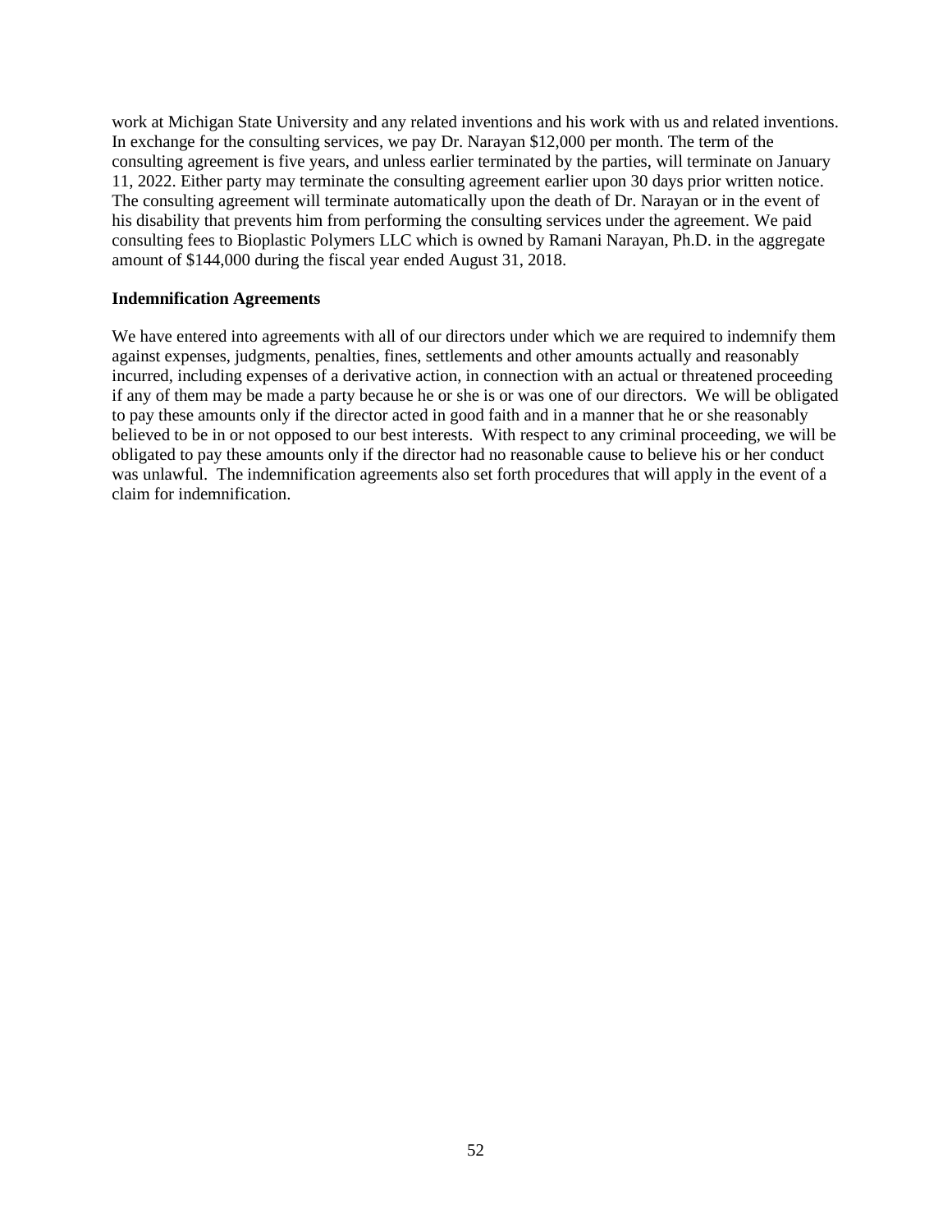work at Michigan State University and any related inventions and his work with us and related inventions. In exchange for the consulting services, we pay Dr. Narayan $12,000 per month. The term of the consulting agreement is five years, and unless earlier terminated by the parties, will terminate on January 11, 2022. Either party may terminate the consulting agreement earlier upon 30 days prior written notice. The consulting agreement will terminate automatically upon the death of Dr. Narayan or in the event of his disability that prevents him from performing the consulting services under the agreement. We paid consulting fees to Bioplastic Polymers LLC which is owned by Ramani Narayan, Ph.D. in the aggregate amount of $144,000 during the fiscal year ended August 31, 2018.

**Indemnification Agreements**

We have entered into agreements with all of our directors under which we are required to indemnify them against expenses, judgments, penalties, fines, settlements and other amounts actually and reasonably incurred, including expenses of a derivative action, in connection with an actual or threatened proceeding if any of them may be made a party because he or she is or was one of our directors. We will be obligated to pay these amounts only if the director acted in good faith and in a manner that he or she reasonably believed to be in or not opposed to our best interests. With respect to any criminal proceeding, we will be obligated to pay these amounts only if the director had no reasonable cause to believe his or her conduct was unlawful. The indemnification agreements also set forth procedures that will apply in the event of a claim for indemnification.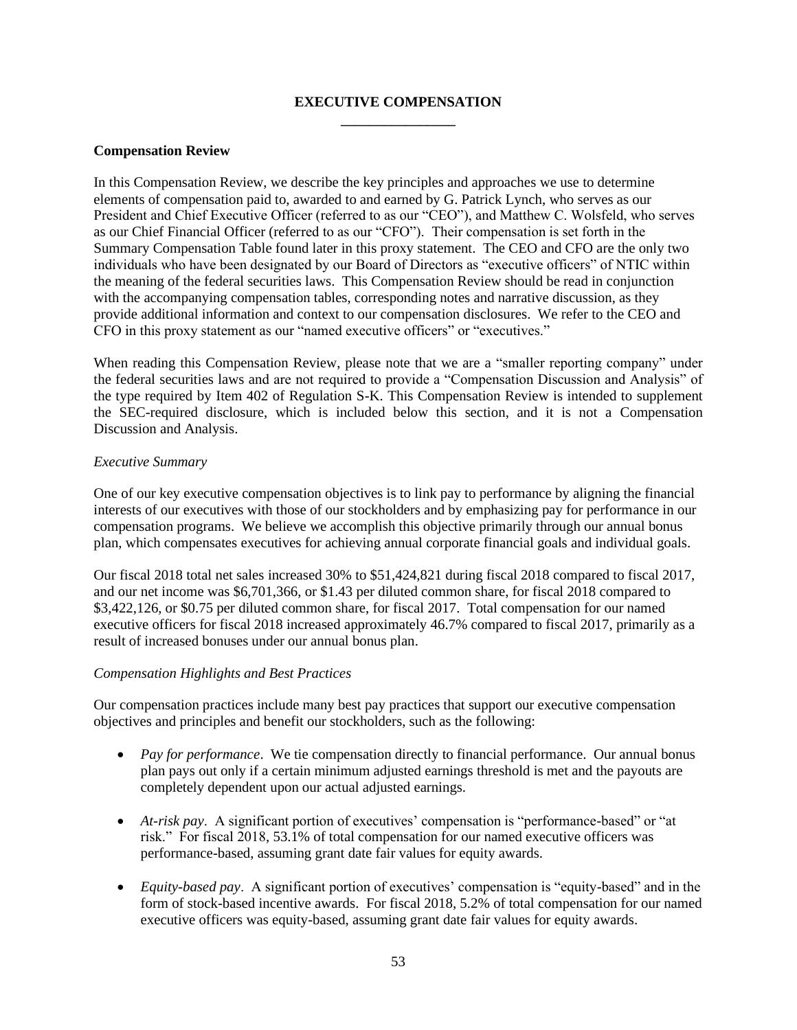# EXECUTIVE COMPENSATION

## Compensation Review

In this Compensation Review, we describe the key principles and approaches we use to determine elements of compensation paid to, awarded to and earned by G. Patrick Lynch, who serves as our President and Chief Executive Officer (referred to as our "CEO"), and Matthew C. Wolsfeld, who serves as our Chief Financial Officer (referred to as our "CFO"). Their compensation is set forth in the Summary Compensation Table found later in this proxy statement. The CEO and CFO are the only two individuals who have been designated by our Board of Directors as "executive officers" of NTIC within the meaning of the federal securities laws. This Compensation Review should be read in conjunction with the accompanying compensation tables, corresponding notes and narrative discussion, as they provide additional information and context to our compensation disclosures. We refer to the CEO and CFO in this proxy statement as our "named executive officers" or "executives."

When reading this Compensation Review, please note that we are a "smaller reporting company" under the federal securities laws and are not required to provide a "Compensation Discussion and Analysis" of the type required by Item 402 of Regulation S-K. This Compensation Review is intended to supplement the SEC-required disclosure, which is included below this section, and it is not a Compensation Discussion and Analysis.

### *Executive Summary*

One of our key executive compensation objectives is to link pay to performance by aligning the financial interests of our executives with those of our stockholders and by emphasizing pay for performance in our compensation programs. We believe we accomplish this objective primarily through our annual bonus plan, which compensates executives for achieving annual corporate financial goals and individual goals.

Our fiscal 2018 total net sales increased 30% to $51,424,821 during fiscal 2018 compared to fiscal 2017, and our net income was $6,701,366, or $1.43 per diluted common share, for fiscal 2018 compared to $3,422,126, or $0.75 per diluted common share, for fiscal 2017. Total compensation for our named executive officers for fiscal 2018 increased approximately 46.7% compared to fiscal 2017, primarily as a result of increased bonuses under our annual bonus plan.

### *Compensation Highlights and Best Practices*

Our compensation practices include many best pay practices that support our executive compensation objectives and principles and benefit our stockholders, such as the following:

- *Pay for performance*. We tie compensation directly to financial performance. Our annual bonus plan pays out only if a certain minimum adjusted earnings threshold is met and the payouts are completely dependent upon our actual adjusted earnings.

- *At-risk pay*. A significant portion of executives' compensation is "performance-based" or "at risk." For fiscal 2018, 53.1% of total compensation for our named executive officers was performance-based, assuming grant date fair values for equity awards.

- *Equity-based pay*. A significant portion of executives' compensation is "equity-based" and in the form of stock-based incentive awards. For fiscal 2018, 5.2% of total compensation for our named executive officers was equity-based, assuming grant date fair values for equity awards.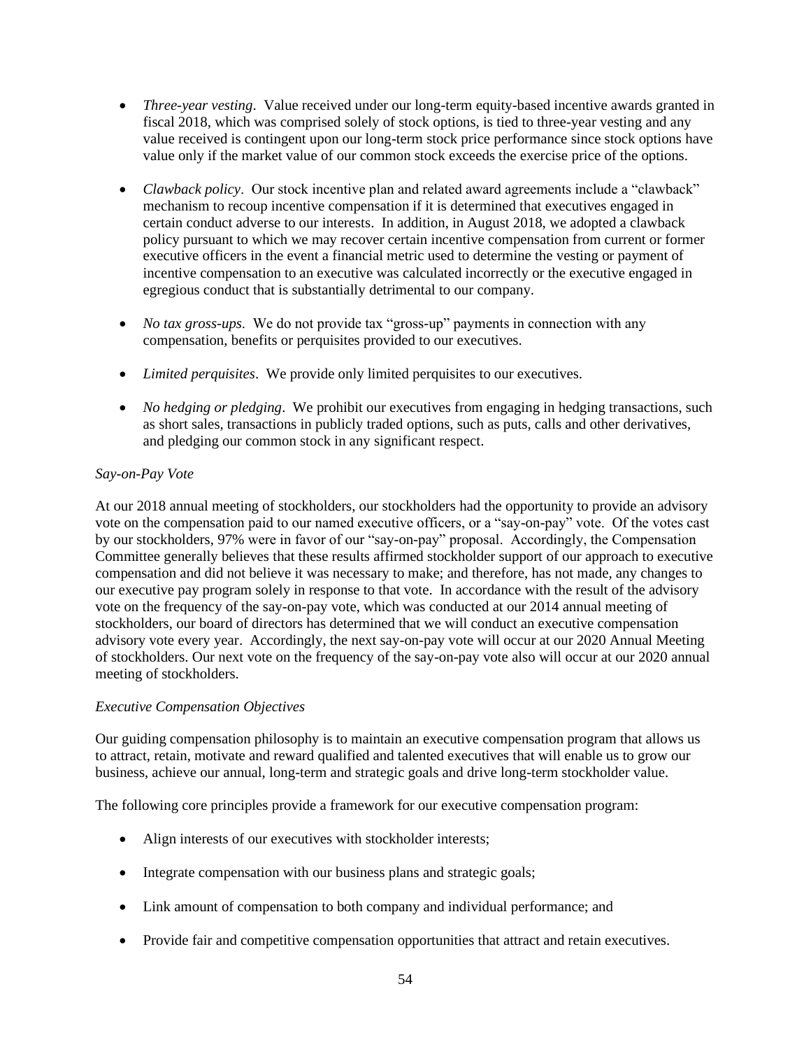- *Three-year vesting*. Value received under our long-term equity-based incentive awards granted in fiscal 2018, which was comprised solely of stock options, is tied to three-year vesting and any value received is contingent upon our long-term stock price performance since stock options have value only if the market value of our common stock exceeds the exercise price of the options.

- *Clawback policy*. Our stock incentive plan and related award agreements include a "clawback" mechanism to recoup incentive compensation if it is determined that executives engaged in certain conduct adverse to our interests. In addition, in August 2018, we adopted a clawback policy pursuant to which we may recover certain incentive compensation from current or former executive officers in the event a financial metric used to determine the vesting or payment of incentive compensation to an executive was calculated incorrectly or the executive engaged in egregious conduct that is substantially detrimental to our company.

- *No tax gross-ups*. We do not provide tax "gross-up" payments in connection with any compensation, benefits or perquisites provided to our executives.

- *Limited perquisites*. We provide only limited perquisites to our executives.

- *No hedging or pledging*. We prohibit our executives from engaging in hedging transactions, such as short sales, transactions in publicly traded options, such as puts, calls and other derivatives, and pledging our common stock in any significant respect.

*Say-on-Pay Vote*

At our 2018 annual meeting of stockholders, our stockholders had the opportunity to provide an advisory vote on the compensation paid to our named executive officers, or a "say-on-pay" vote. Of the votes cast by our stockholders, 97% were in favor of our "say-on-pay" proposal. Accordingly, the Compensation Committee generally believes that these results affirmed stockholder support of our approach to executive compensation and did not believe it was necessary to make; and therefore, has not made, any changes to our executive pay program solely in response to that vote. In accordance with the result of the advisory vote on the frequency of the say-on-pay vote, which was conducted at our 2014 annual meeting of stockholders, our board of directors has determined that we will conduct an executive compensation advisory vote every year. Accordingly, the next say-on-pay vote will occur at our 2020 Annual Meeting of stockholders. Our next vote on the frequency of the say-on-pay vote also will occur at our 2020 annual meeting of stockholders.

*Executive Compensation Objectives*

Our guiding compensation philosophy is to maintain an executive compensation program that allows us to attract, retain, motivate and reward qualified and talented executives that will enable us to grow our business, achieve our annual, long-term and strategic goals and drive long-term stockholder value.

The following core principles provide a framework for our executive compensation program:

- Align interests of our executives with stockholder interests;

- Integrate compensation with our business plans and strategic goals;

- Link amount of compensation to both company and individual performance; and

- Provide fair and competitive compensation opportunities that attract and retain executives.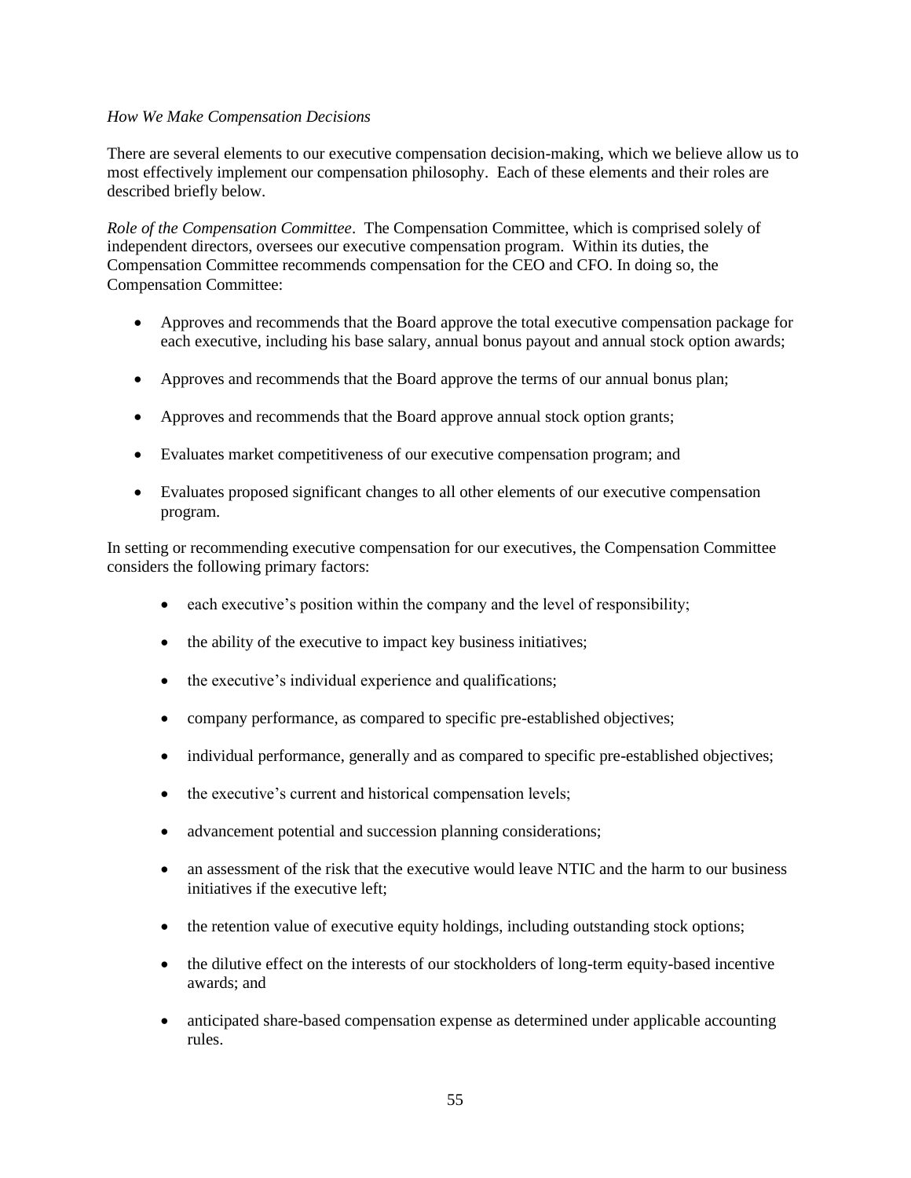*How We Make Compensation Decisions*

There are several elements to our executive compensation decision-making, which we believe allow us to most effectively implement our compensation philosophy. Each of these elements and their roles are described briefly below.

*Role of the Compensation Committee*. The Compensation Committee, which is comprised solely of independent directors, oversees our executive compensation program. Within its duties, the Compensation Committee recommends compensation for the CEO and CFO. In doing so, the Compensation Committee:

- Approves and recommends that the Board approve the total executive compensation package for each executive, including his base salary, annual bonus payout and annual stock option awards;
- Approves and recommends that the Board approve the terms of our annual bonus plan;
- Approves and recommends that the Board approve annual stock option grants;
- Evaluates market competitiveness of our executive compensation program; and
- Evaluates proposed significant changes to all other elements of our executive compensation program.

In setting or recommending executive compensation for our executives, the Compensation Committee considers the following primary factors:

- each executive's position within the company and the level of responsibility;
- the ability of the executive to impact key business initiatives;
- the executive's individual experience and qualifications;
- company performance, as compared to specific pre-established objectives;
- individual performance, generally and as compared to specific pre-established objectives;
- the executive's current and historical compensation levels;
- advancement potential and succession planning considerations;
- an assessment of the risk that the executive would leave NTIC and the harm to our business initiatives if the executive left;
- the retention value of executive equity holdings, including outstanding stock options;
- the dilutive effect on the interests of our stockholders of long-term equity-based incentive awards; and
- anticipated share-based compensation expense as determined under applicable accounting rules.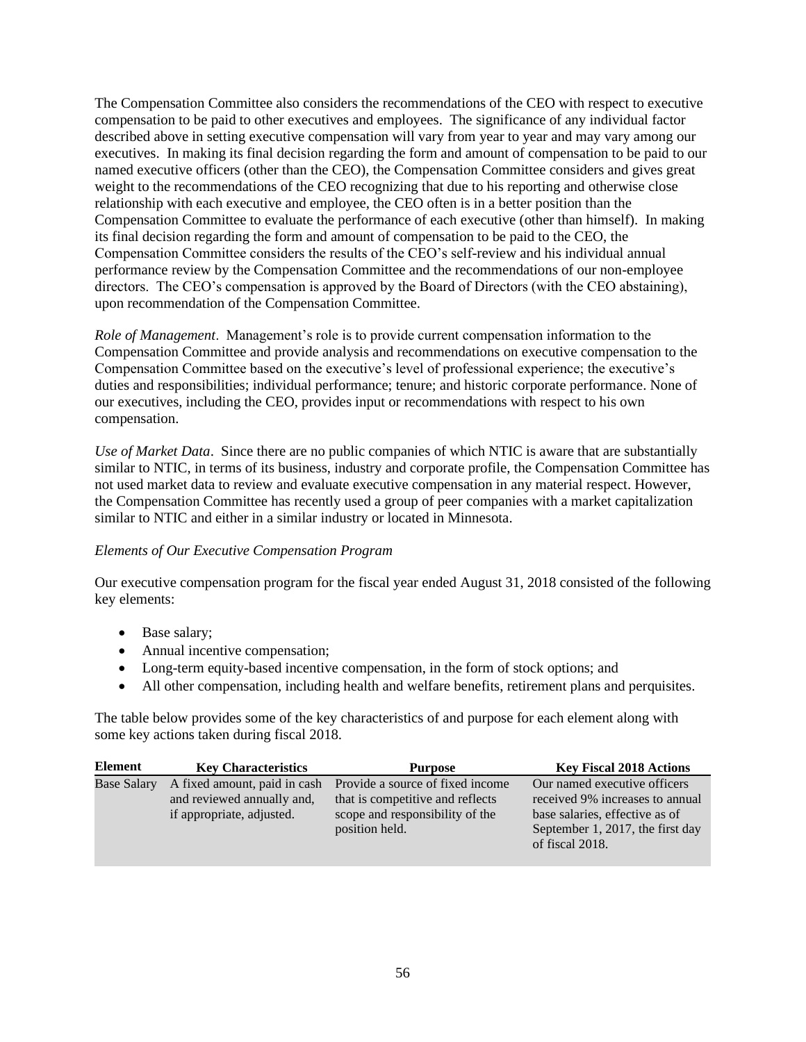The Compensation Committee also considers the recommendations of the CEO with respect to executive compensation to be paid to other executives and employees. The significance of any individual factor described above in setting executive compensation will vary from year to year and may vary among our executives. In making its final decision regarding the form and amount of compensation to be paid to our named executive officers (other than the CEO), the Compensation Committee considers and gives great weight to the recommendations of the CEO recognizing that due to his reporting and otherwise close relationship with each executive and employee, the CEO often is in a better position than the Compensation Committee to evaluate the performance of each executive (other than himself). In making its final decision regarding the form and amount of compensation to be paid to the CEO, the Compensation Committee considers the results of the CEO's self-review and his individual annual performance review by the Compensation Committee and the recommendations of our non-employee directors. The CEO's compensation is approved by the Board of Directors (with the CEO abstaining), upon recommendation of the Compensation Committee.

*Role of Management*. Management's role is to provide current compensation information to the Compensation Committee and provide analysis and recommendations on executive compensation to the Compensation Committee based on the executive's level of professional experience; the executive's duties and responsibilities; individual performance; tenure; and historic corporate performance. None of our executives, including the CEO, provides input or recommendations with respect to his own compensation.

*Use of Market Data*. Since there are no public companies of which NTIC is aware that are substantially similar to NTIC, in terms of its business, industry and corporate profile, the Compensation Committee has not used market data to review and evaluate executive compensation in any material respect. However, the Compensation Committee has recently used a group of peer companies with a market capitalization similar to NTIC and either in a similar industry or located in Minnesota.

*Elements of Our Executive Compensation Program*

Our executive compensation program for the fiscal year ended August 31, 2018 consisted of the following key elements:

- Base salary;
- Annual incentive compensation;
- Long-term equity-based incentive compensation, in the form of stock options; and
- All other compensation, including health and welfare benefits, retirement plans and perquisites.

The table below provides some of the key characteristics of and purpose for each element along with some key actions taken during fiscal 2018.

| Element | Key Characteristics | Purpose | Key Fiscal 2018 Actions |
|---|---|---|---|
| Base Salary | A fixed amount, paid in cash and reviewed annually and, if appropriate, adjusted. | Provide a source of fixed income that is competitive and reflects scope and responsibility of the position held. | Our named executive officers received 9% increases to annual base salaries, effective as of September 1, 2017, the first day of fiscal 2018. |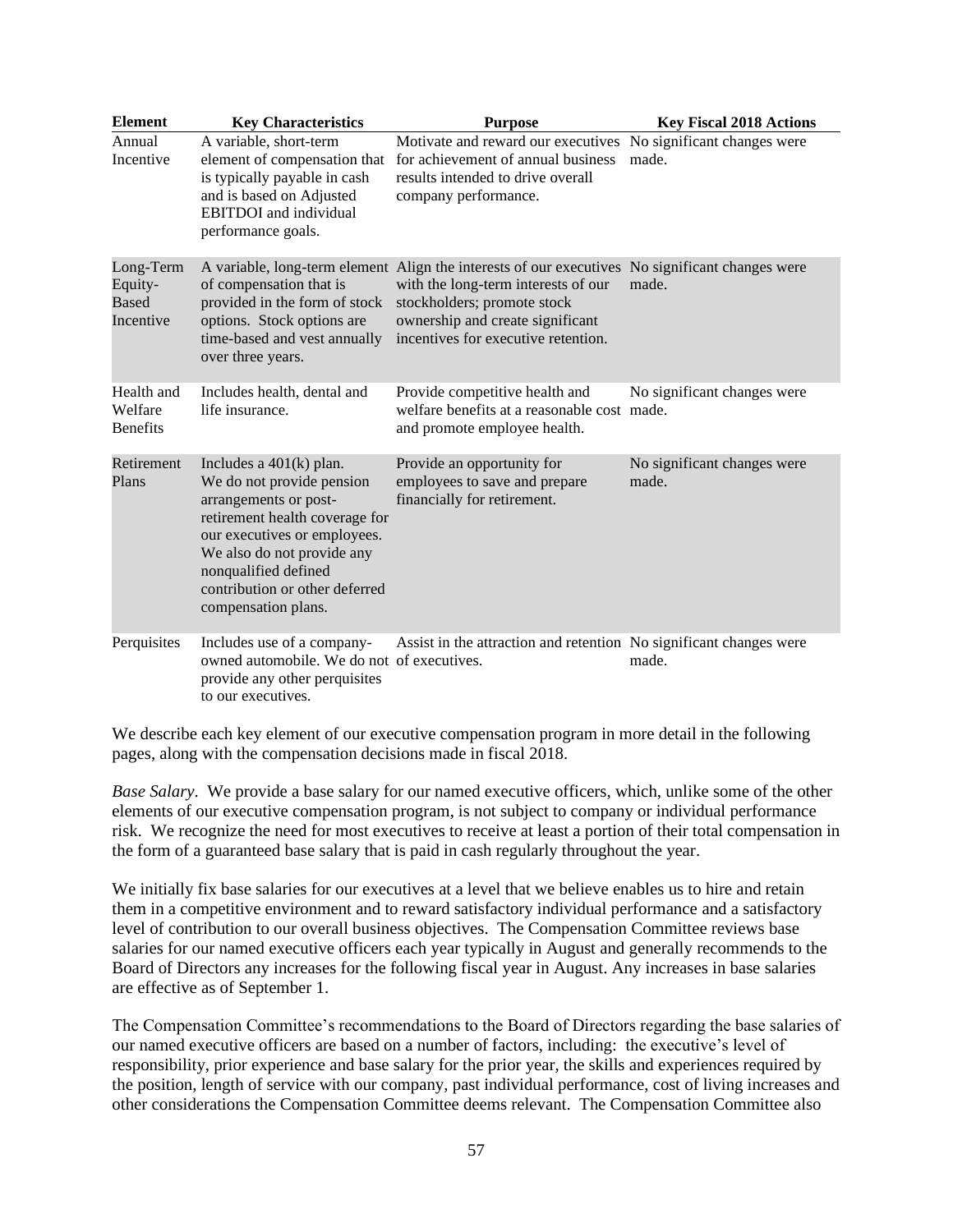| Element | Key Characteristics | Purpose | Key Fiscal 2018 Actions |
|---|---|---|---|
| Annual Incentive | A variable, short-term element of compensation that is typically payable in cash and is based on Adjusted EBITDOI and individual performance goals. | Motivate and reward our executives for achievement of annual business results intended to drive overall company performance. | No significant changes were made. |
| Long-Term Equity-Based Incentive | A variable, long-term element of compensation that is provided in the form of stock options. Stock options are time-based and vest annually over three years. | Align the interests of our executives with the long-term interests of our stockholders; promote stock ownership and create significant incentives for executive retention. | No significant changes were made. |
| Health and Welfare Benefits | Includes health, dental and life insurance. | Provide competitive health and welfare benefits at a reasonable cost and promote employee health. | No significant changes were made. |
| Retirement Plans | Includes a 401(k) plan. We do not provide pension arrangements or post-retirement health coverage for our executives or employees. We also do not provide any nonqualified defined contribution or other deferred compensation plans. | Provide an opportunity for employees to save and prepare financially for retirement. | No significant changes were made. |
| Perquisites | Includes use of a company-owned automobile. We do not provide any other perquisites to our executives. | Assist in the attraction and retention of executives. | No significant changes were made. |

We describe each key element of our executive compensation program in more detail in the following pages, along with the compensation decisions made in fiscal 2018.

*Base Salary*. We provide a base salary for our named executive officers, which, unlike some of the other elements of our executive compensation program, is not subject to company or individual performance risk. We recognize the need for most executives to receive at least a portion of their total compensation in the form of a guaranteed base salary that is paid in cash regularly throughout the year.

We initially fix base salaries for our executives at a level that we believe enables us to hire and retain them in a competitive environment and to reward satisfactory individual performance and a satisfactory level of contribution to our overall business objectives. The Compensation Committee reviews base salaries for our named executive officers each year typically in August and generally recommends to the Board of Directors any increases for the following fiscal year in August. Any increases in base salaries are effective as of September 1.

The Compensation Committee's recommendations to the Board of Directors regarding the base salaries of our named executive officers are based on a number of factors, including: the executive's level of responsibility, prior experience and base salary for the prior year, the skills and experiences required by the position, length of service with our company, past individual performance, cost of living increases and other considerations the Compensation Committee deems relevant. The Compensation Committee also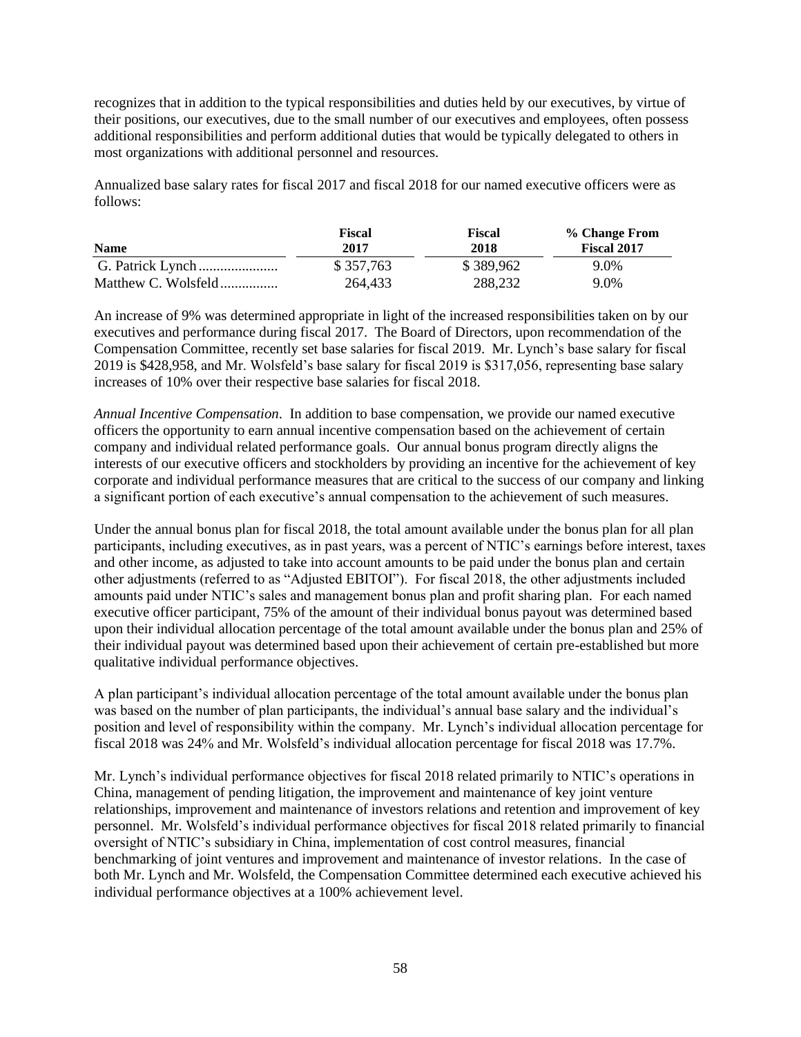recognizes that in addition to the typical responsibilities and duties held by our executives, by virtue of their positions, our executives, due to the small number of our executives and employees, often possess additional responsibilities and perform additional duties that would be typically delegated to others in most organizations with additional personnel and resources.

Annualized base salary rates for fiscal 2017 and fiscal 2018 for our named executive officers were as follows:

| Name | Fiscal 2017 | Fiscal 2018 | % Change From Fiscal 2017 |
|---|---|---|---|
| G. Patrick Lynch | $ 357,763 | $ 389,962 | 9.0% |
| Matthew C. Wolsfeld | 264,433 | 288,232 | 9.0% |

An increase of 9% was determined appropriate in light of the increased responsibilities taken on by our executives and performance during fiscal 2017. The Board of Directors, upon recommendation of the Compensation Committee, recently set base salaries for fiscal 2019. Mr. Lynch's base salary for fiscal 2019 is $428,958, and Mr. Wolsfeld's base salary for fiscal 2019 is $317,056, representing base salary increases of 10% over their respective base salaries for fiscal 2018.

*Annual Incentive Compensation*. In addition to base compensation, we provide our named executive officers the opportunity to earn annual incentive compensation based on the achievement of certain company and individual related performance goals. Our annual bonus program directly aligns the interests of our executive officers and stockholders by providing an incentive for the achievement of key corporate and individual performance measures that are critical to the success of our company and linking a significant portion of each executive's annual compensation to the achievement of such measures.

Under the annual bonus plan for fiscal 2018, the total amount available under the bonus plan for all plan participants, including executives, as in past years, was a percent of NTIC's earnings before interest, taxes and other income, as adjusted to take into account amounts to be paid under the bonus plan and certain other adjustments (referred to as "Adjusted EBITOI"). For fiscal 2018, the other adjustments included amounts paid under NTIC's sales and management bonus plan and profit sharing plan. For each named executive officer participant, 75% of the amount of their individual bonus payout was determined based upon their individual allocation percentage of the total amount available under the bonus plan and 25% of their individual payout was determined based upon their achievement of certain pre-established but more qualitative individual performance objectives.

A plan participant's individual allocation percentage of the total amount available under the bonus plan was based on the number of plan participants, the individual's annual base salary and the individual's position and level of responsibility within the company. Mr. Lynch's individual allocation percentage for fiscal 2018 was 24% and Mr. Wolsfeld's individual allocation percentage for fiscal 2018 was 17.7%.

Mr. Lynch's individual performance objectives for fiscal 2018 related primarily to NTIC's operations in China, management of pending litigation, the improvement and maintenance of key joint venture relationships, improvement and maintenance of investors relations and retention and improvement of key personnel. Mr. Wolsfeld's individual performance objectives for fiscal 2018 related primarily to financial oversight of NTIC's subsidiary in China, implementation of cost control measures, financial benchmarking of joint ventures and improvement and maintenance of investor relations. In the case of both Mr. Lynch and Mr. Wolsfeld, the Compensation Committee determined each executive achieved his individual performance objectives at a 100% achievement level.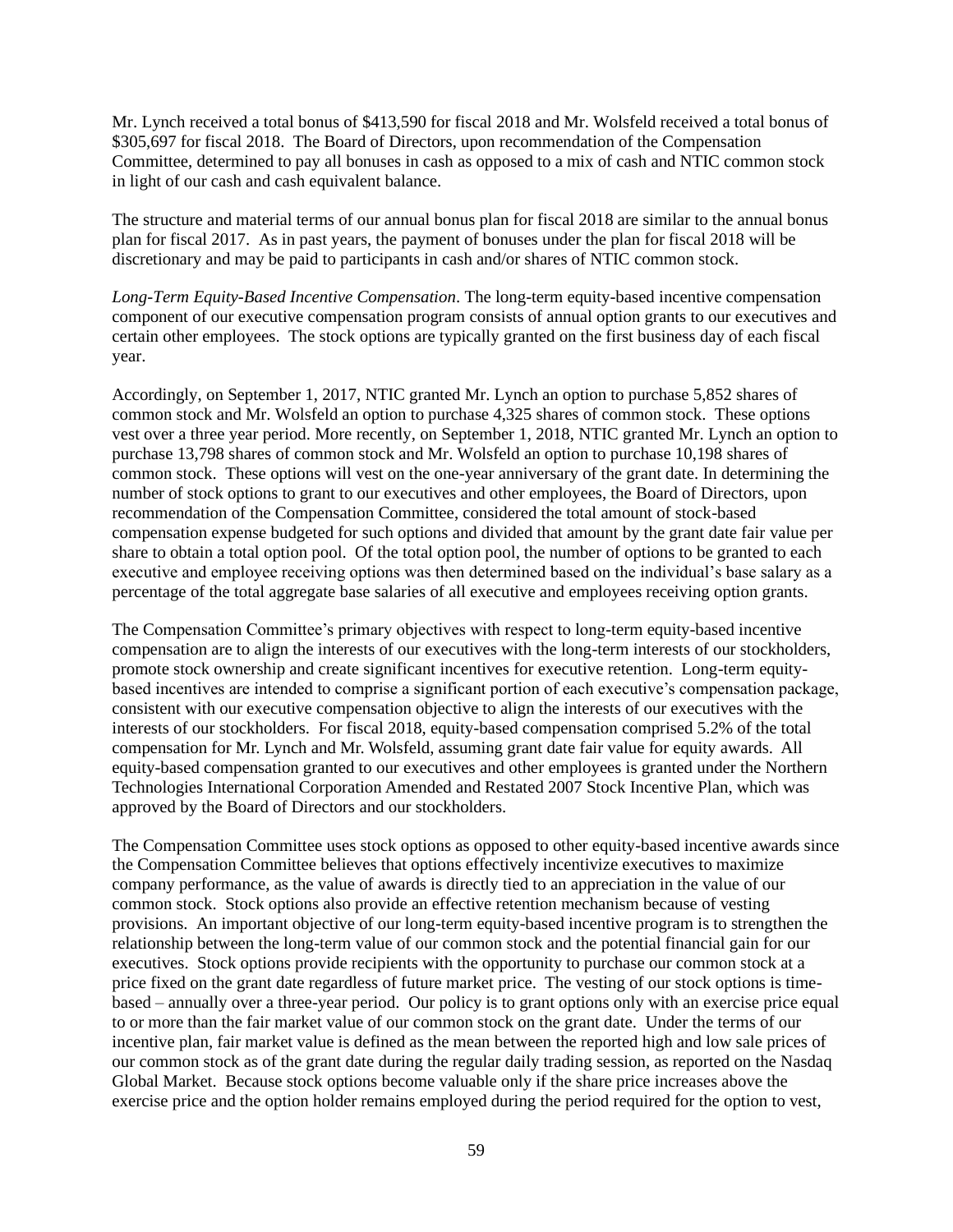Mr. Lynch received a total bonus of $413,590 for fiscal 2018 and Mr. Wolsfeld received a total bonus of $305,697 for fiscal 2018. The Board of Directors, upon recommendation of the Compensation Committee, determined to pay all bonuses in cash as opposed to a mix of cash and NTIC common stock in light of our cash and cash equivalent balance.

The structure and material terms of our annual bonus plan for fiscal 2018 are similar to the annual bonus plan for fiscal 2017. As in past years, the payment of bonuses under the plan for fiscal 2018 will be discretionary and may be paid to participants in cash and/or shares of NTIC common stock.

*Long-Term Equity-Based Incentive Compensation*. The long-term equity-based incentive compensation component of our executive compensation program consists of annual option grants to our executives and certain other employees. The stock options are typically granted on the first business day of each fiscal year.

Accordingly, on September 1, 2017, NTIC granted Mr. Lynch an option to purchase 5,852 shares of common stock and Mr. Wolsfeld an option to purchase 4,325 shares of common stock. These options vest over a three year period. More recently, on September 1, 2018, NTIC granted Mr. Lynch an option to purchase 13,798 shares of common stock and Mr. Wolsfeld an option to purchase 10,198 shares of common stock. These options will vest on the one-year anniversary of the grant date. In determining the number of stock options to grant to our executives and other employees, the Board of Directors, upon recommendation of the Compensation Committee, considered the total amount of stock-based compensation expense budgeted for such options and divided that amount by the grant date fair value per share to obtain a total option pool. Of the total option pool, the number of options to be granted to each executive and employee receiving options was then determined based on the individual's base salary as a percentage of the total aggregate base salaries of all executive and employees receiving option grants.

The Compensation Committee's primary objectives with respect to long-term equity-based incentive compensation are to align the interests of our executives with the long-term interests of our stockholders, promote stock ownership and create significant incentives for executive retention. Long-term equity-based incentives are intended to comprise a significant portion of each executive's compensation package, consistent with our executive compensation objective to align the interests of our executives with the interests of our stockholders. For fiscal 2018, equity-based compensation comprised 5.2% of the total compensation for Mr. Lynch and Mr. Wolsfeld, assuming grant date fair value for equity awards. All equity-based compensation granted to our executives and other employees is granted under the Northern Technologies International Corporation Amended and Restated 2007 Stock Incentive Plan, which was approved by the Board of Directors and our stockholders.

The Compensation Committee uses stock options as opposed to other equity-based incentive awards since the Compensation Committee believes that options effectively incentivize executives to maximize company performance, as the value of awards is directly tied to an appreciation in the value of our common stock. Stock options also provide an effective retention mechanism because of vesting provisions. An important objective of our long-term equity-based incentive program is to strengthen the relationship between the long-term value of our common stock and the potential financial gain for our executives. Stock options provide recipients with the opportunity to purchase our common stock at a price fixed on the grant date regardless of future market price. The vesting of our stock options is time-based – annually over a three-year period. Our policy is to grant options only with an exercise price equal to or more than the fair market value of our common stock on the grant date. Under the terms of our incentive plan, fair market value is defined as the mean between the reported high and low sale prices of our common stock as of the grant date during the regular daily trading session, as reported on the Nasdaq Global Market. Because stock options become valuable only if the share price increases above the exercise price and the option holder remains employed during the period required for the option to vest,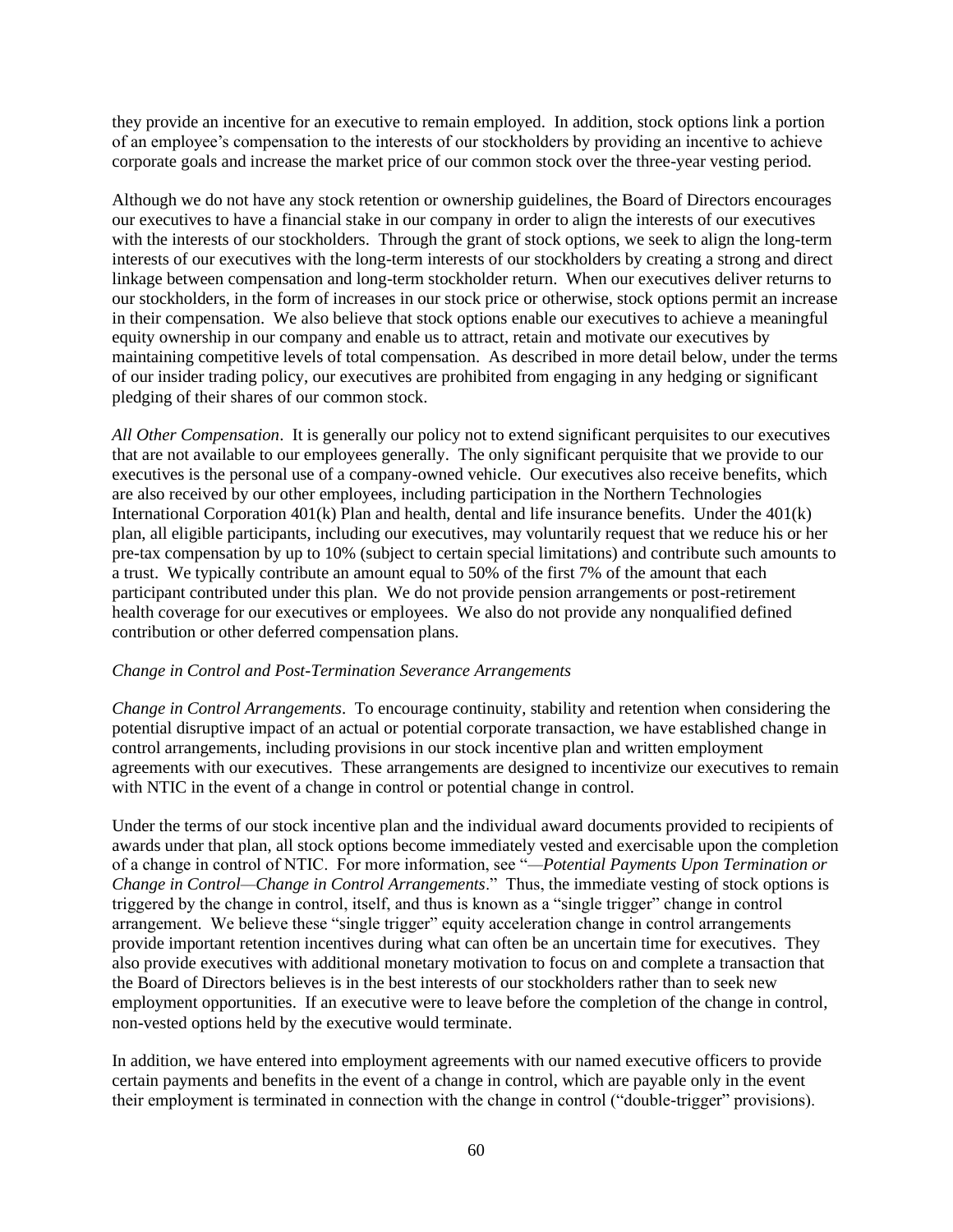they provide an incentive for an executive to remain employed. In addition, stock options link a portion of an employee's compensation to the interests of our stockholders by providing an incentive to achieve corporate goals and increase the market price of our common stock over the three-year vesting period.

Although we do not have any stock retention or ownership guidelines, the Board of Directors encourages our executives to have a financial stake in our company in order to align the interests of our executives with the interests of our stockholders. Through the grant of stock options, we seek to align the long-term interests of our executives with the long-term interests of our stockholders by creating a strong and direct linkage between compensation and long-term stockholder return. When our executives deliver returns to our stockholders, in the form of increases in our stock price or otherwise, stock options permit an increase in their compensation. We also believe that stock options enable our executives to achieve a meaningful equity ownership in our company and enable us to attract, retain and motivate our executives by maintaining competitive levels of total compensation. As described in more detail below, under the terms of our insider trading policy, our executives are prohibited from engaging in any hedging or significant pledging of their shares of our common stock.

*All Other Compensation*. It is generally our policy not to extend significant perquisites to our executives that are not available to our employees generally. The only significant perquisite that we provide to our executives is the personal use of a company-owned vehicle. Our executives also receive benefits, which are also received by our other employees, including participation in the Northern Technologies International Corporation 401(k) Plan and health, dental and life insurance benefits. Under the 401(k) plan, all eligible participants, including our executives, may voluntarily request that we reduce his or her pre-tax compensation by up to 10% (subject to certain special limitations) and contribute such amounts to a trust. We typically contribute an amount equal to 50% of the first 7% of the amount that each participant contributed under this plan. We do not provide pension arrangements or post-retirement health coverage for our executives or employees. We also do not provide any nonqualified defined contribution or other deferred compensation plans.

*Change in Control and Post-Termination Severance Arrangements*

*Change in Control Arrangements*. To encourage continuity, stability and retention when considering the potential disruptive impact of an actual or potential corporate transaction, we have established change in control arrangements, including provisions in our stock incentive plan and written employment agreements with our executives. These arrangements are designed to incentivize our executives to remain with NTIC in the event of a change in control or potential change in control.

Under the terms of our stock incentive plan and the individual award documents provided to recipients of awards under that plan, all stock options become immediately vested and exercisable upon the completion of a change in control of NTIC. For more information, see "*—Potential Payments Upon Termination or Change in Control—Change in Control Arrangements*." Thus, the immediate vesting of stock options is triggered by the change in control, itself, and thus is known as a "single trigger" change in control arrangement. We believe these "single trigger" equity acceleration change in control arrangements provide important retention incentives during what can often be an uncertain time for executives. They also provide executives with additional monetary motivation to focus on and complete a transaction that the Board of Directors believes is in the best interests of our stockholders rather than to seek new employment opportunities. If an executive were to leave before the completion of the change in control, non-vested options held by the executive would terminate.

In addition, we have entered into employment agreements with our named executive officers to provide certain payments and benefits in the event of a change in control, which are payable only in the event their employment is terminated in connection with the change in control ("double-trigger" provisions).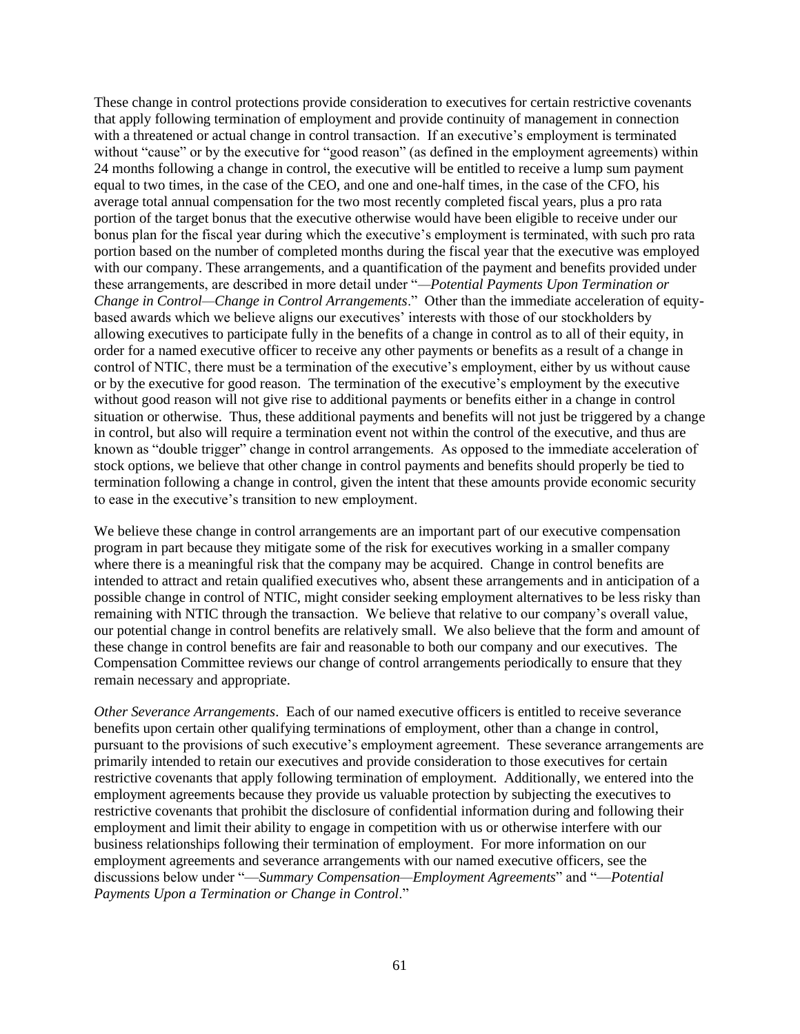These change in control protections provide consideration to executives for certain restrictive covenants that apply following termination of employment and provide continuity of management in connection with a threatened or actual change in control transaction. If an executive's employment is terminated without "cause" or by the executive for "good reason" (as defined in the employment agreements) within 24 months following a change in control, the executive will be entitled to receive a lump sum payment equal to two times, in the case of the CEO, and one and one-half times, in the case of the CFO, his average total annual compensation for the two most recently completed fiscal years, plus a pro rata portion of the target bonus that the executive otherwise would have been eligible to receive under our bonus plan for the fiscal year during which the executive's employment is terminated, with such pro rata portion based on the number of completed months during the fiscal year that the executive was employed with our company. These arrangements, and a quantification of the payment and benefits provided under these arrangements, are described in more detail under "*—Potential Payments Upon Termination or Change in Control—Change in Control Arrangements*." Other than the immediate acceleration of equity-based awards which we believe aligns our executives' interests with those of our stockholders by allowing executives to participate fully in the benefits of a change in control as to all of their equity, in order for a named executive officer to receive any other payments or benefits as a result of a change in control of NTIC, there must be a termination of the executive's employment, either by us without cause or by the executive for good reason. The termination of the executive's employment by the executive without good reason will not give rise to additional payments or benefits either in a change in control situation or otherwise. Thus, these additional payments and benefits will not just be triggered by a change in control, but also will require a termination event not within the control of the executive, and thus are known as "double trigger" change in control arrangements. As opposed to the immediate acceleration of stock options, we believe that other change in control payments and benefits should properly be tied to termination following a change in control, given the intent that these amounts provide economic security to ease in the executive's transition to new employment.

We believe these change in control arrangements are an important part of our executive compensation program in part because they mitigate some of the risk for executives working in a smaller company where there is a meaningful risk that the company may be acquired. Change in control benefits are intended to attract and retain qualified executives who, absent these arrangements and in anticipation of a possible change in control of NTIC, might consider seeking employment alternatives to be less risky than remaining with NTIC through the transaction. We believe that relative to our company's overall value, our potential change in control benefits are relatively small. We also believe that the form and amount of these change in control benefits are fair and reasonable to both our company and our executives. The Compensation Committee reviews our change of control arrangements periodically to ensure that they remain necessary and appropriate.

*Other Severance Arrangements*. Each of our named executive officers is entitled to receive severance benefits upon certain other qualifying terminations of employment, other than a change in control, pursuant to the provisions of such executive's employment agreement. These severance arrangements are primarily intended to retain our executives and provide consideration to those executives for certain restrictive covenants that apply following termination of employment. Additionally, we entered into the employment agreements because they provide us valuable protection by subjecting the executives to restrictive covenants that prohibit the disclosure of confidential information during and following their employment and limit their ability to engage in competition with us or otherwise interfere with our business relationships following their termination of employment. For more information on our employment agreements and severance arrangements with our named executive officers, see the discussions below under "*—Summary Compensation—Employment Agreements*" and "*—Potential Payments Upon a Termination or Change in Control*."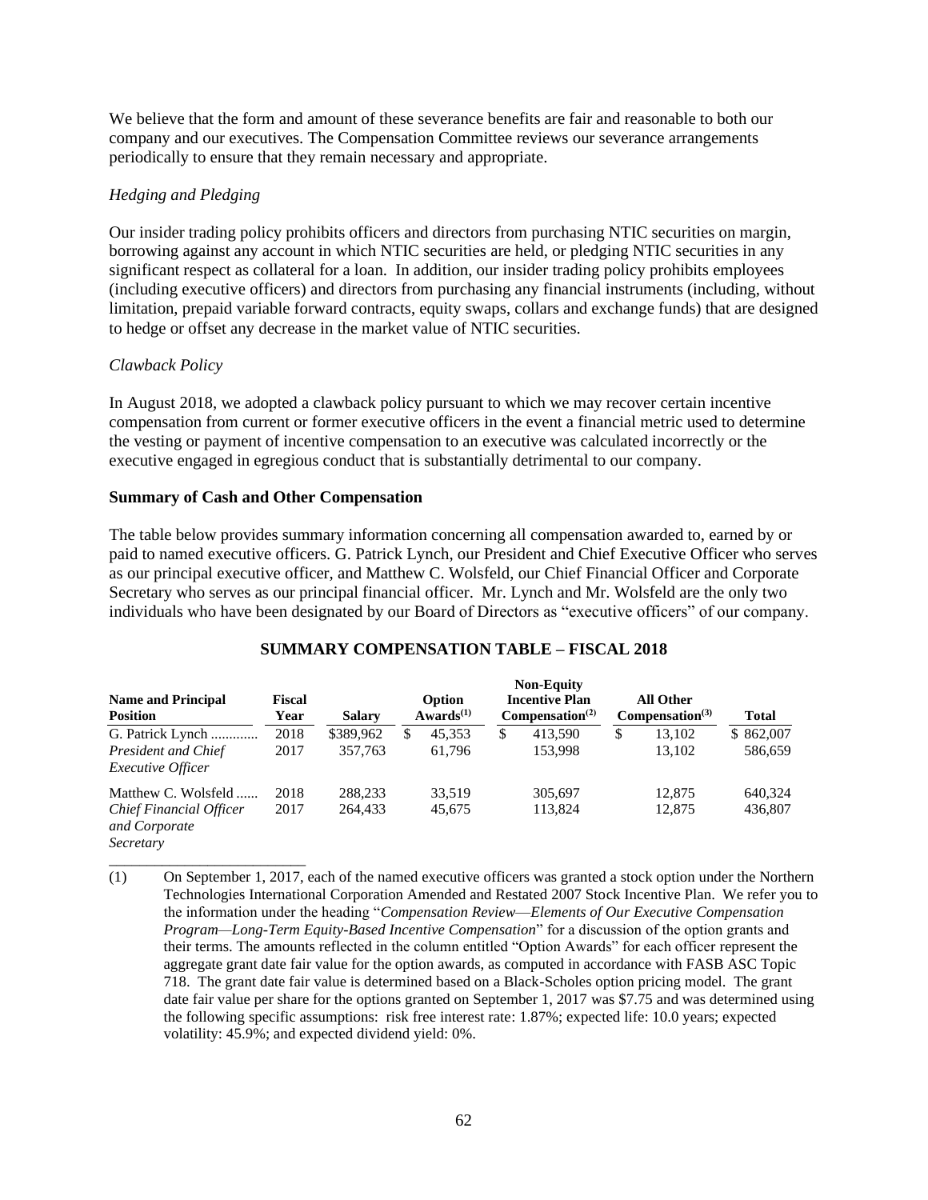We believe that the form and amount of these severance benefits are fair and reasonable to both our company and our executives. The Compensation Committee reviews our severance arrangements periodically to ensure that they remain necessary and appropriate.

*Hedging and Pledging*

Our insider trading policy prohibits officers and directors from purchasing NTIC securities on margin, borrowing against any account in which NTIC securities are held, or pledging NTIC securities in any significant respect as collateral for a loan. In addition, our insider trading policy prohibits employees (including executive officers) and directors from purchasing any financial instruments (including, without limitation, prepaid variable forward contracts, equity swaps, collars and exchange funds) that are designed to hedge or offset any decrease in the market value of NTIC securities.

*Clawback Policy*

In August 2018, we adopted a clawback policy pursuant to which we may recover certain incentive compensation from current or former executive officers in the event a financial metric used to determine the vesting or payment of incentive compensation to an executive was calculated incorrectly or the executive engaged in egregious conduct that is substantially detrimental to our company.

**Summary of Cash and Other Compensation**

The table below provides summary information concerning all compensation awarded to, earned by or paid to named executive officers. G. Patrick Lynch, our President and Chief Executive Officer who serves as our principal executive officer, and Matthew C. Wolsfeld, our Chief Financial Officer and Corporate Secretary who serves as our principal financial officer. Mr. Lynch and Mr. Wolsfeld are the only two individuals who have been designated by our Board of Directors as "executive officers" of our company.

**SUMMARY COMPENSATION TABLE – FISCAL 2018**

| Name and Principal Position | Fiscal Year | Salary | Option Awards[(1)] | Non-Equity Incentive Plan Compensation[(2)] | All Other Compensation[(3)] | Total |
|---|---|---|---|---|---|---|
| G. Patrick Lynch ............ | 2018 | $389,962 | $ 45,353 | $ 413,590 | $ 13,102 | $ 862,007 |
| *President and Chief Executive Officer* | 2017 | 357,763 | 61,796 | 153,998 | 13,102 | 586,659 |
| Matthew C. Wolsfeld ...... | 2018 | 288,233 | 33,519 | 305,697 | 12,875 | 640,324 |
| *Chief Financial Officer and Corporate Secretary* | 2017 | 264,433 | 45,675 | 113,824 | 12,875 | 436,807 |

(1) On September 1, 2017, each of the named executive officers was granted a stock option under the Northern Technologies International Corporation Amended and Restated 2007 Stock Incentive Plan. We refer you to the information under the heading "*Compensation Review—Elements of Our Executive Compensation Program—Long-Term Equity-Based Incentive Compensation*" for a discussion of the option grants and their terms. The amounts reflected in the column entitled "Option Awards" for each officer represent the aggregate grant date fair value for the option awards, as computed in accordance with FASB ASC Topic 718. The grant date fair value is determined based on a Black-Scholes option pricing model. The grant date fair value per share for the options granted on September 1, 2017 was $7.75 and was determined using the following specific assumptions: risk free interest rate: 1.87%; expected life: 10.0 years; expected volatility: 45.9%; and expected dividend yield: 0%.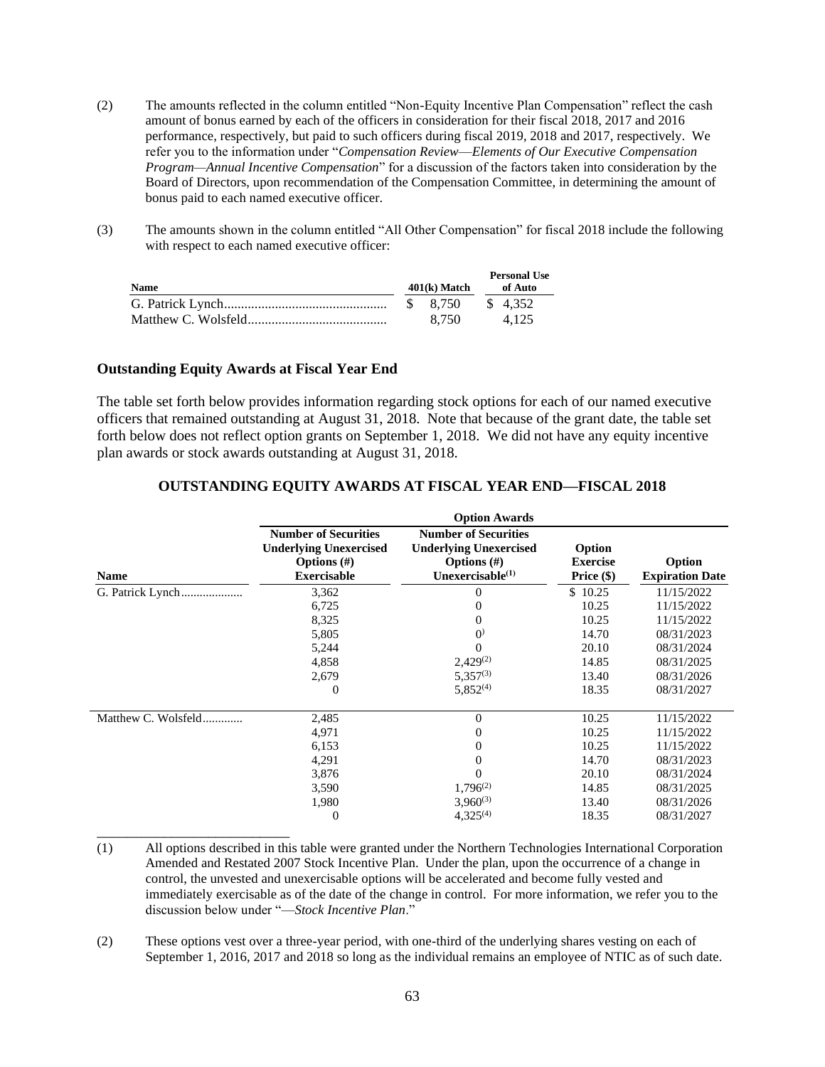(2) The amounts reflected in the column entitled "Non-Equity Incentive Plan Compensation" reflect the cash amount of bonus earned by each of the officers in consideration for their fiscal 2018, 2017 and 2016 performance, respectively, but paid to such officers during fiscal 2019, 2018 and 2017, respectively. We refer you to the information under "*Compensation Review—Elements of Our Executive Compensation Program—Annual Incentive Compensation*" for a discussion of the factors taken into consideration by the Board of Directors, upon recommendation of the Compensation Committee, in determining the amount of bonus paid to each named executive officer.

(3) The amounts shown in the column entitled "All Other Compensation" for fiscal 2018 include the following with respect to each named executive officer:

| Name | 401(k) Match | Personal Use of Auto |
|---|---|---|
| G. Patrick Lynch | $ 8,750 | $ 4,352 |
| Matthew C. Wolsfeld | 8,750 | 4,125 |

### Outstanding Equity Awards at Fiscal Year End

The table set forth below provides information regarding stock options for each of our named executive officers that remained outstanding at August 31, 2018. Note that because of the grant date, the table set forth below does not reflect option grants on September 1, 2018. We did not have any equity incentive plan awards or stock awards outstanding at August 31, 2018.

**OUTSTANDING EQUITY AWARDS AT FISCAL YEAR END—FISCAL 2018**

| | Option Awards | | | |
|---|---|---|---|---|
| Name | Number of Securities Underlying Unexercised Options (#) Exercisable | Number of Securities Underlying Unexercised Options (#) Unexercisable(1) | Option Exercise Price ($) | Option Expiration Date |
| G. Patrick Lynch | 3,362 | 0 | $ 10.25 | 11/15/2022 |
| | 6,725 | 0 | 10.25 | 11/15/2022 |
| | 8,325 | 0 | 10.25 | 11/15/2022 |
| | 5,805 | 0) | 14.70 | 08/31/2023 |
| | 5,244 | 0 | 20.10 | 08/31/2024 |
| | 4,858 | 2,429(2) | 14.85 | 08/31/2025 |
| | 2,679 | 5,357(3) | 13.40 | 08/31/2026 |
| | 0 | 5,852(4) | 18.35 | 08/31/2027 |
| Matthew C. Wolsfeld | 2,485 | 0 | 10.25 | 11/15/2022 |
| | 4,971 | 0 | 10.25 | 11/15/2022 |
| | 6,153 | 0 | 10.25 | 11/15/2022 |
| | 4,291 | 0 | 14.70 | 08/31/2023 |
| | 3,876 | 0 | 20.10 | 08/31/2024 |
| | 3,590 | 1,796(2) | 14.85 | 08/31/2025 |
| | 1,980 | 3,960(3) | 13.40 | 08/31/2026 |
| | 0 | 4,325(4) | 18.35 | 08/31/2027 |

(1) All options described in this table were granted under the Northern Technologies International Corporation Amended and Restated 2007 Stock Incentive Plan. Under the plan, upon the occurrence of a change in control, the unvested and unexercisable options will be accelerated and become fully vested and immediately exercisable as of the date of the change in control. For more information, we refer you to the discussion below under "—*Stock Incentive Plan*."

(2) These options vest over a three-year period, with one-third of the underlying shares vesting on each of September 1, 2016, 2017 and 2018 so long as the individual remains an employee of NTIC as of such date.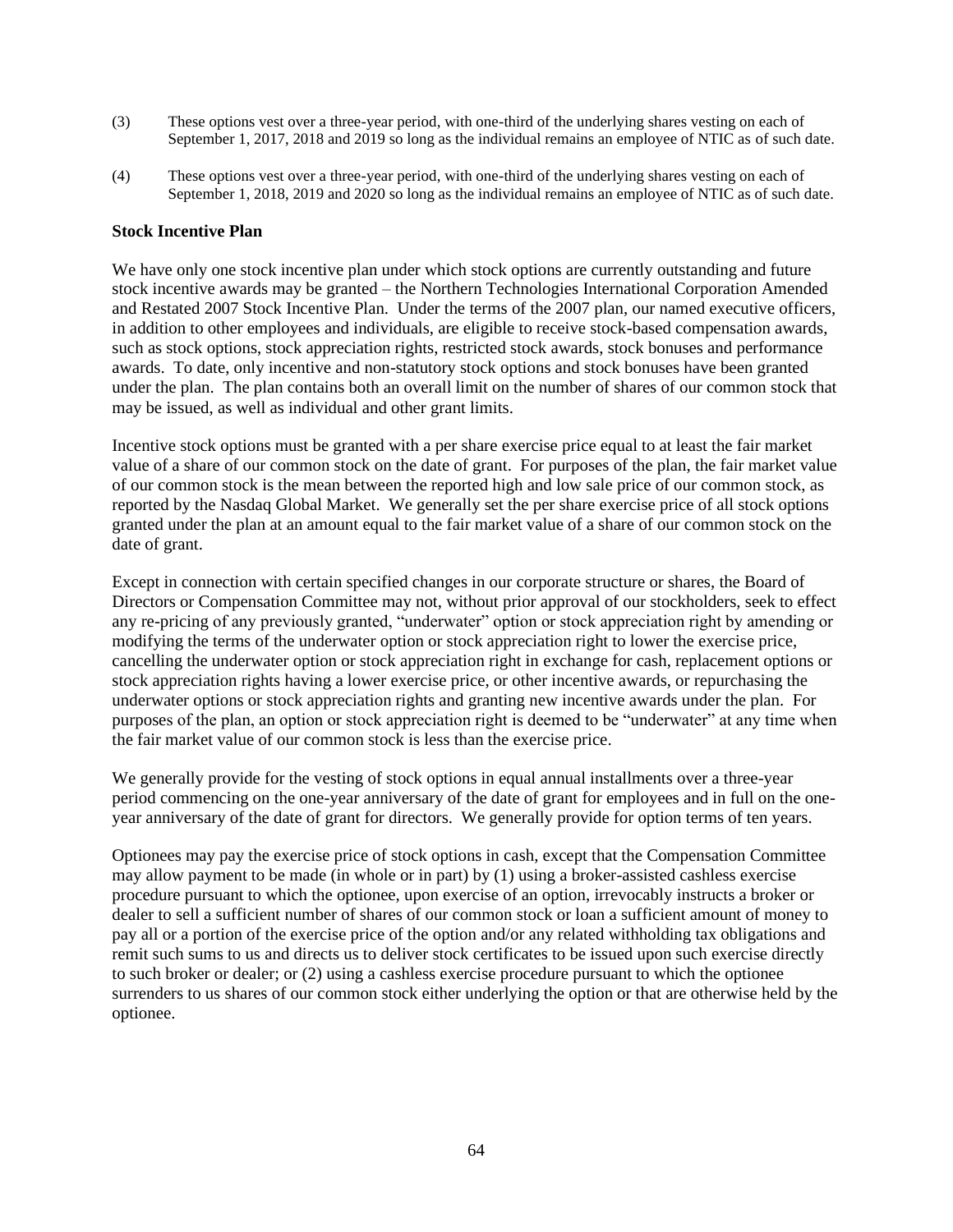(3) These options vest over a three-year period, with one-third of the underlying shares vesting on each of September 1, 2017, 2018 and 2019 so long as the individual remains an employee of NTIC as of such date.

(4) These options vest over a three-year period, with one-third of the underlying shares vesting on each of September 1, 2018, 2019 and 2020 so long as the individual remains an employee of NTIC as of such date.

**Stock Incentive Plan**

We have only one stock incentive plan under which stock options are currently outstanding and future stock incentive awards may be granted – the Northern Technologies International Corporation Amended and Restated 2007 Stock Incentive Plan. Under the terms of the 2007 plan, our named executive officers, in addition to other employees and individuals, are eligible to receive stock-based compensation awards, such as stock options, stock appreciation rights, restricted stock awards, stock bonuses and performance awards. To date, only incentive and non-statutory stock options and stock bonuses have been granted under the plan. The plan contains both an overall limit on the number of shares of our common stock that may be issued, as well as individual and other grant limits.

Incentive stock options must be granted with a per share exercise price equal to at least the fair market value of a share of our common stock on the date of grant. For purposes of the plan, the fair market value of our common stock is the mean between the reported high and low sale price of our common stock, as reported by the Nasdaq Global Market. We generally set the per share exercise price of all stock options granted under the plan at an amount equal to the fair market value of a share of our common stock on the date of grant.

Except in connection with certain specified changes in our corporate structure or shares, the Board of Directors or Compensation Committee may not, without prior approval of our stockholders, seek to effect any re-pricing of any previously granted, "underwater" option or stock appreciation right by amending or modifying the terms of the underwater option or stock appreciation right to lower the exercise price, cancelling the underwater option or stock appreciation right in exchange for cash, replacement options or stock appreciation rights having a lower exercise price, or other incentive awards, or repurchasing the underwater options or stock appreciation rights and granting new incentive awards under the plan. For purposes of the plan, an option or stock appreciation right is deemed to be "underwater" at any time when the fair market value of our common stock is less than the exercise price.

We generally provide for the vesting of stock options in equal annual installments over a three-year period commencing on the one-year anniversary of the date of grant for employees and in full on the one-year anniversary of the date of grant for directors. We generally provide for option terms of ten years.

Optionees may pay the exercise price of stock options in cash, except that the Compensation Committee may allow payment to be made (in whole or in part) by (1) using a broker-assisted cashless exercise procedure pursuant to which the optionee, upon exercise of an option, irrevocably instructs a broker or dealer to sell a sufficient number of shares of our common stock or loan a sufficient amount of money to pay all or a portion of the exercise price of the option and/or any related withholding tax obligations and remit such sums to us and directs us to deliver stock certificates to be issued upon such exercise directly to such broker or dealer; or (2) using a cashless exercise procedure pursuant to which the optionee surrenders to us shares of our common stock either underlying the option or that are otherwise held by the optionee.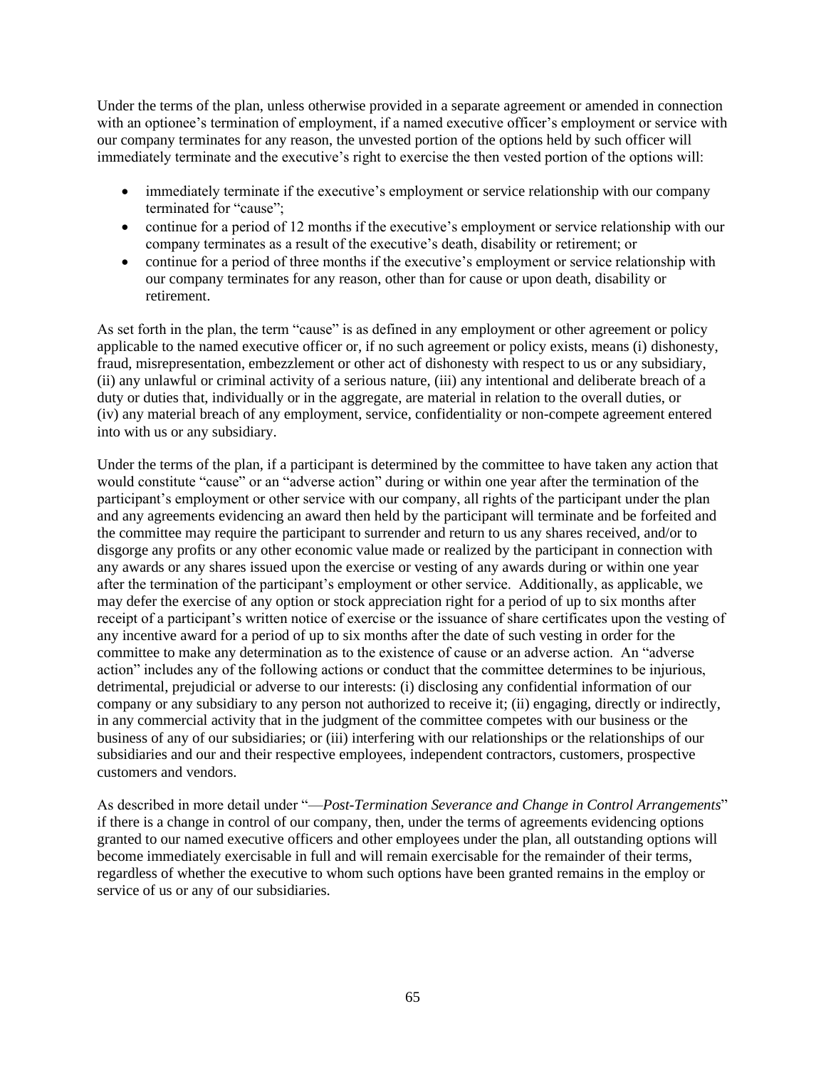Under the terms of the plan, unless otherwise provided in a separate agreement or amended in connection with an optionee's termination of employment, if a named executive officer's employment or service with our company terminates for any reason, the unvested portion of the options held by such officer will immediately terminate and the executive's right to exercise the then vested portion of the options will:

- immediately terminate if the executive's employment or service relationship with our company terminated for "cause";
- continue for a period of 12 months if the executive's employment or service relationship with our company terminates as a result of the executive's death, disability or retirement; or
- continue for a period of three months if the executive's employment or service relationship with our company terminates for any reason, other than for cause or upon death, disability or retirement.

As set forth in the plan, the term "cause" is as defined in any employment or other agreement or policy applicable to the named executive officer or, if no such agreement or policy exists, means (i) dishonesty, fraud, misrepresentation, embezzlement or other act of dishonesty with respect to us or any subsidiary, (ii) any unlawful or criminal activity of a serious nature, (iii) any intentional and deliberate breach of a duty or duties that, individually or in the aggregate, are material in relation to the overall duties, or (iv) any material breach of any employment, service, confidentiality or non-compete agreement entered into with us or any subsidiary.

Under the terms of the plan, if a participant is determined by the committee to have taken any action that would constitute "cause" or an "adverse action" during or within one year after the termination of the participant's employment or other service with our company, all rights of the participant under the plan and any agreements evidencing an award then held by the participant will terminate and be forfeited and the committee may require the participant to surrender and return to us any shares received, and/or to disgorge any profits or any other economic value made or realized by the participant in connection with any awards or any shares issued upon the exercise or vesting of any awards during or within one year after the termination of the participant's employment or other service. Additionally, as applicable, we may defer the exercise of any option or stock appreciation right for a period of up to six months after receipt of a participant's written notice of exercise or the issuance of share certificates upon the vesting of any incentive award for a period of up to six months after the date of such vesting in order for the committee to make any determination as to the existence of cause or an adverse action. An "adverse action" includes any of the following actions or conduct that the committee determines to be injurious, detrimental, prejudicial or adverse to our interests: (i) disclosing any confidential information of our company or any subsidiary to any person not authorized to receive it; (ii) engaging, directly or indirectly, in any commercial activity that in the judgment of the committee competes with our business or the business of any of our subsidiaries; or (iii) interfering with our relationships or the relationships of our subsidiaries and our and their respective employees, independent contractors, customers, prospective customers and vendors.

As described in more detail under "—*Post-Termination Severance and Change in Control Arrangements*" if there is a change in control of our company, then, under the terms of agreements evidencing options granted to our named executive officers and other employees under the plan, all outstanding options will become immediately exercisable in full and will remain exercisable for the remainder of their terms, regardless of whether the executive to whom such options have been granted remains in the employ or service of us or any of our subsidiaries.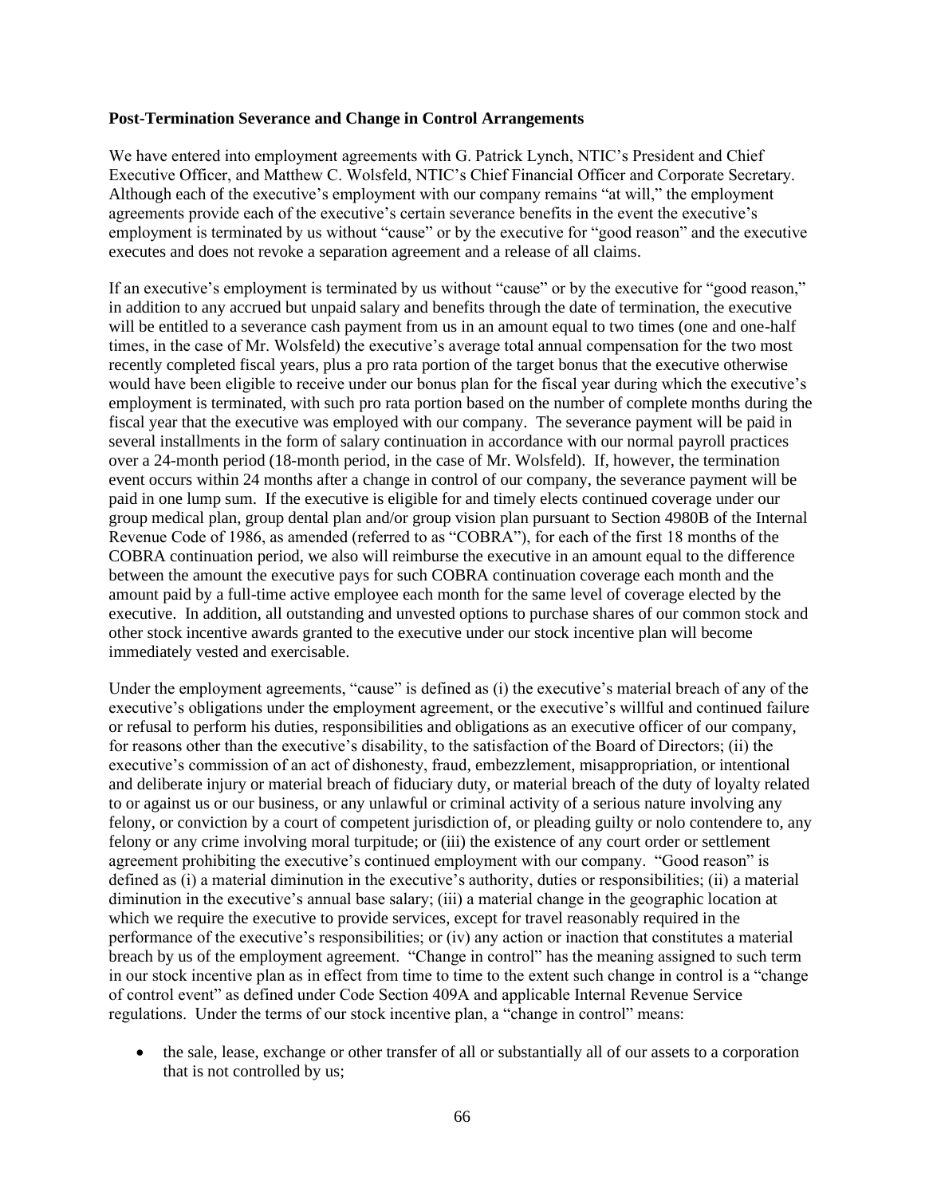**Post-Termination Severance and Change in Control Arrangements**

We have entered into employment agreements with G. Patrick Lynch, NTIC's President and Chief Executive Officer, and Matthew C. Wolsfeld, NTIC's Chief Financial Officer and Corporate Secretary. Although each of the executive's employment with our company remains "at will," the employment agreements provide each of the executive's certain severance benefits in the event the executive's employment is terminated by us without "cause" or by the executive for "good reason" and the executive executes and does not revoke a separation agreement and a release of all claims.

If an executive's employment is terminated by us without "cause" or by the executive for "good reason," in addition to any accrued but unpaid salary and benefits through the date of termination, the executive will be entitled to a severance cash payment from us in an amount equal to two times (one and one-half times, in the case of Mr. Wolsfeld) the executive's average total annual compensation for the two most recently completed fiscal years, plus a pro rata portion of the target bonus that the executive otherwise would have been eligible to receive under our bonus plan for the fiscal year during which the executive's employment is terminated, with such pro rata portion based on the number of complete months during the fiscal year that the executive was employed with our company. The severance payment will be paid in several installments in the form of salary continuation in accordance with our normal payroll practices over a 24-month period (18-month period, in the case of Mr. Wolsfeld). If, however, the termination event occurs within 24 months after a change in control of our company, the severance payment will be paid in one lump sum. If the executive is eligible for and timely elects continued coverage under our group medical plan, group dental plan and/or group vision plan pursuant to Section 4980B of the Internal Revenue Code of 1986, as amended (referred to as "COBRA"), for each of the first 18 months of the COBRA continuation period, we also will reimburse the executive in an amount equal to the difference between the amount the executive pays for such COBRA continuation coverage each month and the amount paid by a full-time active employee each month for the same level of coverage elected by the executive. In addition, all outstanding and unvested options to purchase shares of our common stock and other stock incentive awards granted to the executive under our stock incentive plan will become immediately vested and exercisable.

Under the employment agreements, "cause" is defined as (i) the executive's material breach of any of the executive's obligations under the employment agreement, or the executive's willful and continued failure or refusal to perform his duties, responsibilities and obligations as an executive officer of our company, for reasons other than the executive's disability, to the satisfaction of the Board of Directors; (ii) the executive's commission of an act of dishonesty, fraud, embezzlement, misappropriation, or intentional and deliberate injury or material breach of fiduciary duty, or material breach of the duty of loyalty related to or against us or our business, or any unlawful or criminal activity of a serious nature involving any felony, or conviction by a court of competent jurisdiction of, or pleading guilty or nolo contendere to, any felony or any crime involving moral turpitude; or (iii) the existence of any court order or settlement agreement prohibiting the executive's continued employment with our company. "Good reason" is defined as (i) a material diminution in the executive's authority, duties or responsibilities; (ii) a material diminution in the executive's annual base salary; (iii) a material change in the geographic location at which we require the executive to provide services, except for travel reasonably required in the performance of the executive's responsibilities; or (iv) any action or inaction that constitutes a material breach by us of the employment agreement. "Change in control" has the meaning assigned to such term in our stock incentive plan as in effect from time to time to the extent such change in control is a "change of control event" as defined under Code Section 409A and applicable Internal Revenue Service regulations. Under the terms of our stock incentive plan, a "change in control" means:

- the sale, lease, exchange or other transfer of all or substantially all of our assets to a corporation that is not controlled by us;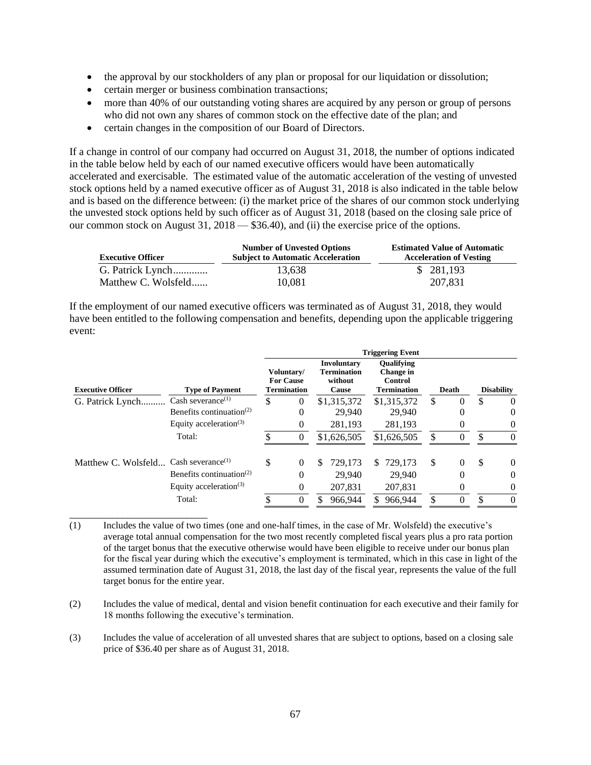- the approval by our stockholders of any plan or proposal for our liquidation or dissolution;
- certain merger or business combination transactions;
- more than 40% of our outstanding voting shares are acquired by any person or group of persons who did not own any shares of common stock on the effective date of the plan; and
- certain changes in the composition of our Board of Directors.

If a change in control of our company had occurred on August 31, 2018, the number of options indicated in the table below held by each of our named executive officers would have been automatically accelerated and exercisable. The estimated value of the automatic acceleration of the vesting of unvested stock options held by a named executive officer as of August 31, 2018 is also indicated in the table below and is based on the difference between: (i) the market price of the shares of our common stock underlying the unvested stock options held by such officer as of August 31, 2018 (based on the closing sale price of our common stock on August 31, 2018 — $36.40), and (ii) the exercise price of the options.

| Executive Officer | Number of Unvested Options Subject to Automatic Acceleration | Estimated Value of Automatic Acceleration of Vesting |
|---|---|---|
| G. Patrick Lynch | 13,638 | $ 281,193 |
| Matthew C. Wolsfeld | 10,081 | 207,831 |

If the employment of our named executive officers was terminated as of August 31, 2018, they would have been entitled to the following compensation and benefits, depending upon the applicable triggering event:

| | | Triggering Event | | | | |
|---|---|---|---|---|---|---|
| Executive Officer | Type of Payment | Voluntary/ For Cause Termination | Involuntary Termination without Cause | Qualifying Change in Control Termination | Death | Disability |
| G. Patrick Lynch | Cash severance[1] | $ 0 | $1,315,372 | $1,315,372 | $ 0 | $ 0 |
| | Benefits continuation[2] | 0 | 29,940 | 29,940 | 0 | 0 |
| | Equity acceleration[3] | 0 | 281,193 | 281,193 | 0 | 0 |
| | Total: | $ 0 | $1,626,505 | $1,626,505 | $ 0 | $ 0 |
| Matthew C. Wolsfeld | Cash severance[1] | $ 0 | $ 729,173 | $ 729,173 | $ 0 | $ 0 |
| | Benefits continuation[2] | 0 | 29,940 | 29,940 | 0 | 0 |
| | Equity acceleration[3] | 0 | 207,831 | 207,831 | 0 | 0 |
| | Total: | $ 0 | $ 966,944 | $ 966,944 | $ 0 | $ 0 |

(1) Includes the value of two times (one and one-half times, in the case of Mr. Wolsfeld) the executive's average total annual compensation for the two most recently completed fiscal years plus a pro rata portion of the target bonus that the executive otherwise would have been eligible to receive under our bonus plan for the fiscal year during which the executive's employment is terminated, which in this case in light of the assumed termination date of August 31, 2018, the last day of the fiscal year, represents the value of the full target bonus for the entire year.

(2) Includes the value of medical, dental and vision benefit continuation for each executive and their family for 18 months following the executive's termination.

(3) Includes the value of acceleration of all unvested shares that are subject to options, based on a closing sale price of $36.40 per share as of August 31, 2018.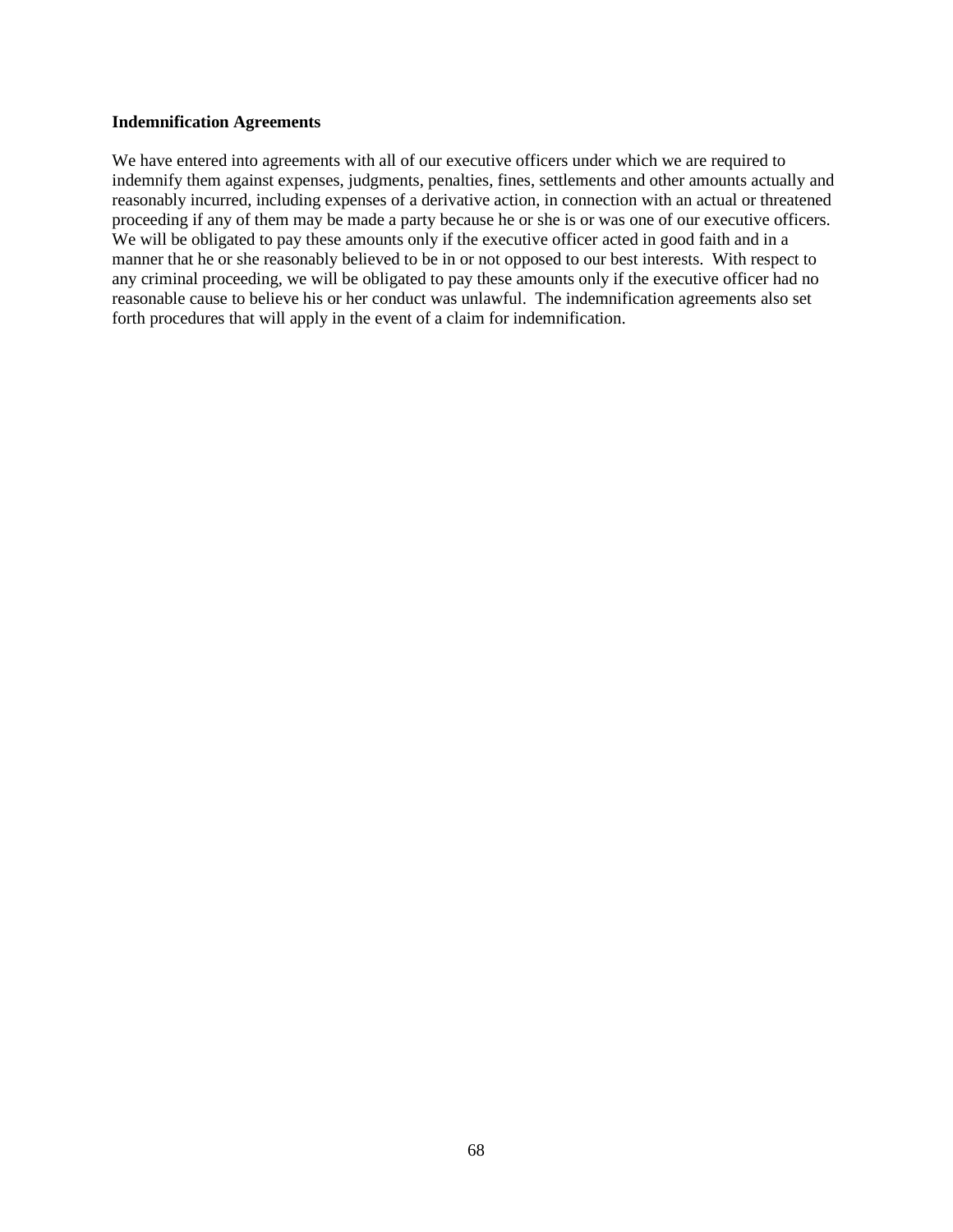**Indemnification Agreements**

We have entered into agreements with all of our executive officers under which we are required to indemnify them against expenses, judgments, penalties, fines, settlements and other amounts actually and reasonably incurred, including expenses of a derivative action, in connection with an actual or threatened proceeding if any of them may be made a party because he or she is or was one of our executive officers. We will be obligated to pay these amounts only if the executive officer acted in good faith and in a manner that he or she reasonably believed to be in or not opposed to our best interests. With respect to any criminal proceeding, we will be obligated to pay these amounts only if the executive officer had no reasonable cause to believe his or her conduct was unlawful. The indemnification agreements also set forth procedures that will apply in the event of a claim for indemnification.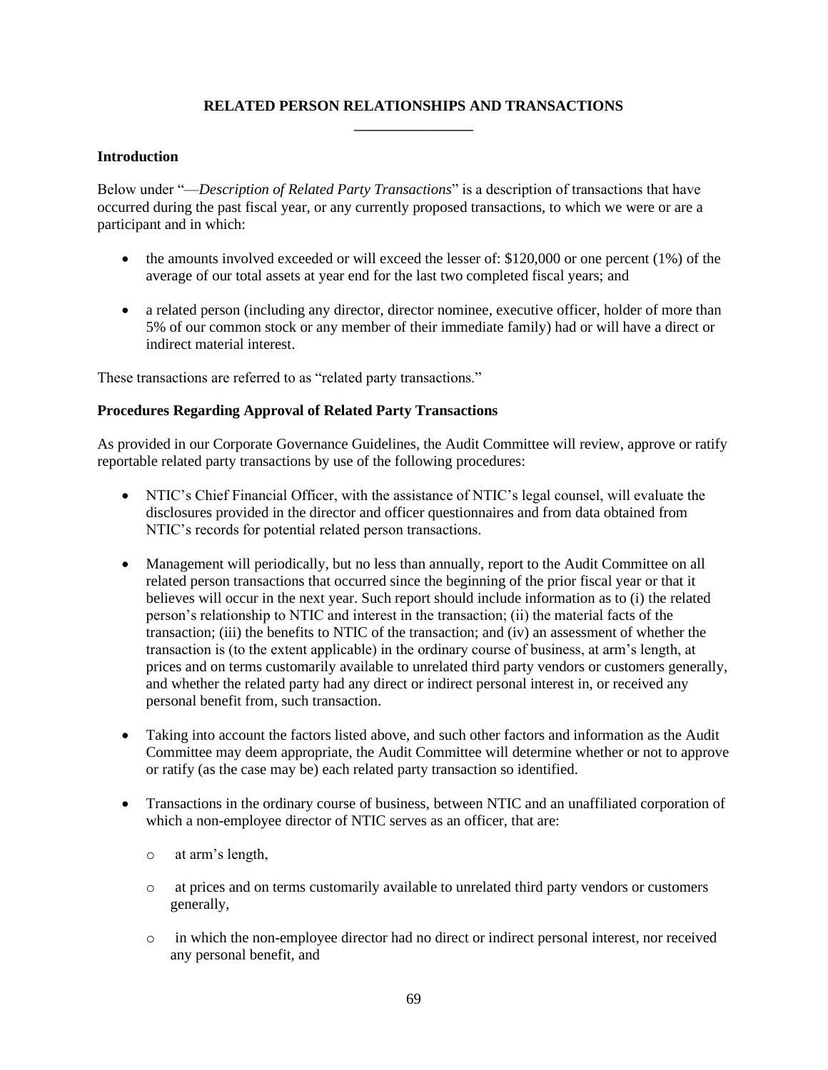# RELATED PERSON RELATIONSHIPS AND TRANSACTIONS

## Introduction

Below under "—*Description of Related Party Transactions*" is a description of transactions that have occurred during the past fiscal year, or any currently proposed transactions, to which we were or are a participant and in which:

- the amounts involved exceeded or will exceed the lesser of: $120,000 or one percent (1%) of the average of our total assets at year end for the last two completed fiscal years; and
- a related person (including any director, director nominee, executive officer, holder of more than 5% of our common stock or any member of their immediate family) had or will have a direct or indirect material interest.

These transactions are referred to as "related party transactions."

## Procedures Regarding Approval of Related Party Transactions

As provided in our Corporate Governance Guidelines, the Audit Committee will review, approve or ratify reportable related party transactions by use of the following procedures:

- NTIC's Chief Financial Officer, with the assistance of NTIC's legal counsel, will evaluate the disclosures provided in the director and officer questionnaires and from data obtained from NTIC's records for potential related person transactions.
- Management will periodically, but no less than annually, report to the Audit Committee on all related person transactions that occurred since the beginning of the prior fiscal year or that it believes will occur in the next year. Such report should include information as to (i) the related person's relationship to NTIC and interest in the transaction; (ii) the material facts of the transaction; (iii) the benefits to NTIC of the transaction; and (iv) an assessment of whether the transaction is (to the extent applicable) in the ordinary course of business, at arm's length, at prices and on terms customarily available to unrelated third party vendors or customers generally, and whether the related party had any direct or indirect personal interest in, or received any personal benefit from, such transaction.
- Taking into account the factors listed above, and such other factors and information as the Audit Committee may deem appropriate, the Audit Committee will determine whether or not to approve or ratify (as the case may be) each related party transaction so identified.
- Transactions in the ordinary course of business, between NTIC and an unaffiliated corporation of which a non-employee director of NTIC serves as an officer, that are:
  - at arm's length,
  - at prices and on terms customarily available to unrelated third party vendors or customers generally,
  - in which the non-employee director had no direct or indirect personal interest, nor received any personal benefit, and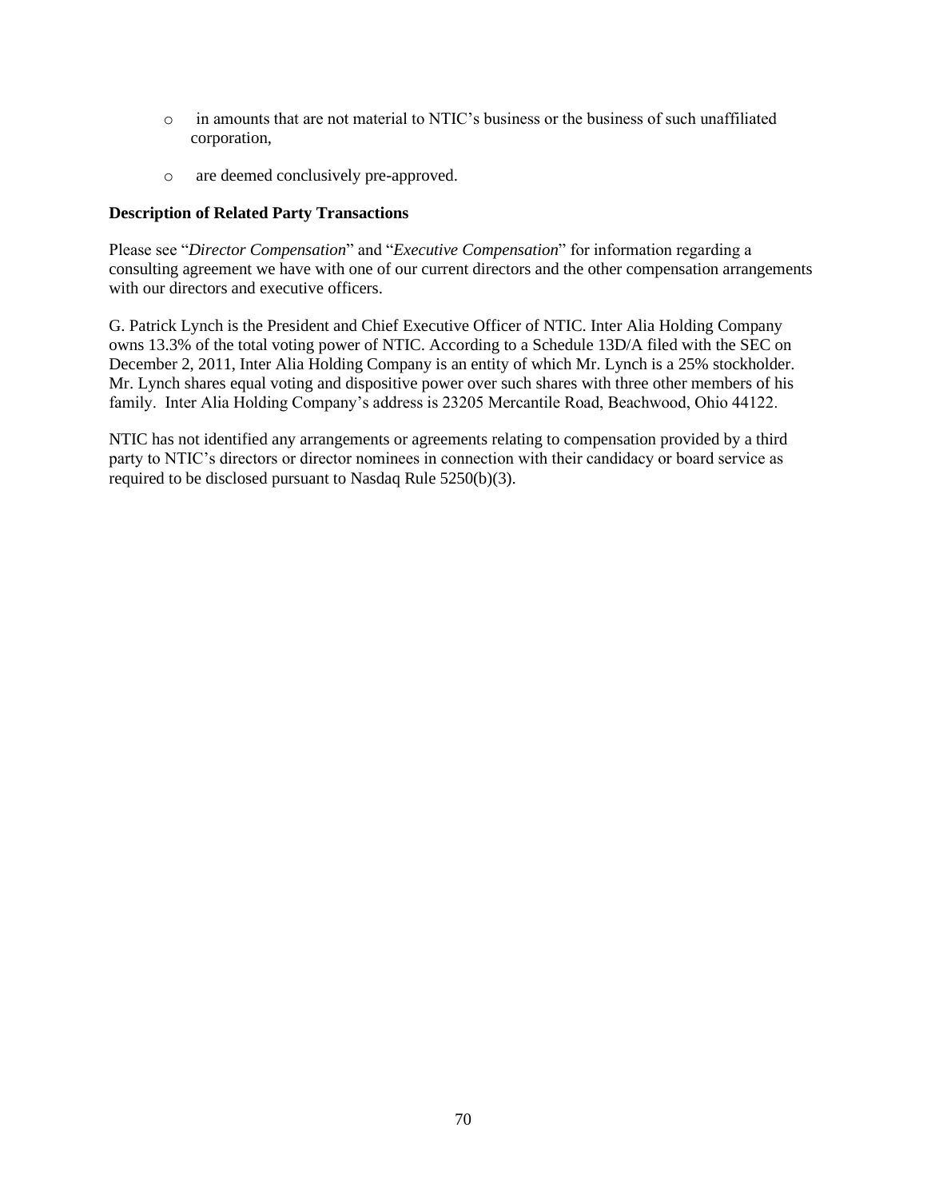- in amounts that are not material to NTIC's business or the business of such unaffiliated corporation,
- are deemed conclusively pre-approved.

**Description of Related Party Transactions**

Please see "*Director Compensation*" and "*Executive Compensation*" for information regarding a consulting agreement we have with one of our current directors and the other compensation arrangements with our directors and executive officers.

G. Patrick Lynch is the President and Chief Executive Officer of NTIC. Inter Alia Holding Company owns 13.3% of the total voting power of NTIC. According to a Schedule 13D/A filed with the SEC on December 2, 2011, Inter Alia Holding Company is an entity of which Mr. Lynch is a 25% stockholder. Mr. Lynch shares equal voting and dispositive power over such shares with three other members of his family. Inter Alia Holding Company's address is 23205 Mercantile Road, Beachwood, Ohio 44122.

NTIC has not identified any arrangements or agreements relating to compensation provided by a third party to NTIC's directors or director nominees in connection with their candidacy or board service as required to be disclosed pursuant to Nasdaq Rule 5250(b)(3).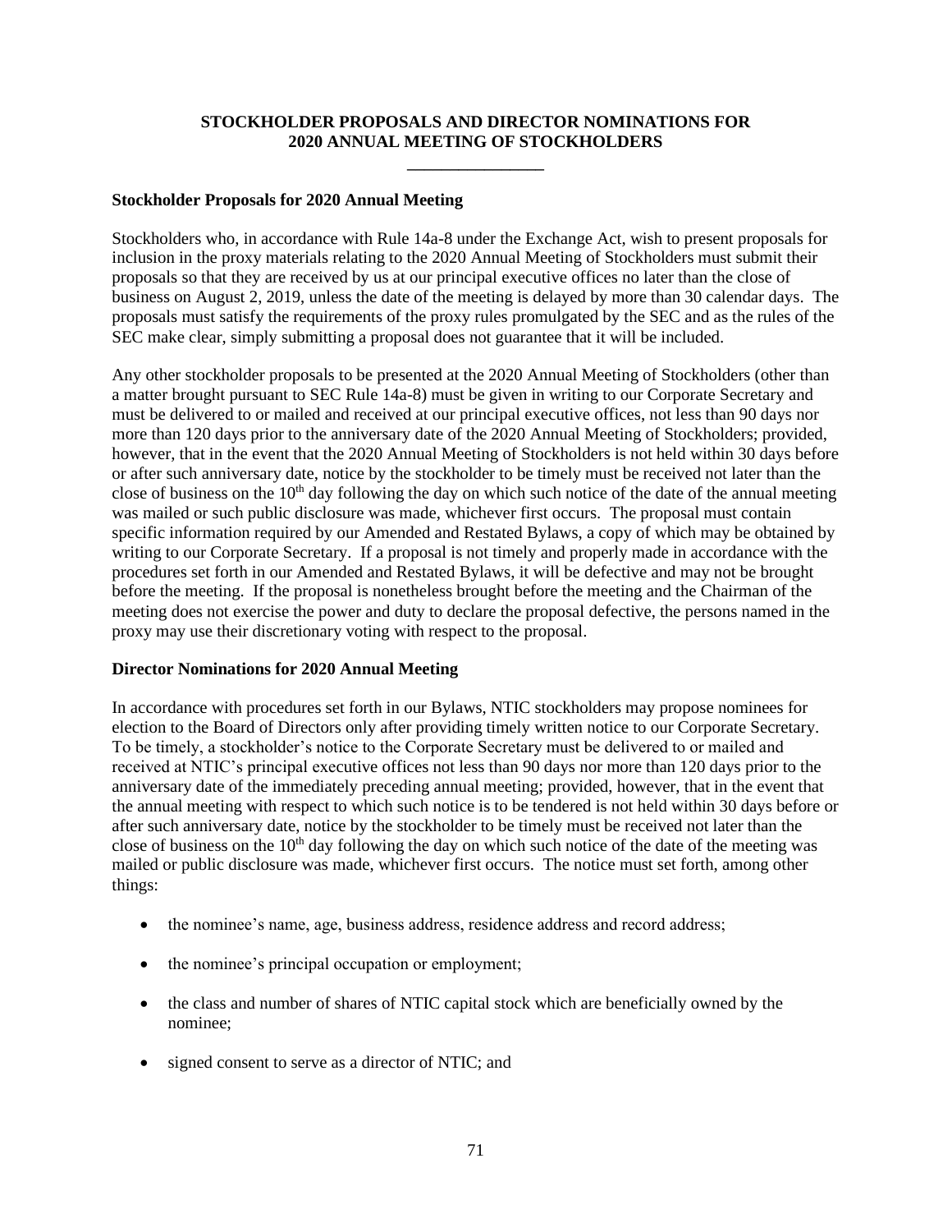# STOCKHOLDER PROPOSALS AND DIRECTOR NOMINATIONS FOR 2020 ANNUAL MEETING OF STOCKHOLDERS

---

**Stockholder Proposals for 2020 Annual Meeting**

Stockholders who, in accordance with Rule 14a-8 under the Exchange Act, wish to present proposals for inclusion in the proxy materials relating to the 2020 Annual Meeting of Stockholders must submit their proposals so that they are received by us at our principal executive offices no later than the close of business on August 2, 2019, unless the date of the meeting is delayed by more than 30 calendar days. The proposals must satisfy the requirements of the proxy rules promulgated by the SEC and as the rules of the SEC make clear, simply submitting a proposal does not guarantee that it will be included.

Any other stockholder proposals to be presented at the 2020 Annual Meeting of Stockholders (other than a matter brought pursuant to SEC Rule 14a-8) must be given in writing to our Corporate Secretary and must be delivered to or mailed and received at our principal executive offices, not less than 90 days nor more than 120 days prior to the anniversary date of the 2020 Annual Meeting of Stockholders; provided, however, that in the event that the 2020 Annual Meeting of Stockholders is not held within 30 days before or after such anniversary date, notice by the stockholder to be timely must be received not later than the close of business on the 10th day following the day on which such notice of the date of the annual meeting was mailed or such public disclosure was made, whichever first occurs. The proposal must contain specific information required by our Amended and Restated Bylaws, a copy of which may be obtained by writing to our Corporate Secretary. If a proposal is not timely and properly made in accordance with the procedures set forth in our Amended and Restated Bylaws, it will be defective and may not be brought before the meeting. If the proposal is nonetheless brought before the meeting and the Chairman of the meeting does not exercise the power and duty to declare the proposal defective, the persons named in the proxy may use their discretionary voting with respect to the proposal.

**Director Nominations for 2020 Annual Meeting**

In accordance with procedures set forth in our Bylaws, NTIC stockholders may propose nominees for election to the Board of Directors only after providing timely written notice to our Corporate Secretary. To be timely, a stockholder's notice to the Corporate Secretary must be delivered to or mailed and received at NTIC's principal executive offices not less than 90 days nor more than 120 days prior to the anniversary date of the immediately preceding annual meeting; provided, however, that in the event that the annual meeting with respect to which such notice is to be tendered is not held within 30 days before or after such anniversary date, notice by the stockholder to be timely must be received not later than the close of business on the 10th day following the day on which such notice of the date of the meeting was mailed or public disclosure was made, whichever first occurs. The notice must set forth, among other things:

- the nominee's name, age, business address, residence address and record address;
- the nominee's principal occupation or employment;
- the class and number of shares of NTIC capital stock which are beneficially owned by the nominee;
- signed consent to serve as a director of NTIC; and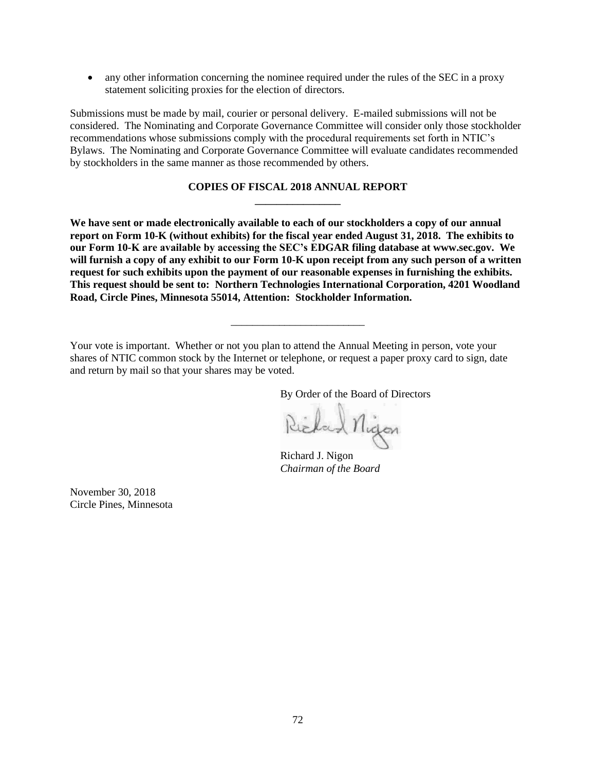- any other information concerning the nominee required under the rules of the SEC in a proxy statement soliciting proxies for the election of directors.

Submissions must be made by mail, courier or personal delivery. E-mailed submissions will not be considered. The Nominating and Corporate Governance Committee will consider only those stockholder recommendations whose submissions comply with the procedural requirements set forth in NTIC's Bylaws. The Nominating and Corporate Governance Committee will evaluate candidates recommended by stockholders in the same manner as those recommended by others.

## COPIES OF FISCAL 2018 ANNUAL REPORT

**We have sent or made electronically available to each of our stockholders a copy of our annual report on Form 10-K (without exhibits) for the fiscal year ended August 31, 2018. The exhibits to our Form 10-K are available by accessing the SEC's EDGAR filing database at www.sec.gov. We will furnish a copy of any exhibit to our Form 10-K upon receipt from any such person of a written request for such exhibits upon the payment of our reasonable expenses in furnishing the exhibits. This request should be sent to: Northern Technologies International Corporation, 4201 Woodland Road, Circle Pines, Minnesota 55014, Attention: Stockholder Information.**

---

Your vote is important. Whether or not you plan to attend the Annual Meeting in person, vote your shares of NTIC common stock by the Internet or telephone, or request a paper proxy card to sign, date and return by mail so that your shares may be voted.

By Order of the Board of Directors

Richard J. Nigon
*Chairman of the Board*

November 30, 2018
Circle Pines, Minnesota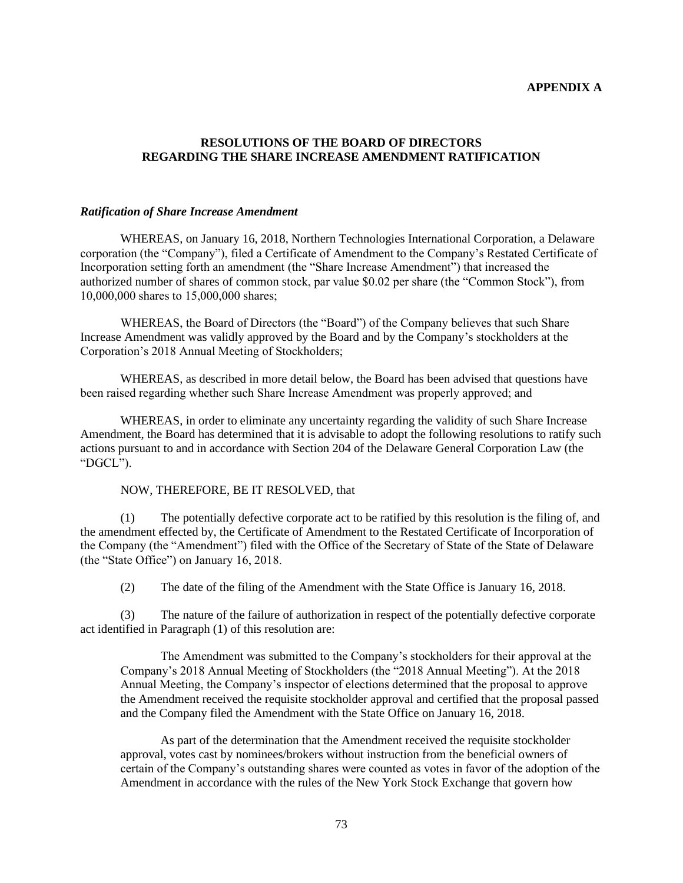**APPENDIX A**

## RESOLUTIONS OF THE BOARD OF DIRECTORS REGARDING THE SHARE INCREASE AMENDMENT RATIFICATION

***Ratification of Share Increase Amendment***

WHEREAS, on January 16, 2018, Northern Technologies International Corporation, a Delaware corporation (the "Company"), filed a Certificate of Amendment to the Company's Restated Certificate of Incorporation setting forth an amendment (the "Share Increase Amendment") that increased the authorized number of shares of common stock, par value $0.02 per share (the "Common Stock"), from 10,000,000 shares to 15,000,000 shares;

WHEREAS, the Board of Directors (the "Board") of the Company believes that such Share Increase Amendment was validly approved by the Board and by the Company's stockholders at the Corporation's 2018 Annual Meeting of Stockholders;

WHEREAS, as described in more detail below, the Board has been advised that questions have been raised regarding whether such Share Increase Amendment was properly approved; and

WHEREAS, in order to eliminate any uncertainty regarding the validity of such Share Increase Amendment, the Board has determined that it is advisable to adopt the following resolutions to ratify such actions pursuant to and in accordance with Section 204 of the Delaware General Corporation Law (the "DGCL").

NOW, THEREFORE, BE IT RESOLVED, that

(1) The potentially defective corporate act to be ratified by this resolution is the filing of, and the amendment effected by, the Certificate of Amendment to the Restated Certificate of Incorporation of the Company (the "Amendment") filed with the Office of the Secretary of State of the State of Delaware (the "State Office") on January 16, 2018.

(2) The date of the filing of the Amendment with the State Office is January 16, 2018.

(3) The nature of the failure of authorization in respect of the potentially defective corporate act identified in Paragraph (1) of this resolution are:

> The Amendment was submitted to the Company's stockholders for their approval at the Company's 2018 Annual Meeting of Stockholders (the "2018 Annual Meeting"). At the 2018 Annual Meeting, the Company's inspector of elections determined that the proposal to approve the Amendment received the requisite stockholder approval and certified that the proposal passed and the Company filed the Amendment with the State Office on January 16, 2018.
>
> As part of the determination that the Amendment received the requisite stockholder approval, votes cast by nominees/brokers without instruction from the beneficial owners of certain of the Company's outstanding shares were counted as votes in favor of the adoption of the Amendment in accordance with the rules of the New York Stock Exchange that govern how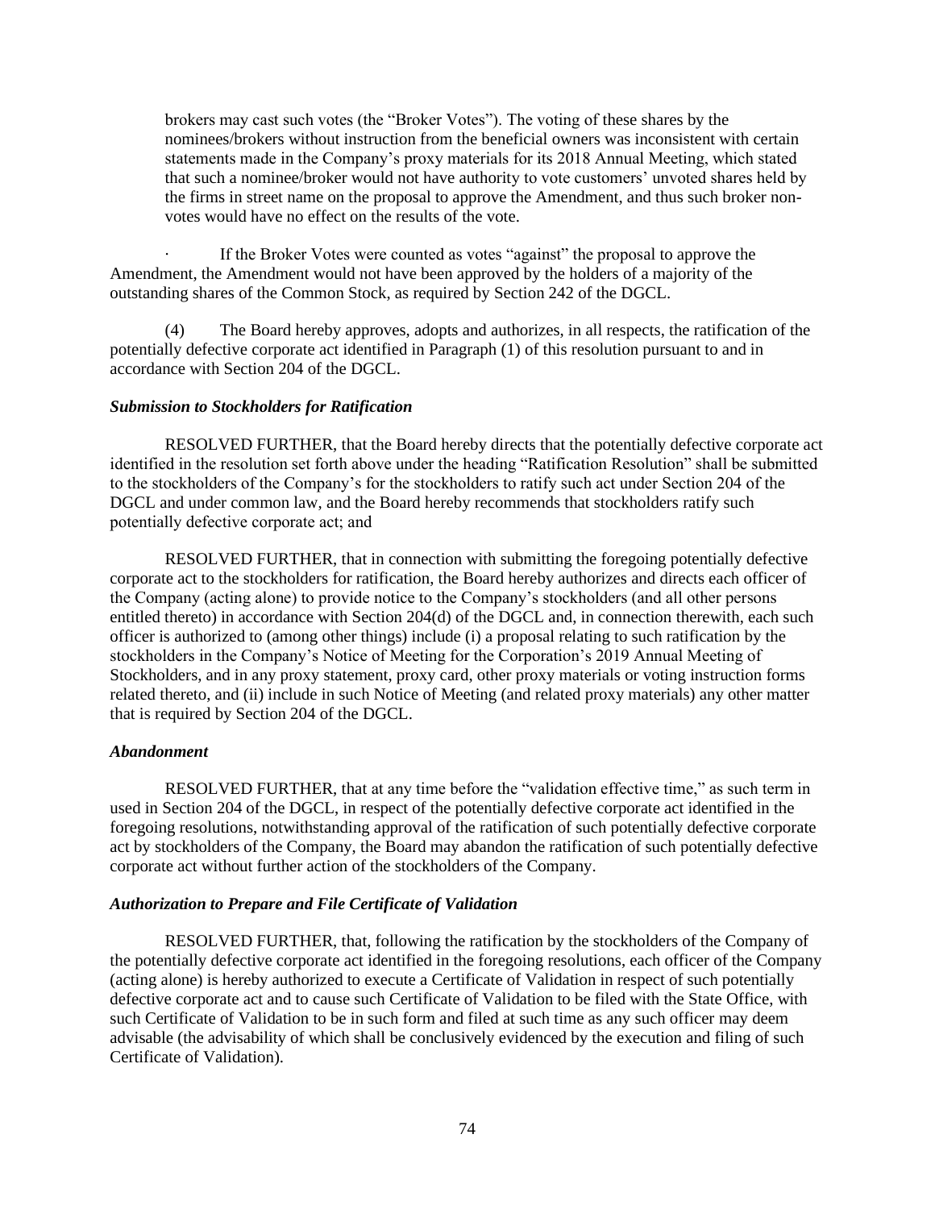brokers may cast such votes (the "Broker Votes"). The voting of these shares by the nominees/brokers without instruction from the beneficial owners was inconsistent with certain statements made in the Company's proxy materials for its 2018 Annual Meeting, which stated that such a nominee/broker would not have authority to vote customers' unvoted shares held by the firms in street name on the proposal to approve the Amendment, and thus such broker non-votes would have no effect on the results of the vote.

- If the Broker Votes were counted as votes "against" the proposal to approve the Amendment, the Amendment would not have been approved by the holders of a majority of the outstanding shares of the Common Stock, as required by Section 242 of the DGCL.

(4) The Board hereby approves, adopts and authorizes, in all respects, the ratification of the potentially defective corporate act identified in Paragraph (1) of this resolution pursuant to and in accordance with Section 204 of the DGCL.

***Submission to Stockholders for Ratification***

RESOLVED FURTHER, that the Board hereby directs that the potentially defective corporate act identified in the resolution set forth above under the heading "Ratification Resolution" shall be submitted to the stockholders of the Company's for the stockholders to ratify such act under Section 204 of the DGCL and under common law, and the Board hereby recommends that stockholders ratify such potentially defective corporate act; and

RESOLVED FURTHER, that in connection with submitting the foregoing potentially defective corporate act to the stockholders for ratification, the Board hereby authorizes and directs each officer of the Company (acting alone) to provide notice to the Company's stockholders (and all other persons entitled thereto) in accordance with Section 204(d) of the DGCL and, in connection therewith, each such officer is authorized to (among other things) include (i) a proposal relating to such ratification by the stockholders in the Company's Notice of Meeting for the Corporation's 2019 Annual Meeting of Stockholders, and in any proxy statement, proxy card, other proxy materials or voting instruction forms related thereto, and (ii) include in such Notice of Meeting (and related proxy materials) any other matter that is required by Section 204 of the DGCL.

***Abandonment***

RESOLVED FURTHER, that at any time before the "validation effective time," as such term in used in Section 204 of the DGCL, in respect of the potentially defective corporate act identified in the foregoing resolutions, notwithstanding approval of the ratification of such potentially defective corporate act by stockholders of the Company, the Board may abandon the ratification of such potentially defective corporate act without further action of the stockholders of the Company.

***Authorization to Prepare and File Certificate of Validation***

RESOLVED FURTHER, that, following the ratification by the stockholders of the Company of the potentially defective corporate act identified in the foregoing resolutions, each officer of the Company (acting alone) is hereby authorized to execute a Certificate of Validation in respect of such potentially defective corporate act and to cause such Certificate of Validation to be filed with the State Office, with such Certificate of Validation to be in such form and filed at such time as any such officer may deem advisable (the advisability of which shall be conclusively evidenced by the execution and filing of such Certificate of Validation).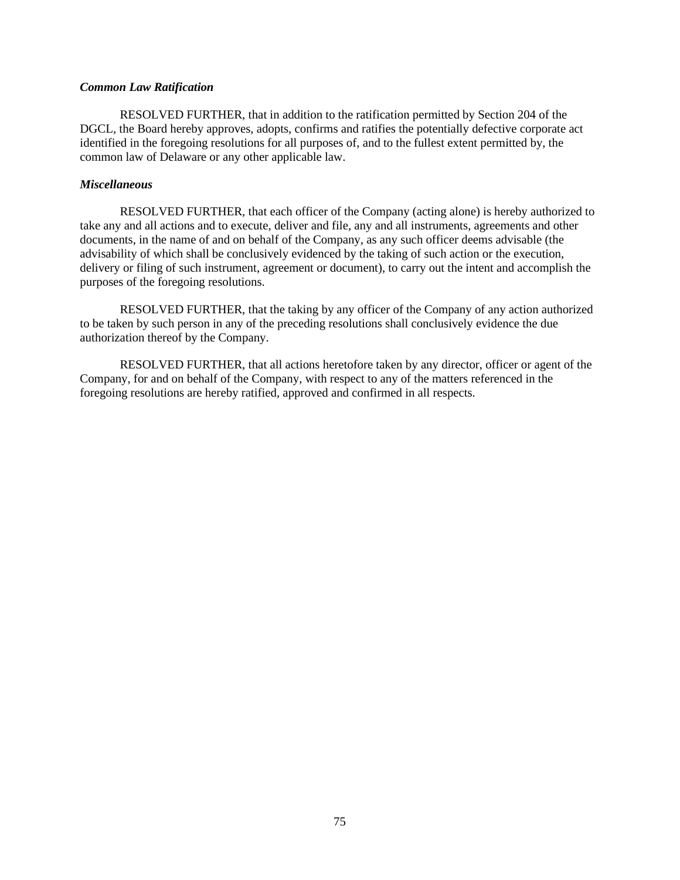***Common Law Ratification***

RESOLVED FURTHER, that in addition to the ratification permitted by Section 204 of the DGCL, the Board hereby approves, adopts, confirms and ratifies the potentially defective corporate act identified in the foregoing resolutions for all purposes of, and to the fullest extent permitted by, the common law of Delaware or any other applicable law.

***Miscellaneous***

RESOLVED FURTHER, that each officer of the Company (acting alone) is hereby authorized to take any and all actions and to execute, deliver and file, any and all instruments, agreements and other documents, in the name of and on behalf of the Company, as any such officer deems advisable (the advisability of which shall be conclusively evidenced by the taking of such action or the execution, delivery or filing of such instrument, agreement or document), to carry out the intent and accomplish the purposes of the foregoing resolutions.

RESOLVED FURTHER, that the taking by any officer of the Company of any action authorized to be taken by such person in any of the preceding resolutions shall conclusively evidence the due authorization thereof by the Company.

RESOLVED FURTHER, that all actions heretofore taken by any director, officer or agent of the Company, for and on behalf of the Company, with respect to any of the matters referenced in the foregoing resolutions are hereby ratified, approved and confirmed in all respects.